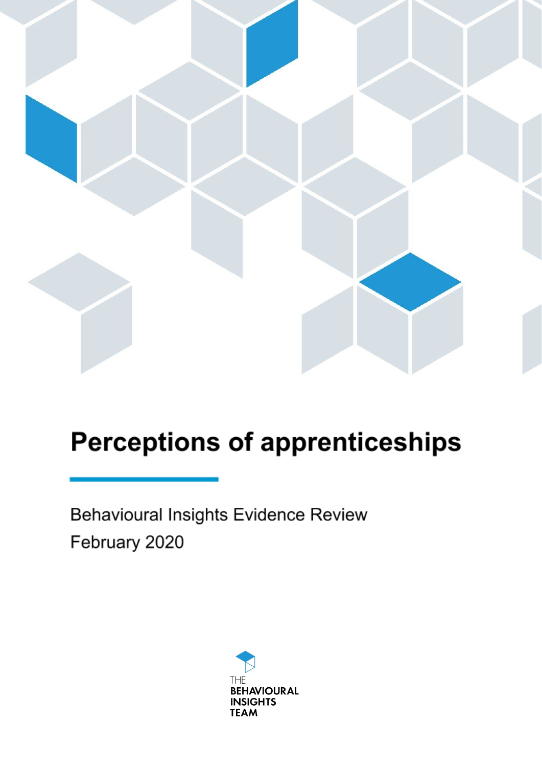# Perceptions of apprenticeships

Behavioural Insights Evidence Review

February 2020

THE
BEHAVIOURAL
INSIGHTS
TEAM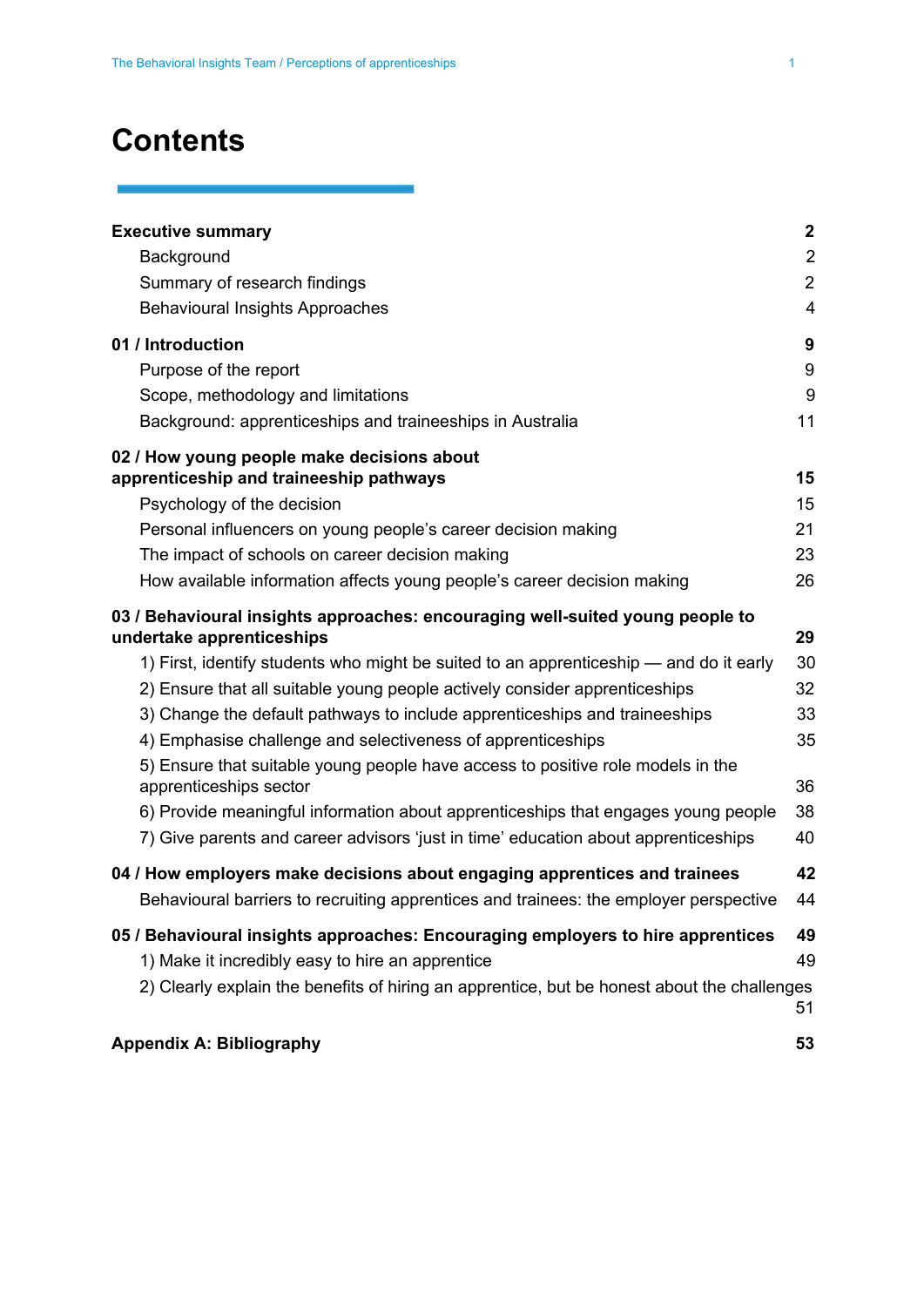# Contents

| | |
|---|---|
| **Executive summary** | **2** |
| Background | 2 |
| Summary of research findings | 2 |
| Behavioural Insights Approaches | 4 |
| **01 / Introduction** | **9** |
| Purpose of the report | 9 |
| Scope, methodology and limitations | 9 |
| Background: apprenticeships and traineeships in Australia | 11 |
| **02 / How young people make decisions about apprenticeship and traineeship pathways** | **15** |
| Psychology of the decision | 15 |
| Personal influencers on young people's career decision making | 21 |
| The impact of schools on career decision making | 23 |
| How available information affects young people's career decision making | 26 |
| **03 / Behavioural insights approaches: encouraging well-suited young people to undertake apprenticeships** | **29** |
| 1) First, identify students who might be suited to an apprenticeship — and do it early | 30 |
| 2) Ensure that all suitable young people actively consider apprenticeships | 32 |
| 3) Change the default pathways to include apprenticeships and traineeships | 33 |
| 4) Emphasise challenge and selectiveness of apprenticeships | 35 |
| 5) Ensure that suitable young people have access to positive role models in the apprenticeships sector | 36 |
| 6) Provide meaningful information about apprenticeships that engages young people | 38 |
| 7) Give parents and career advisors 'just in time' education about apprenticeships | 40 |
| **04 / How employers make decisions about engaging apprentices and trainees** | **42** |
| Behavioural barriers to recruiting apprentices and trainees: the employer perspective | 44 |
| **05 / Behavioural insights approaches: Encouraging employers to hire apprentices** | **49** |
| 1) Make it incredibly easy to hire an apprentice | 49 |
| 2) Clearly explain the benefits of hiring an apprentice, but be honest about the challenges | 51 |
| **Appendix A: Bibliography** | **53** |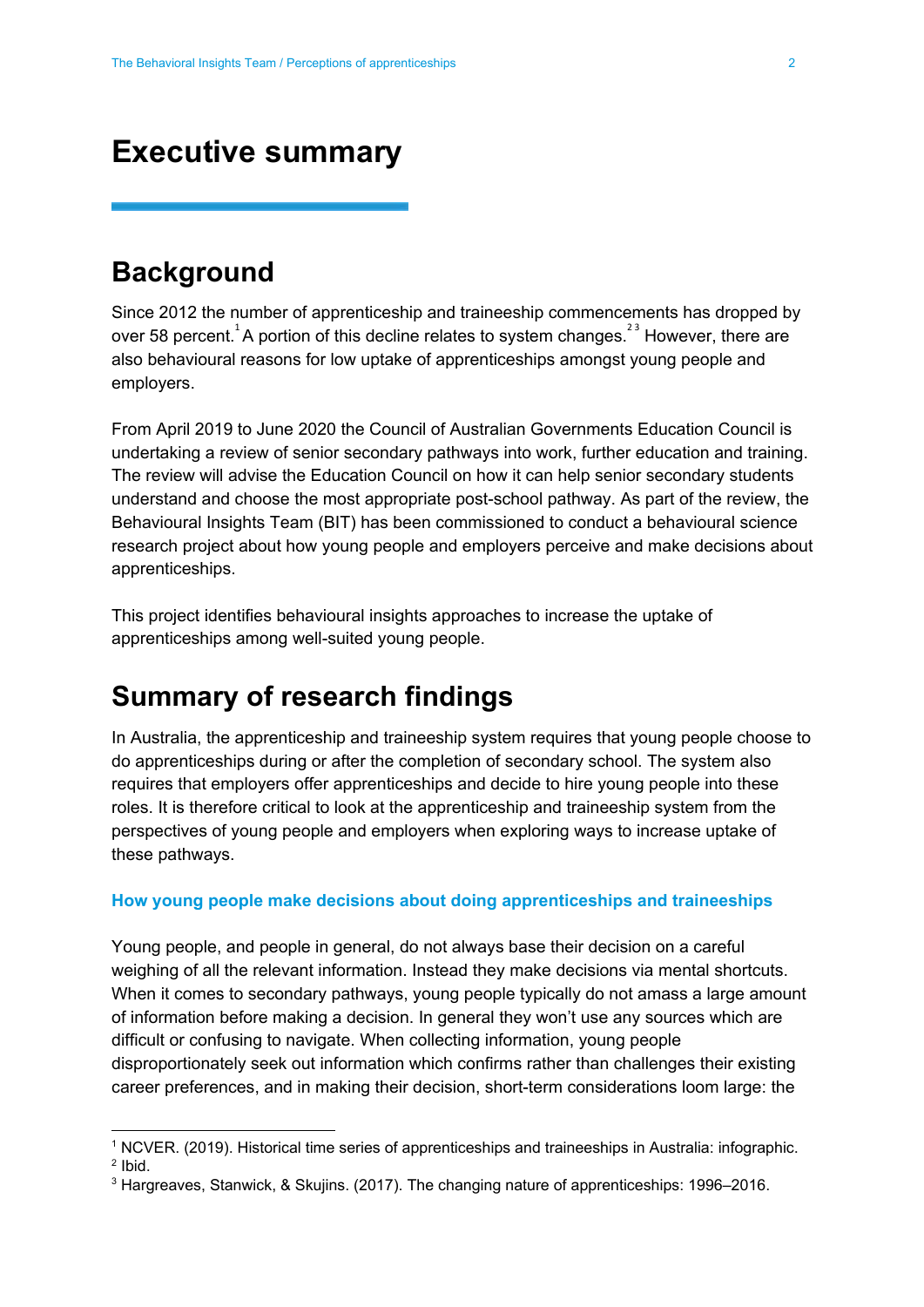# Executive summary

## Background

Since 2012 the number of apprenticeship and traineeship commencements has dropped by over 58 percent.[1] A portion of this decline relates to system changes.[2,3] However, there are also behavioural reasons for low uptake of apprenticeships amongst young people and employers.

From April 2019 to June 2020 the Council of Australian Governments Education Council is undertaking a review of senior secondary pathways into work, further education and training. The review will advise the Education Council on how it can help senior secondary students understand and choose the most appropriate post-school pathway. As part of the review, the Behavioural Insights Team (BIT) has been commissioned to conduct a behavioural science research project about how young people and employers perceive and make decisions about apprenticeships.

This project identifies behavioural insights approaches to increase the uptake of apprenticeships among well-suited young people.

## Summary of research findings

In Australia, the apprenticeship and traineeship system requires that young people choose to do apprenticeships during or after the completion of secondary school. The system also requires that employers offer apprenticeships and decide to hire young people into these roles. It is therefore critical to look at the apprenticeship and traineeship system from the perspectives of young people and employers when exploring ways to increase uptake of these pathways.

### How young people make decisions about doing apprenticeships and traineeships

Young people, and people in general, do not always base their decision on a careful weighing of all the relevant information. Instead they make decisions via mental shortcuts. When it comes to secondary pathways, young people typically do not amass a large amount of information before making a decision. In general they won't use any sources which are difficult or confusing to navigate. When collecting information, young people disproportionately seek out information which confirms rather than challenges their existing career preferences, and in making their decision, short-term considerations loom large: the

---

[1] NCVER. (2019). Historical time series of apprenticeships and traineeships in Australia: infographic.

[2] Ibid.

[3] Hargreaves, Stanwick, & Skujins. (2017). The changing nature of apprenticeships: 1996–2016.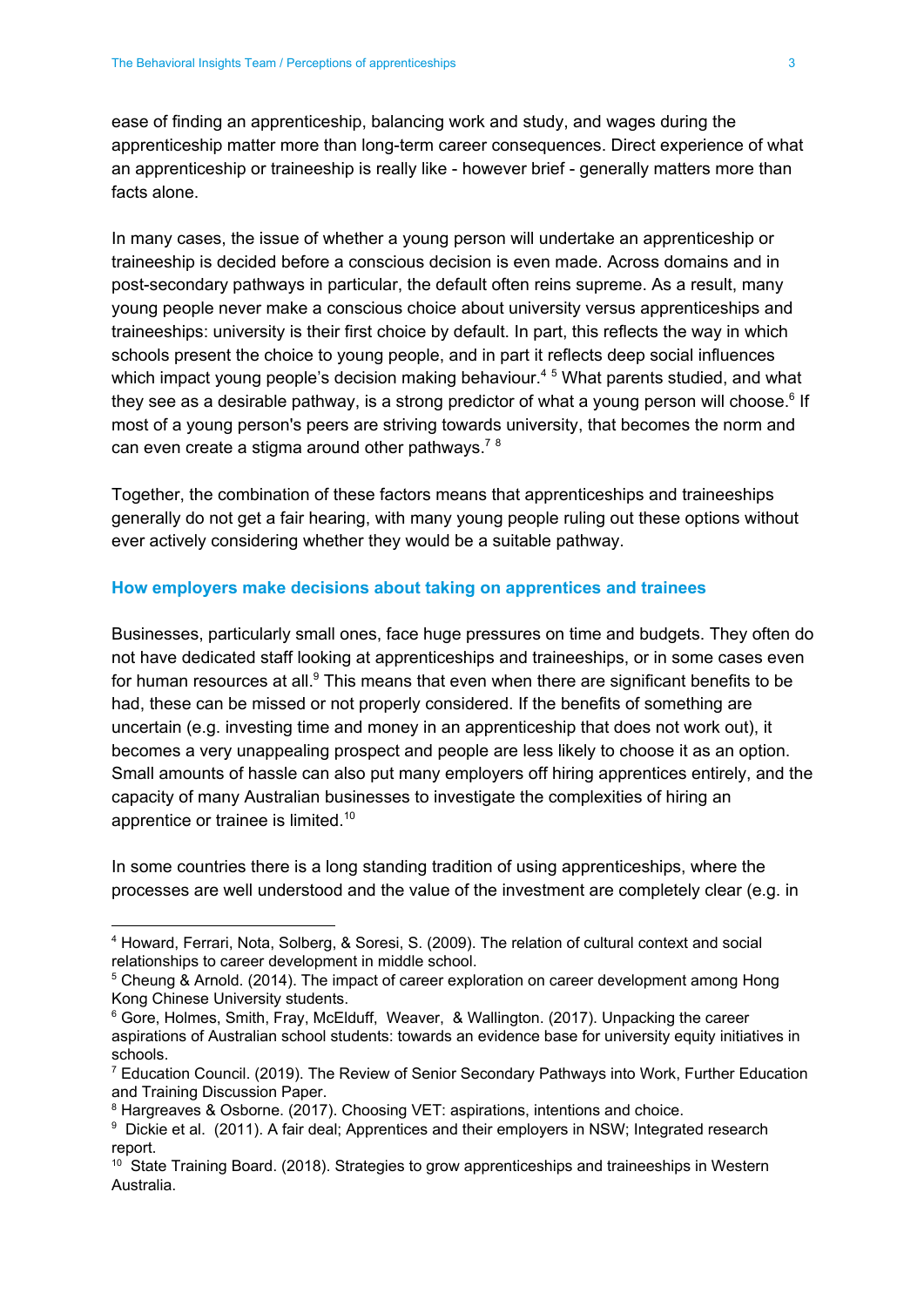ease of finding an apprenticeship, balancing work and study, and wages during the apprenticeship matter more than long-term career consequences. Direct experience of what an apprenticeship or traineeship is really like - however brief - generally matters more than facts alone.

In many cases, the issue of whether a young person will undertake an apprenticeship or traineeship is decided before a conscious decision is even made. Across domains and in post-secondary pathways in particular, the default often reins supreme. As a result, many young people never make a conscious choice about university versus apprenticeships and traineeships: university is their first choice by default. In part, this reflects the way in which schools present the choice to young people, and in part it reflects deep social influences which impact young people's decision making behaviour.[4] [5] What parents studied, and what they see as a desirable pathway, is a strong predictor of what a young person will choose.[6] If most of a young person's peers are striving towards university, that becomes the norm and can even create a stigma around other pathways.[7] [8]

Together, the combination of these factors means that apprenticeships and traineeships generally do not get a fair hearing, with many young people ruling out these options without ever actively considering whether they would be a suitable pathway.

### How employers make decisions about taking on apprentices and trainees

Businesses, particularly small ones, face huge pressures on time and budgets. They often do not have dedicated staff looking at apprenticeships and traineeships, or in some cases even for human resources at all.[9] This means that even when there are significant benefits to be had, these can be missed or not properly considered. If the benefits of something are uncertain (e.g. investing time and money in an apprenticeship that does not work out), it becomes a very unappealing prospect and people are less likely to choose it as an option. Small amounts of hassle can also put many employers off hiring apprentices entirely, and the capacity of many Australian businesses to investigate the complexities of hiring an apprentice or trainee is limited.[10]

In some countries there is a long standing tradition of using apprenticeships, where the processes are well understood and the value of the investment are completely clear (e.g. in

---

[4] Howard, Ferrari, Nota, Solberg, & Soresi, S. (2009). The relation of cultural context and social relationships to career development in middle school.

[5] Cheung & Arnold. (2014). The impact of career exploration on career development among Hong Kong Chinese University students.

[6] Gore, Holmes, Smith, Fray, McElduff, Weaver, & Wallington. (2017). Unpacking the career aspirations of Australian school students: towards an evidence base for university equity initiatives in schools.

[7] Education Council. (2019). The Review of Senior Secondary Pathways into Work, Further Education and Training Discussion Paper.

[8] Hargreaves & Osborne. (2017). Choosing VET: aspirations, intentions and choice.

[9] Dickie et al. (2011). A fair deal; Apprentices and their employers in NSW; Integrated research report.

[10] State Training Board. (2018). Strategies to grow apprenticeships and traineeships in Western Australia.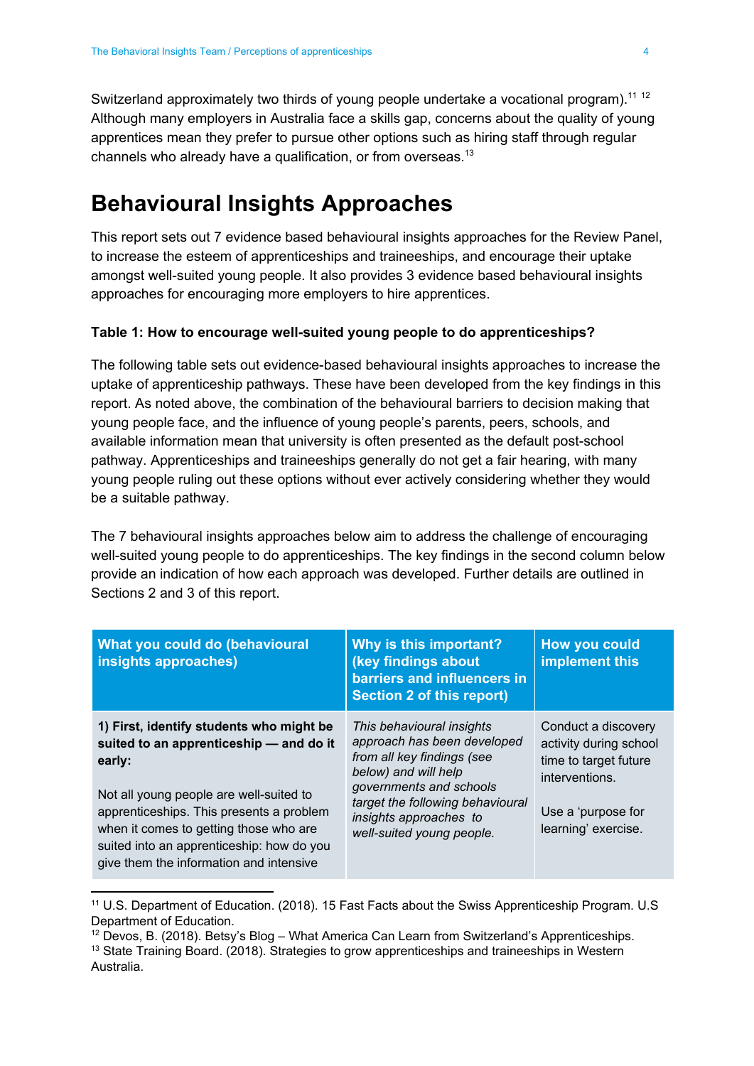Switzerland approximately two thirds of young people undertake a vocational program).[11] [12] Although many employers in Australia face a skills gap, concerns about the quality of young apprentices mean they prefer to pursue other options such as hiring staff through regular channels who already have a qualification, or from overseas.[13]

# Behavioural Insights Approaches

This report sets out 7 evidence based behavioural insights approaches for the Review Panel, to increase the esteem of apprenticeships and traineeships, and encourage their uptake amongst well-suited young people. It also provides 3 evidence based behavioural insights approaches for encouraging more employers to hire apprentices.

**Table 1: How to encourage well-suited young people to do apprenticeships?**

The following table sets out evidence-based behavioural insights approaches to increase the uptake of apprenticeship pathways. These have been developed from the key findings in this report. As noted above, the combination of the behavioural barriers to decision making that young people face, and the influence of young people's parents, peers, schools, and available information mean that university is often presented as the default post-school pathway. Apprenticeships and traineeships generally do not get a fair hearing, with many young people ruling out these options without ever actively considering whether they would be a suitable pathway.

The 7 behavioural insights approaches below aim to address the challenge of encouraging well-suited young people to do apprenticeships. The key findings in the second column below provide an indication of how each approach was developed. Further details are outlined in Sections 2 and 3 of this report.

| What you could do (behavioural insights approaches) | Why is this important? (key findings about barriers and influencers in Section 2 of this report) | How you could implement this |
|---|---|---|
| **1) First, identify students who might be suited to an apprenticeship — and do it early:**<br><br>Not all young people are well-suited to apprenticeships. This presents a problem when it comes to getting those who are suited into an apprenticeship: how do you give them the information and intensive | *This behavioural insights approach has been developed from all key findings (see below) and will help governments and schools target the following behavioural insights approaches to well-suited young people.* | Conduct a discovery activity during school time to target future interventions.<br><br>Use a 'purpose for learning' exercise. |

[11] U.S. Department of Education. (2018). 15 Fast Facts about the Swiss Apprenticeship Program. U.S Department of Education.

[12] Devos, B. (2018). Betsy's Blog – What America Can Learn from Switzerland's Apprenticeships.

[13] State Training Board. (2018). Strategies to grow apprenticeships and traineeships in Western Australia.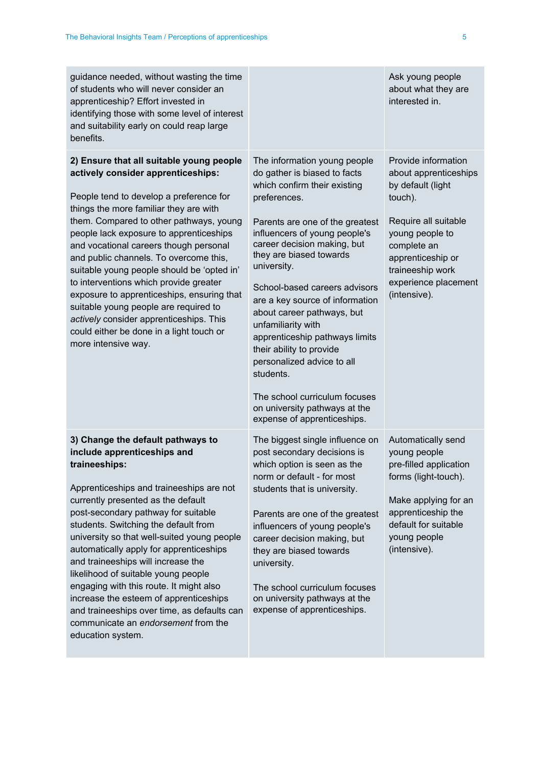| | | |
|---|---|---|
| guidance needed, without wasting the time of students who will never consider an apprenticeship? Effort invested in identifying those with some level of interest and suitability early on could reap large benefits. | | Ask young people about what they are interested in. |
| **2) Ensure that all suitable young people actively consider apprenticeships:**<br><br>People tend to develop a preference for things the more familiar they are with them. Compared to other pathways, young people lack exposure to apprenticeships and vocational careers though personal and public channels. To overcome this, suitable young people should be 'opted in' to interventions which provide greater exposure to apprenticeships, ensuring that suitable young people are required to *actively* consider apprenticeships. This could either be done in a light touch or more intensive way. | The information young people do gather is biased to facts which confirm their existing preferences.<br><br>Parents are one of the greatest influencers of young people's career decision making, but they are biased towards university.<br><br>School-based careers advisors are a key source of information about career pathways, but unfamiliarity with apprenticeship pathways limits their ability to provide personalized advice to all students.<br><br>The school curriculum focuses on university pathways at the expense of apprenticeships. | Provide information about apprenticeships by default (light touch).<br><br>Require all suitable young people to complete an apprenticeship or traineeship work experience placement (intensive). |
| **3) Change the default pathways to include apprenticeships and traineeships:**<br><br>Apprenticeships and traineeships are not currently presented as the default post-secondary pathway for suitable students. Switching the default from university so that well-suited young people automatically apply for apprenticeships and traineeships will increase the likelihood of suitable young people engaging with this route. It might also increase the esteem of apprenticeships and traineeships over time, as defaults can communicate an *endorsement* from the education system. | The biggest single influence on post secondary decisions is which option is seen as the norm or default - for most students that is university.<br><br>Parents are one of the greatest influencers of young people's career decision making, but they are biased towards university.<br><br>The school curriculum focuses on university pathways at the expense of apprenticeships. | Automatically send young people pre-filled application forms (light-touch).<br><br>Make applying for an apprenticeship the default for suitable young people (intensive). |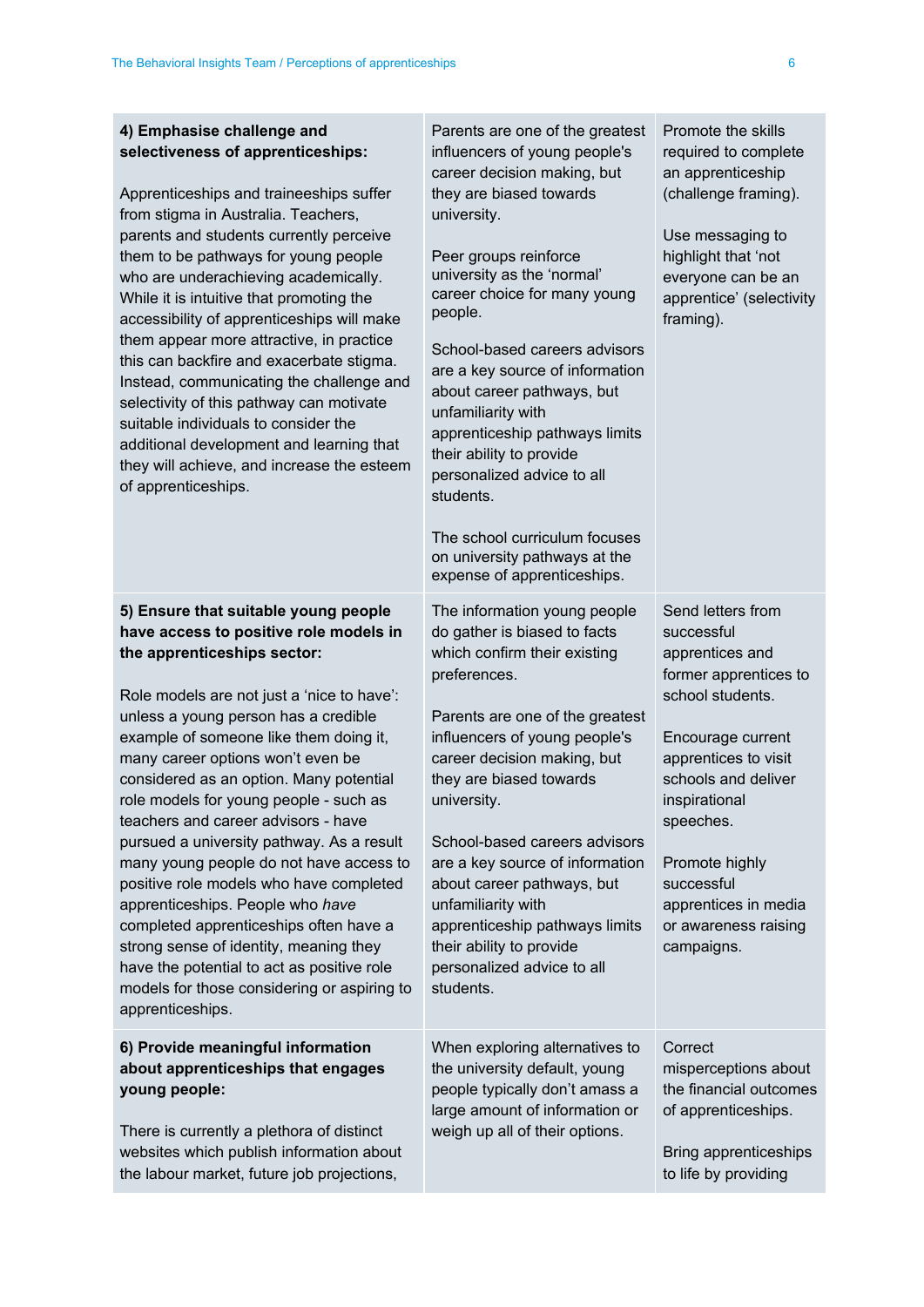| | | |
|---|---|---|
| **4) Emphasise challenge and selectiveness of apprenticeships:**<br><br>Apprenticeships and traineeships suffer from stigma in Australia. Teachers, parents and students currently perceive them to be pathways for young people who are underachieving academically. While it is intuitive that promoting the accessibility of apprenticeships will make them appear more attractive, in practice this can backfire and exacerbate stigma. Instead, communicating the challenge and selectivity of this pathway can motivate suitable individuals to consider the additional development and learning that they will achieve, and increase the esteem of apprenticeships. | Parents are one of the greatest influencers of young people's career decision making, but they are biased towards university.<br><br>Peer groups reinforce university as the 'normal' career choice for many young people.<br><br>School-based careers advisors are a key source of information about career pathways, but unfamiliarity with apprenticeship pathways limits their ability to provide personalized advice to all students.<br><br>The school curriculum focuses on university pathways at the expense of apprenticeships. | Promote the skills required to complete an apprenticeship (challenge framing).<br><br>Use messaging to highlight that 'not everyone can be an apprentice' (selectivity framing). |
| **5) Ensure that suitable young people have access to positive role models in the apprenticeships sector:**<br><br>Role models are not just a 'nice to have': unless a young person has a credible example of someone like them doing it, many career options won't even be considered as an option. Many potential role models for young people - such as teachers and career advisors - have pursued a university pathway. As a result many young people do not have access to positive role models who have completed apprenticeships. People who *have* completed apprenticeships often have a strong sense of identity, meaning they have the potential to act as positive role models for those considering or aspiring to apprenticeships. | The information young people do gather is biased to facts which confirm their existing preferences.<br><br>Parents are one of the greatest influencers of young people's career decision making, but they are biased towards university.<br><br>School-based careers advisors are a key source of information about career pathways, but unfamiliarity with apprenticeship pathways limits their ability to provide personalized advice to all students. | Send letters from successful apprentices and former apprentices to school students.<br><br>Encourage current apprentices to visit schools and deliver inspirational speeches.<br><br>Promote highly successful apprentices in media or awareness raising campaigns. |
| **6) Provide meaningful information about apprenticeships that engages young people:**<br><br>There is currently a plethora of distinct websites which publish information about the labour market, future job projections, | When exploring alternatives to the university default, young people typically don't amass a large amount of information or weigh up all of their options. | Correct misperceptions about the financial outcomes of apprenticeships.<br><br>Bring apprenticeships to life by providing |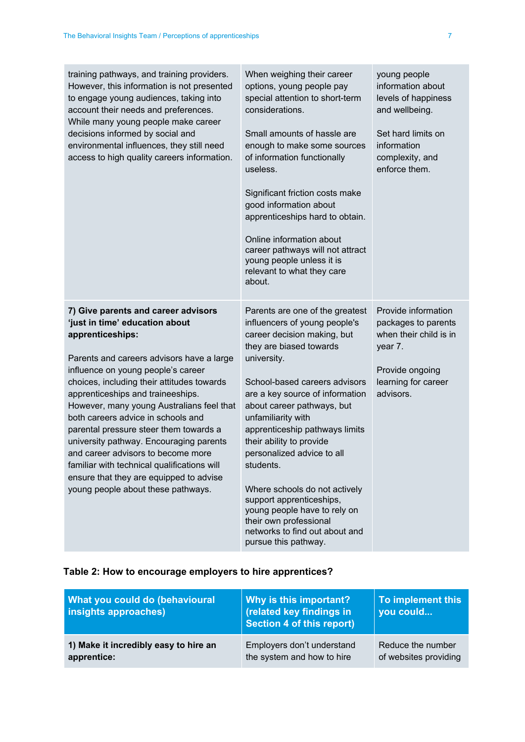| | | |
|---|---|---|
| training pathways, and training providers. However, this information is not presented to engage young audiences, taking into account their needs and preferences. While many young people make career decisions informed by social and environmental influences, they still need access to high quality careers information. | When weighing their career options, young people pay special attention to short-term considerations.<br><br>Small amounts of hassle are enough to make some sources of information functionally useless.<br><br>Significant friction costs make good information about apprenticeships hard to obtain.<br><br>Online information about career pathways will not attract young people unless it is relevant to what they care about. | young people information about levels of happiness and wellbeing.<br><br>Set hard limits on information complexity, and enforce them. |
| **7) Give parents and career advisors 'just in time' education about apprenticeships:**<br><br>Parents and careers advisors have a large influence on young people's career choices, including their attitudes towards apprenticeships and traineeships. However, many young Australians feel that both careers advice in schools and parental pressure steer them towards a university pathway. Encouraging parents and career advisors to become more familiar with technical qualifications will ensure that they are equipped to advise young people about these pathways. | Parents are one of the greatest influencers of young people's career decision making, but they are biased towards university.<br><br>School-based careers advisors are a key source of information about career pathways, but unfamiliarity with apprenticeship pathways limits their ability to provide personalized advice to all students.<br><br>Where schools do not actively support apprenticeships, young people have to rely on their own professional networks to find out about and pursue this pathway. | Provide information packages to parents when their child is in year 7.<br><br>Provide ongoing learning for career advisors. |

**Table 2: How to encourage employers to hire apprentices?**

| What you could do (behavioural insights approaches) | Why is this important? (related key findings in Section 4 of this report) | To implement this you could... |
|---|---|---|
| **1) Make it incredibly easy to hire an apprentice:** | Employers don't understand the system and how to hire | Reduce the number of websites providing |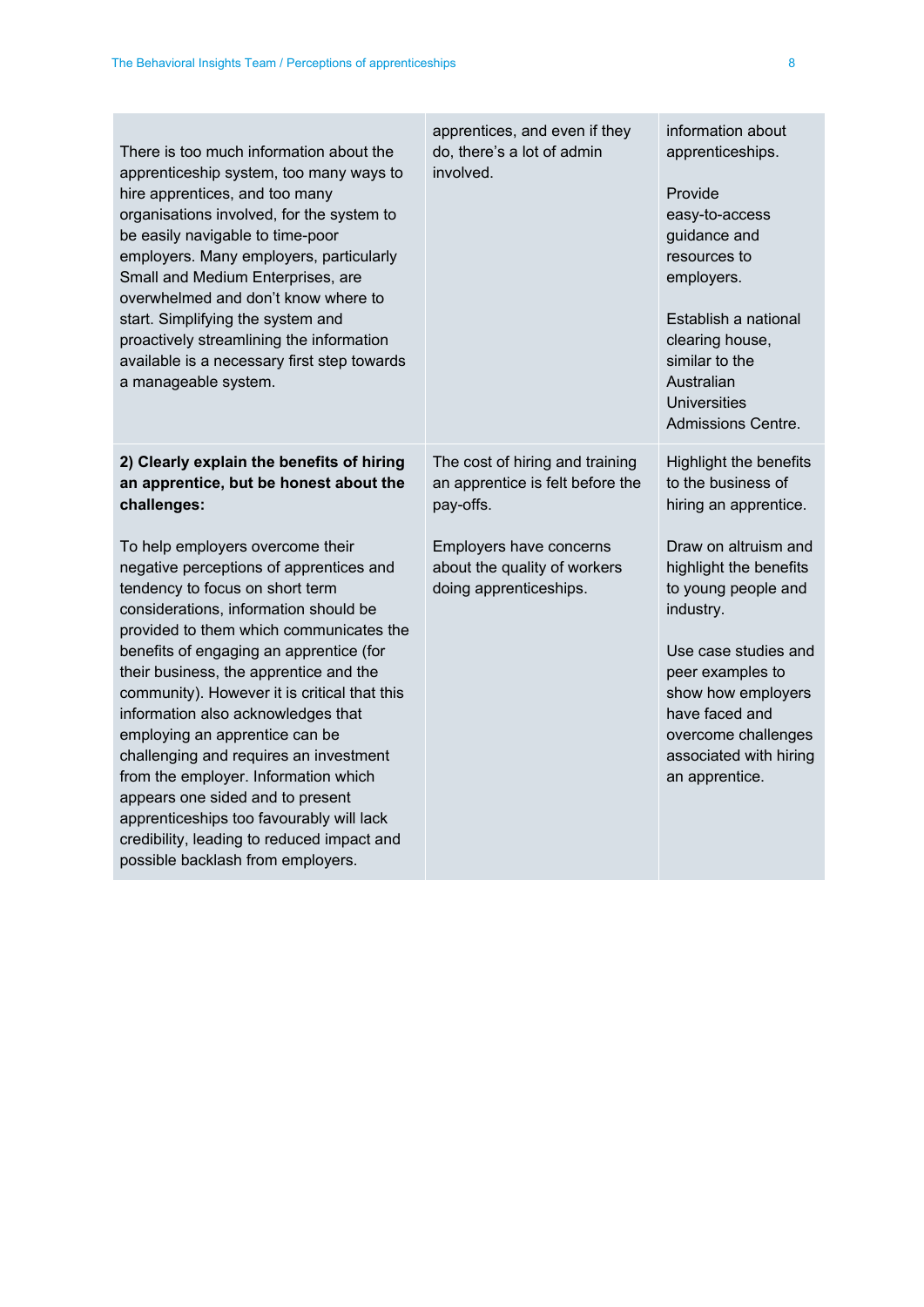| | | |
|---|---|---|
| There is too much information about the apprenticeship system, too many ways to hire apprentices, and too many organisations involved, for the system to be easily navigable to time-poor employers. Many employers, particularly Small and Medium Enterprises, are overwhelmed and don't know where to start. Simplifying the system and proactively streamlining the information available is a necessary first step towards a manageable system. | apprentices, and even if they do, there's a lot of admin involved. | information about apprenticeships.<br><br>Provide easy-to-access guidance and resources to employers.<br><br>Establish a national clearing house, similar to the Australian Universities Admissions Centre. |
| **2) Clearly explain the benefits of hiring an apprentice, but be honest about the challenges:**<br><br>To help employers overcome their negative perceptions of apprentices and tendency to focus on short term considerations, information should be provided to them which communicates the benefits of engaging an apprentice (for their business, the apprentice and the community). However it is critical that this information also acknowledges that employing an apprentice can be challenging and requires an investment from the employer. Information which appears one sided and to present apprenticeships too favourably will lack credibility, leading to reduced impact and possible backlash from employers. | The cost of hiring and training an apprentice is felt before the pay-offs.<br><br>Employers have concerns about the quality of workers doing apprenticeships. | Highlight the benefits to the business of hiring an apprentice.<br><br>Draw on altruism and highlight the benefits to young people and industry.<br><br>Use case studies and peer examples to show how employers have faced and overcome challenges associated with hiring an apprentice. |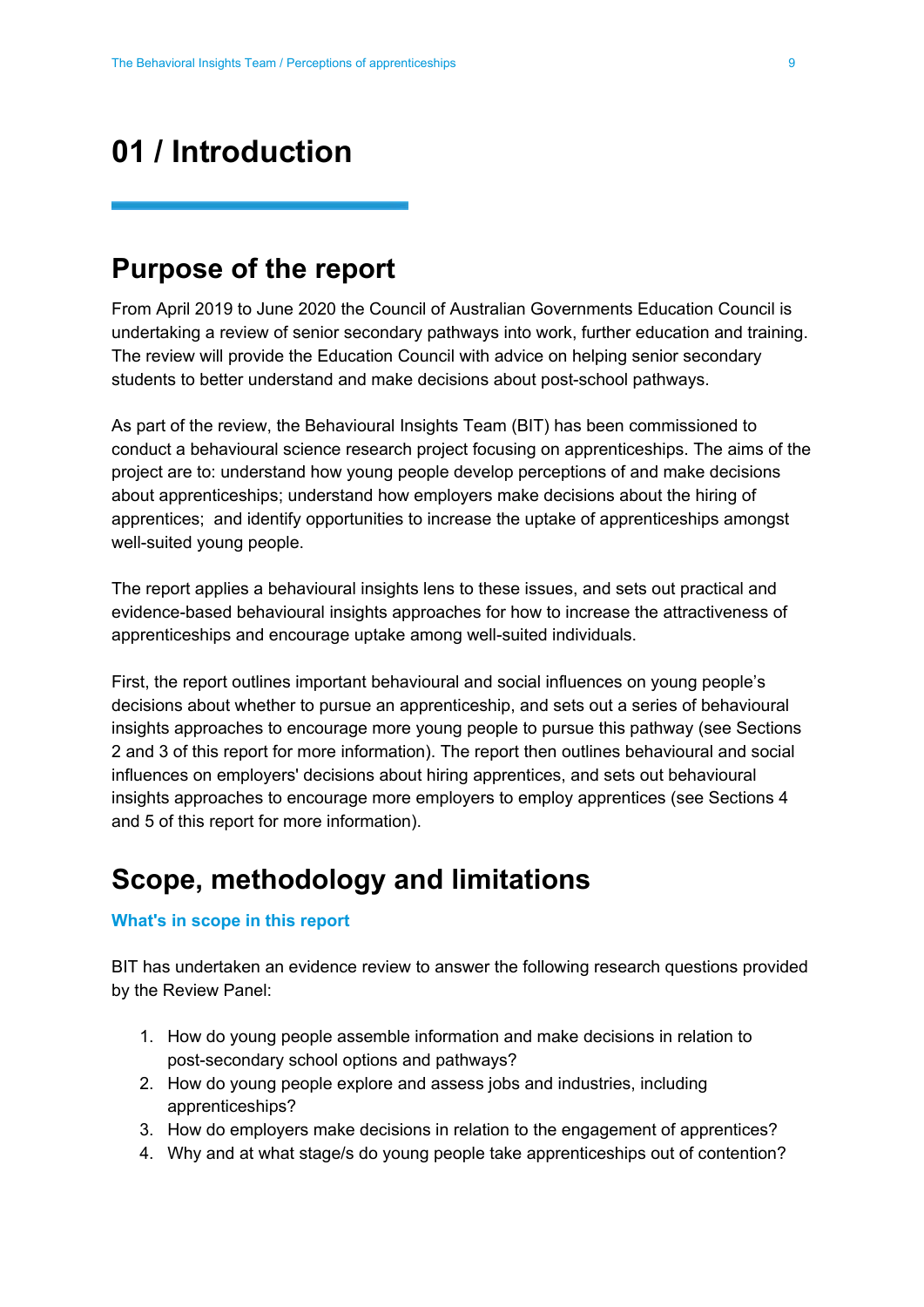# 01 / Introduction

## Purpose of the report

From April 2019 to June 2020 the Council of Australian Governments Education Council is undertaking a review of senior secondary pathways into work, further education and training. The review will provide the Education Council with advice on helping senior secondary students to better understand and make decisions about post-school pathways.

As part of the review, the Behavioural Insights Team (BIT) has been commissioned to conduct a behavioural science research project focusing on apprenticeships. The aims of the project are to: understand how young people develop perceptions of and make decisions about apprenticeships; understand how employers make decisions about the hiring of apprentices; and identify opportunities to increase the uptake of apprenticeships amongst well-suited young people.

The report applies a behavioural insights lens to these issues, and sets out practical and evidence-based behavioural insights approaches for how to increase the attractiveness of apprenticeships and encourage uptake among well-suited individuals.

First, the report outlines important behavioural and social influences on young people's decisions about whether to pursue an apprenticeship, and sets out a series of behavioural insights approaches to encourage more young people to pursue this pathway (see Sections 2 and 3 of this report for more information). The report then outlines behavioural and social influences on employers' decisions about hiring apprentices, and sets out behavioural insights approaches to encourage more employers to employ apprentices (see Sections 4 and 5 of this report for more information).

## Scope, methodology and limitations

### What's in scope in this report

BIT has undertaken an evidence review to answer the following research questions provided by the Review Panel:

1. How do young people assemble information and make decisions in relation to post-secondary school options and pathways?
2. How do young people explore and assess jobs and industries, including apprenticeships?
3. How do employers make decisions in relation to the engagement of apprentices?
4. Why and at what stage/s do young people take apprenticeships out of contention?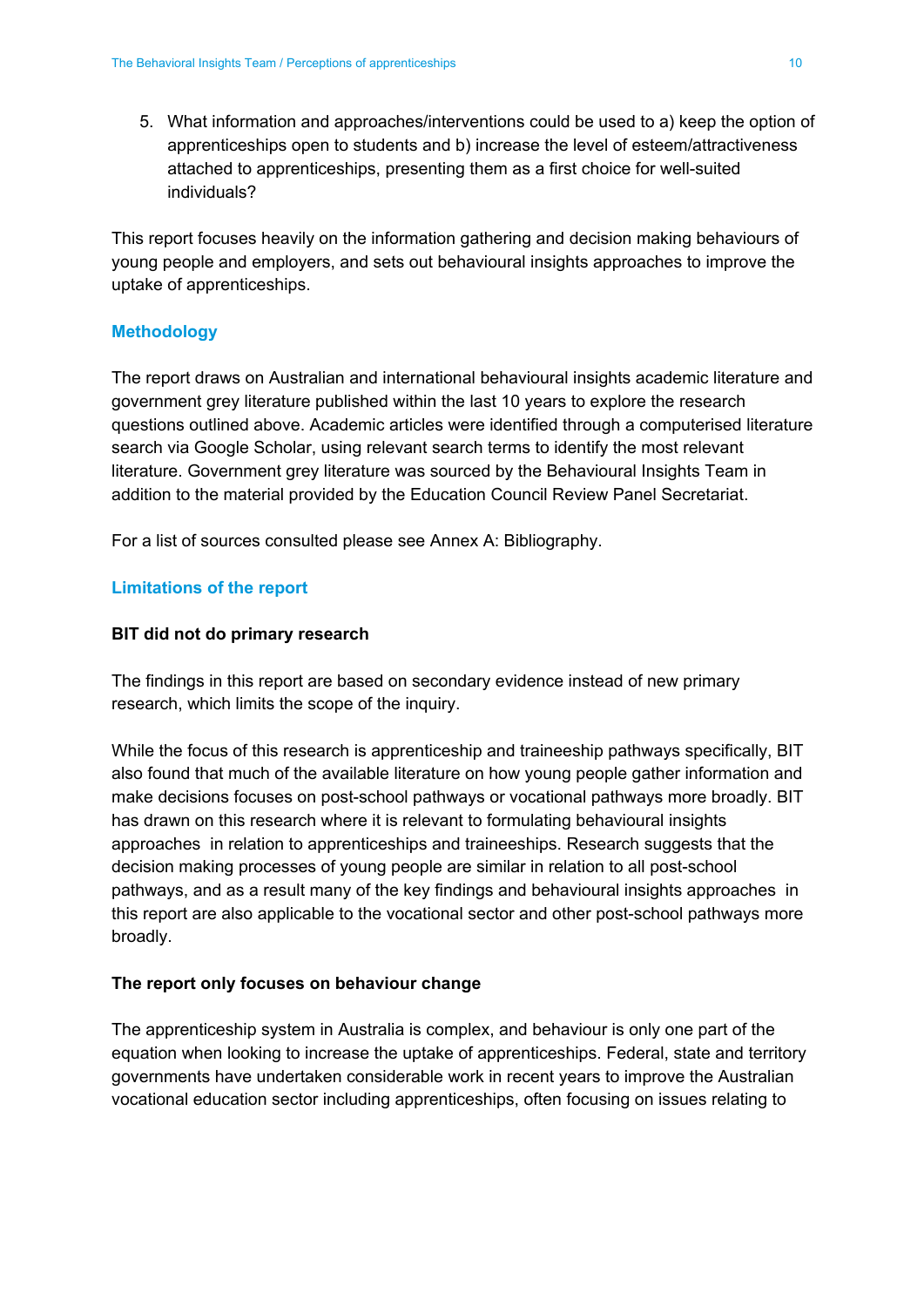5. What information and approaches/interventions could be used to a) keep the option of apprenticeships open to students and b) increase the level of esteem/attractiveness attached to apprenticeships, presenting them as a first choice for well-suited individuals?

This report focuses heavily on the information gathering and decision making behaviours of young people and employers, and sets out behavioural insights approaches to improve the uptake of apprenticeships.

## Methodology

The report draws on Australian and international behavioural insights academic literature and government grey literature published within the last 10 years to explore the research questions outlined above. Academic articles were identified through a computerised literature search via Google Scholar, using relevant search terms to identify the most relevant literature. Government grey literature was sourced by the Behavioural Insights Team in addition to the material provided by the Education Council Review Panel Secretariat.

For a list of sources consulted please see Annex A: Bibliography.

## Limitations of the report

### BIT did not do primary research

The findings in this report are based on secondary evidence instead of new primary research, which limits the scope of the inquiry.

While the focus of this research is apprenticeship and traineeship pathways specifically, BIT also found that much of the available literature on how young people gather information and make decisions focuses on post-school pathways or vocational pathways more broadly. BIT has drawn on this research where it is relevant to formulating behavioural insights approaches in relation to apprenticeships and traineeships. Research suggests that the decision making processes of young people are similar in relation to all post-school pathways, and as a result many of the key findings and behavioural insights approaches in this report are also applicable to the vocational sector and other post-school pathways more broadly.

### The report only focuses on behaviour change

The apprenticeship system in Australia is complex, and behaviour is only one part of the equation when looking to increase the uptake of apprenticeships. Federal, state and territory governments have undertaken considerable work in recent years to improve the Australian vocational education sector including apprenticeships, often focusing on issues relating to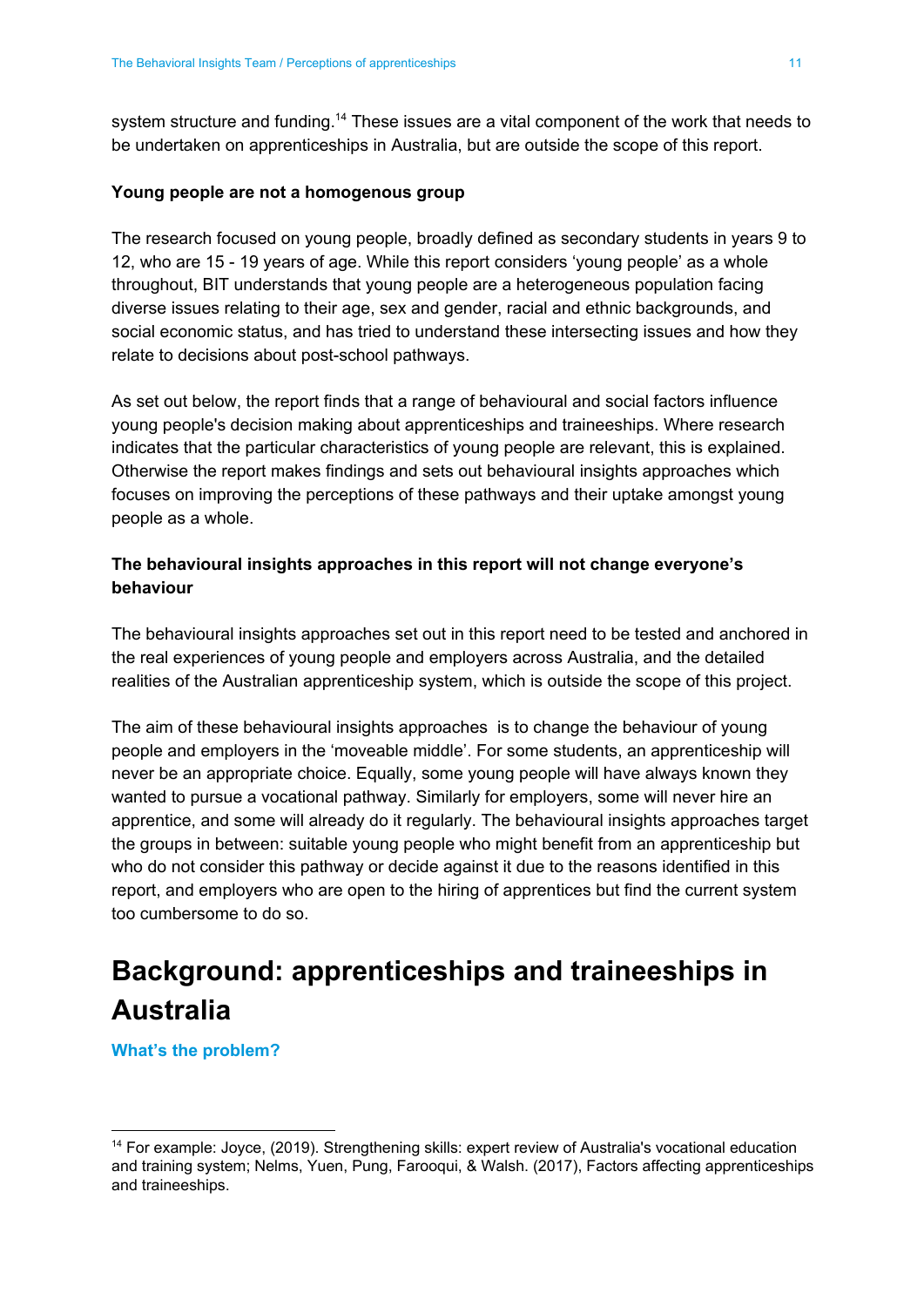system structure and funding.[14] These issues are a vital component of the work that needs to be undertaken on apprenticeships in Australia, but are outside the scope of this report.

**Young people are not a homogenous group**

The research focused on young people, broadly defined as secondary students in years 9 to 12, who are 15 - 19 years of age. While this report considers 'young people' as a whole throughout, BIT understands that young people are a heterogeneous population facing diverse issues relating to their age, sex and gender, racial and ethnic backgrounds, and social economic status, and has tried to understand these intersecting issues and how they relate to decisions about post-school pathways.

As set out below, the report finds that a range of behavioural and social factors influence young people's decision making about apprenticeships and traineeships. Where research indicates that the particular characteristics of young people are relevant, this is explained. Otherwise the report makes findings and sets out behavioural insights approaches which focuses on improving the perceptions of these pathways and their uptake amongst young people as a whole.

**The behavioural insights approaches in this report will not change everyone's behaviour**

The behavioural insights approaches set out in this report need to be tested and anchored in the real experiences of young people and employers across Australia, and the detailed realities of the Australian apprenticeship system, which is outside the scope of this project.

The aim of these behavioural insights approaches is to change the behaviour of young people and employers in the 'moveable middle'. For some students, an apprenticeship will never be an appropriate choice. Equally, some young people will have always known they wanted to pursue a vocational pathway. Similarly for employers, some will never hire an apprentice, and some will already do it regularly. The behavioural insights approaches target the groups in between: suitable young people who might benefit from an apprenticeship but who do not consider this pathway or decide against it due to the reasons identified in this report, and employers who are open to the hiring of apprentices but find the current system too cumbersome to do so.

# Background: apprenticeships and traineeships in Australia

## What's the problem?

[14] For example: Joyce, (2019). Strengthening skills: expert review of Australia's vocational education and training system; Nelms, Yuen, Pung, Farooqui, & Walsh. (2017), Factors affecting apprenticeships and traineeships.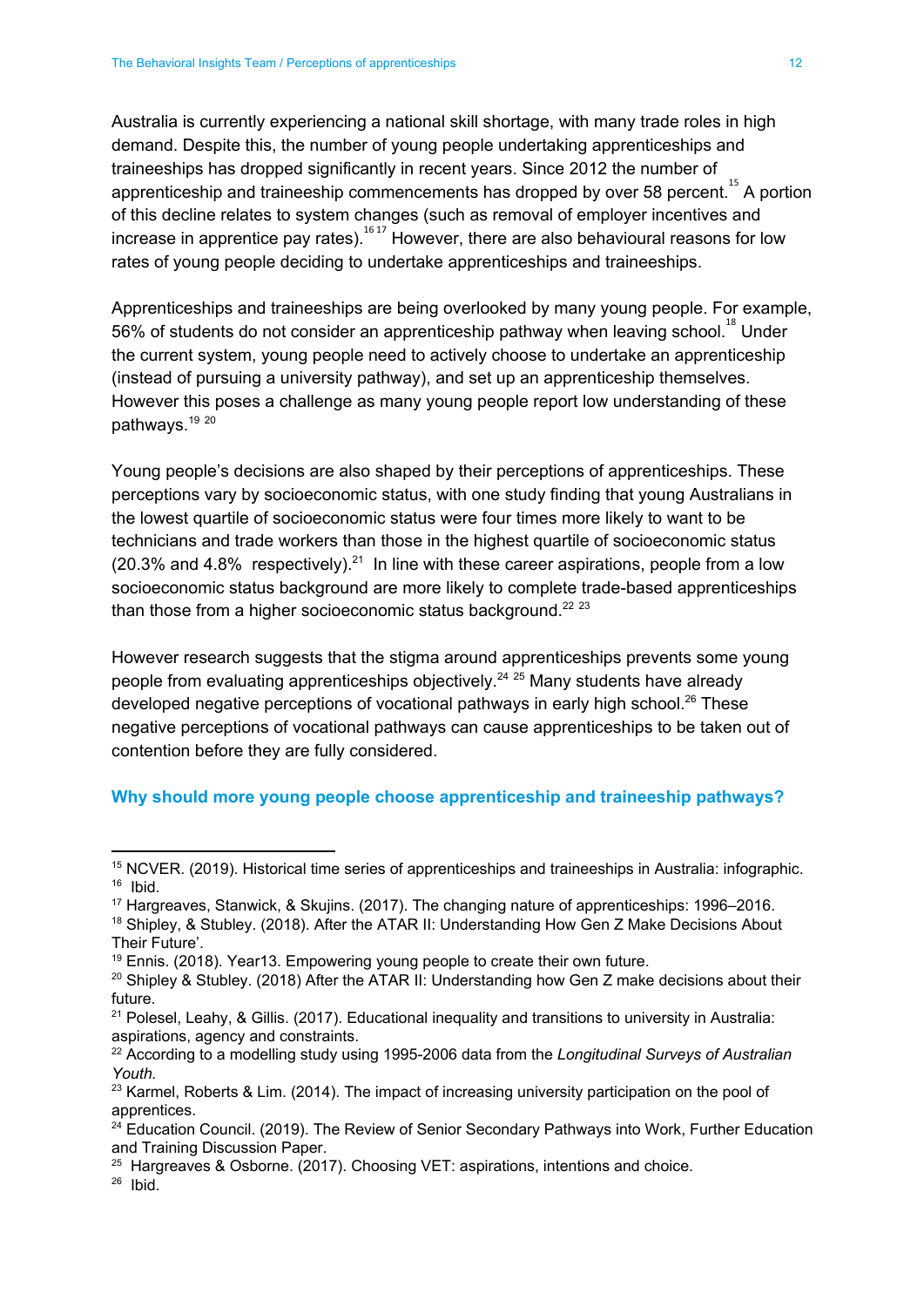Australia is currently experiencing a national skill shortage, with many trade roles in high demand. Despite this, the number of young people undertaking apprenticeships and traineeships has dropped significantly in recent years. Since 2012 the number of apprenticeship and traineeship commencements has dropped by over 58 percent.[15] A portion of this decline relates to system changes (such as removal of employer incentives and increase in apprentice pay rates).[16 17] However, there are also behavioural reasons for low rates of young people deciding to undertake apprenticeships and traineeships.

Apprenticeships and traineeships are being overlooked by many young people. For example, 56% of students do not consider an apprenticeship pathway when leaving school.[18] Under the current system, young people need to actively choose to undertake an apprenticeship (instead of pursuing a university pathway), and set up an apprenticeship themselves. However this poses a challenge as many young people report low understanding of these pathways.[19 20]

Young people's decisions are also shaped by their perceptions of apprenticeships. These perceptions vary by socioeconomic status, with one study finding that young Australians in the lowest quartile of socioeconomic status were four times more likely to want to be technicians and trade workers than those in the highest quartile of socioeconomic status (20.3% and 4.8% respectively).[21] In line with these career aspirations, people from a low socioeconomic status background are more likely to complete trade-based apprenticeships than those from a higher socioeconomic status background.[22 23]

However research suggests that the stigma around apprenticeships prevents some young people from evaluating apprenticeships objectively.[24 25] Many students have already developed negative perceptions of vocational pathways in early high school.[26] These negative perceptions of vocational pathways can cause apprenticeships to be taken out of contention before they are fully considered.

### Why should more young people choose apprenticeship and traineeship pathways?

---

[15] NCVER. (2019). Historical time series of apprenticeships and traineeships in Australia: infographic.
[16] Ibid.
[17] Hargreaves, Stanwick, & Skujins. (2017). The changing nature of apprenticeships: 1996–2016.
[18] Shipley, & Stubley. (2018). After the ATAR II: Understanding How Gen Z Make Decisions About Their Future'.
[19] Ennis. (2018). Year13. Empowering young people to create their own future.
[20] Shipley & Stubley. (2018) After the ATAR II: Understanding how Gen Z make decisions about their future.
[21] Polesel, Leahy, & Gillis. (2017). Educational inequality and transitions to university in Australia: aspirations, agency and constraints.
[22] According to a modelling study using 1995-2006 data from the *Longitudinal Surveys of Australian Youth.*
[23] Karmel, Roberts & Lim. (2014). The impact of increasing university participation on the pool of apprentices.
[24] Education Council. (2019). The Review of Senior Secondary Pathways into Work, Further Education and Training Discussion Paper.
[25] Hargreaves & Osborne. (2017). Choosing VET: aspirations, intentions and choice.
[26] Ibid.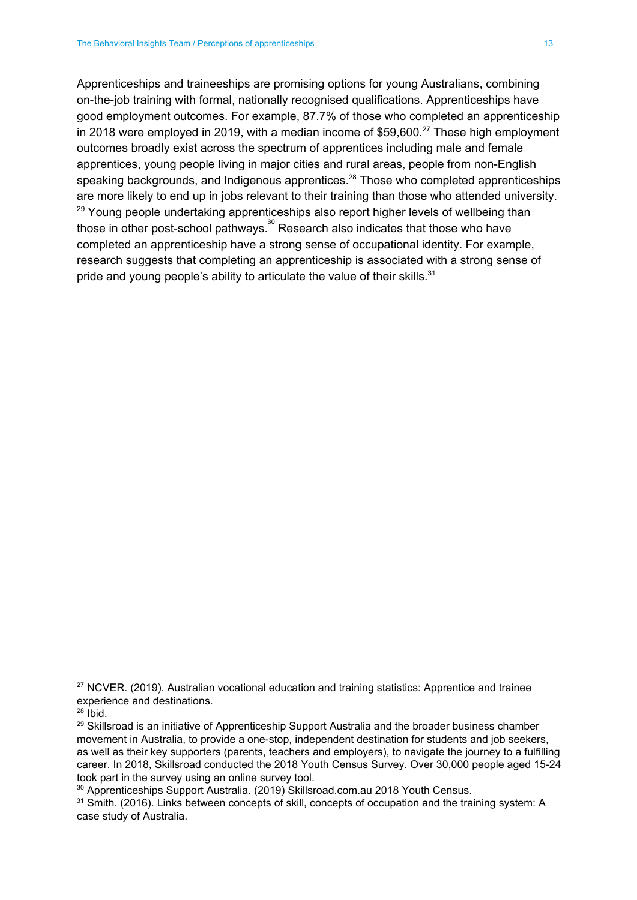Apprenticeships and traineeships are promising options for young Australians, combining on-the-job training with formal, nationally recognised qualifications. Apprenticeships have good employment outcomes. For example, 87.7% of those who completed an apprenticeship in 2018 were employed in 2019, with a median income of $59,600.[27] These high employment outcomes broadly exist across the spectrum of apprentices including male and female apprentices, young people living in major cities and rural areas, people from non-English speaking backgrounds, and Indigenous apprentices.[28] Those who completed apprenticeships are more likely to end up in jobs relevant to their training than those who attended university.[29] Young people undertaking apprenticeships also report higher levels of wellbeing than those in other post-school pathways.[30] Research also indicates that those who have completed an apprenticeship have a strong sense of occupational identity. For example, research suggests that completing an apprenticeship is associated with a strong sense of pride and young people's ability to articulate the value of their skills.[31]

---

[27] NCVER. (2019). Australian vocational education and training statistics: Apprentice and trainee experience and destinations.

[28] Ibid.

[29] Skillsroad is an initiative of Apprenticeship Support Australia and the broader business chamber movement in Australia, to provide a one-stop, independent destination for students and job seekers, as well as their key supporters (parents, teachers and employers), to navigate the journey to a fulfilling career. In 2018, Skillsroad conducted the 2018 Youth Census Survey. Over 30,000 people aged 15-24 took part in the survey using an online survey tool.

[30] Apprenticeships Support Australia. (2019) Skillsroad.com.au 2018 Youth Census.

[31] Smith. (2016). Links between concepts of skill, concepts of occupation and the training system: A case study of Australia.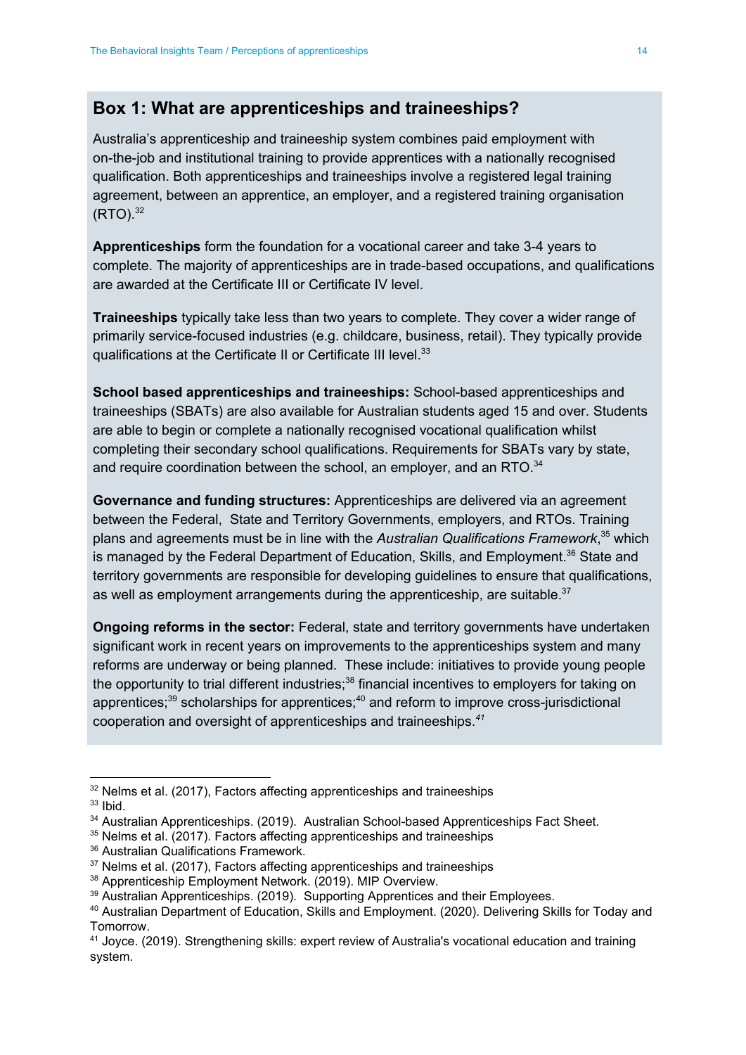## Box 1: What are apprenticeships and traineeships?

Australia's apprenticeship and traineeship system combines paid employment with on-the-job and institutional training to provide apprentices with a nationally recognised qualification. Both apprenticeships and traineeships involve a registered legal training agreement, between an apprentice, an employer, and a registered training organisation (RTO).[32]

**Apprenticeships** form the foundation for a vocational career and take 3-4 years to complete. The majority of apprenticeships are in trade-based occupations, and qualifications are awarded at the Certificate III or Certificate IV level.

**Traineeships** typically take less than two years to complete. They cover a wider range of primarily service-focused industries (e.g. childcare, business, retail). They typically provide qualifications at the Certificate II or Certificate III level.[33]

**School based apprenticeships and traineeships:** School-based apprenticeships and traineeships (SBATs) are also available for Australian students aged 15 and over. Students are able to begin or complete a nationally recognised vocational qualification whilst completing their secondary school qualifications. Requirements for SBATs vary by state, and require coordination between the school, an employer, and an RTO.[34]

**Governance and funding structures:** Apprenticeships are delivered via an agreement between the Federal, State and Territory Governments, employers, and RTOs. Training plans and agreements must be in line with the *Australian Qualifications Framework*,[35] which is managed by the Federal Department of Education, Skills, and Employment.[36] State and territory governments are responsible for developing guidelines to ensure that qualifications, as well as employment arrangements during the apprenticeship, are suitable.[37]

**Ongoing reforms in the sector:** Federal, state and territory governments have undertaken significant work in recent years on improvements to the apprenticeships system and many reforms are underway or being planned. These include: initiatives to provide young people the opportunity to trial different industries;[38] financial incentives to employers for taking on apprentices;[39] scholarships for apprentices;[40] and reform to improve cross-jurisdictional cooperation and oversight of apprenticeships and traineeships.[41]

---

[32] Nelms et al. (2017), Factors affecting apprenticeships and traineeships
[33] Ibid.
[34] Australian Apprenticeships. (2019). Australian School-based Apprenticeships Fact Sheet.
[35] Nelms et al. (2017). Factors affecting apprenticeships and traineeships
[36] Australian Qualifications Framework.
[37] Nelms et al. (2017), Factors affecting apprenticeships and traineeships
[38] Apprenticeship Employment Network. (2019). MIP Overview.
[39] Australian Apprenticeships. (2019). Supporting Apprentices and their Employees.
[40] Australian Department of Education, Skills and Employment. (2020). Delivering Skills for Today and Tomorrow.
[41] Joyce. (2019). Strengthening skills: expert review of Australia's vocational education and training system.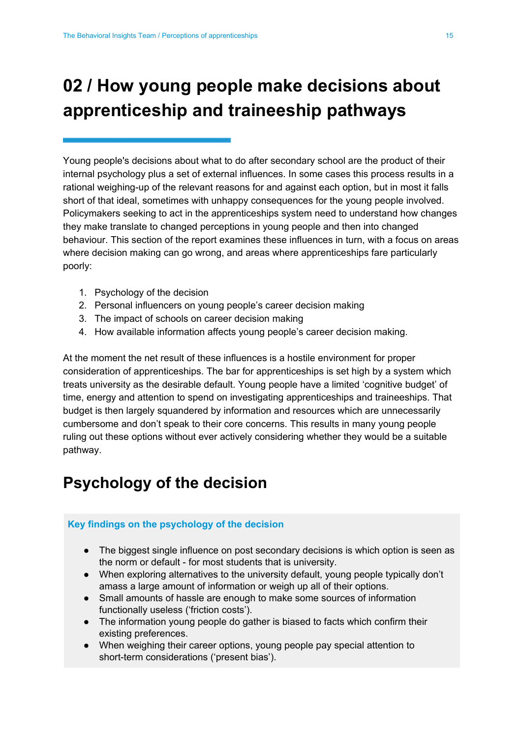# 02 / How young people make decisions about apprenticeship and traineeship pathways

Young people's decisions about what to do after secondary school are the product of their internal psychology plus a set of external influences. In some cases this process results in a rational weighing-up of the relevant reasons for and against each option, but in most it falls short of that ideal, sometimes with unhappy consequences for the young people involved. Policymakers seeking to act in the apprenticeships system need to understand how changes they make translate to changed perceptions in young people and then into changed behaviour. This section of the report examines these influences in turn, with a focus on areas where decision making can go wrong, and areas where apprenticeships fare particularly poorly:

1. Psychology of the decision
2. Personal influencers on young people's career decision making
3. The impact of schools on career decision making
4. How available information affects young people's career decision making.

At the moment the net result of these influences is a hostile environment for proper consideration of apprenticeships. The bar for apprenticeships is set high by a system which treats university as the desirable default. Young people have a limited 'cognitive budget' of time, energy and attention to spend on investigating apprenticeships and traineeships. That budget is then largely squandered by information and resources which are unnecessarily cumbersome and don't speak to their core concerns. This results in many young people ruling out these options without ever actively considering whether they would be a suitable pathway.

## Psychology of the decision

### Key findings on the psychology of the decision

- The biggest single influence on post secondary decisions is which option is seen as the norm or default - for most students that is university.
- When exploring alternatives to the university default, young people typically don't amass a large amount of information or weigh up all of their options.
- Small amounts of hassle are enough to make some sources of information functionally useless ('friction costs').
- The information young people do gather is biased to facts which confirm their existing preferences.
- When weighing their career options, young people pay special attention to short-term considerations ('present bias').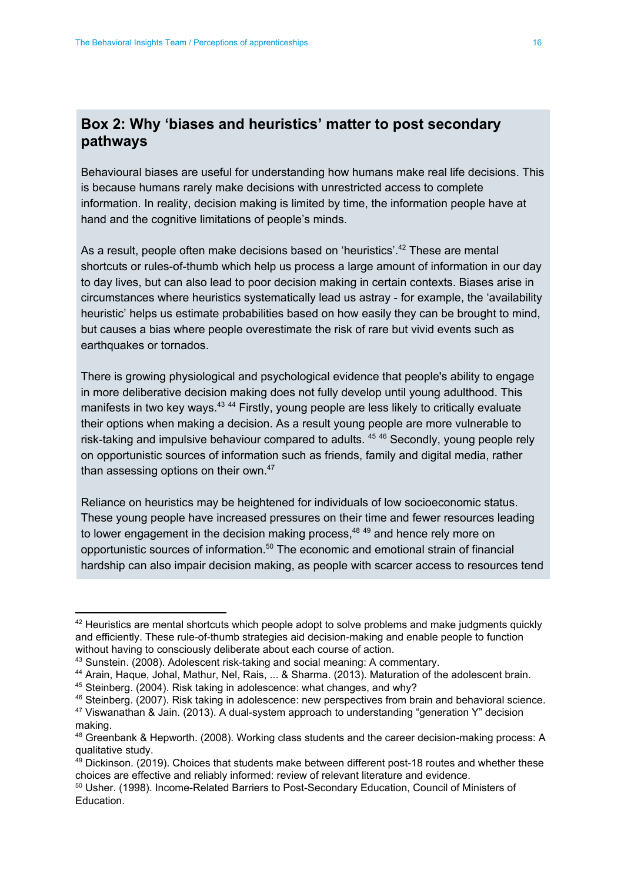## Box 2: Why 'biases and heuristics' matter to post secondary pathways

Behavioural biases are useful for understanding how humans make real life decisions. This is because humans rarely make decisions with unrestricted access to complete information. In reality, decision making is limited by time, the information people have at hand and the cognitive limitations of people's minds.

As a result, people often make decisions based on 'heuristics'.[42] These are mental shortcuts or rules-of-thumb which help us process a large amount of information in our day to day lives, but can also lead to poor decision making in certain contexts. Biases arise in circumstances where heuristics systematically lead us astray - for example, the 'availability heuristic' helps us estimate probabilities based on how easily they can be brought to mind, but causes a bias where people overestimate the risk of rare but vivid events such as earthquakes or tornados.

There is growing physiological and psychological evidence that people's ability to engage in more deliberative decision making does not fully develop until young adulthood. This manifests in two key ways.[43] [44] Firstly, young people are less likely to critically evaluate their options when making a decision. As a result young people are more vulnerable to risk-taking and impulsive behaviour compared to adults. [45] [46] Secondly, young people rely on opportunistic sources of information such as friends, family and digital media, rather than assessing options on their own.[47]

Reliance on heuristics may be heightened for individuals of low socioeconomic status. These young people have increased pressures on their time and fewer resources leading to lower engagement in the decision making process,[48] [49] and hence rely more on opportunistic sources of information.[50] The economic and emotional strain of financial hardship can also impair decision making, as people with scarcer access to resources tend

---

[42] Heuristics are mental shortcuts which people adopt to solve problems and make judgments quickly and efficiently. These rule-of-thumb strategies aid decision-making and enable people to function without having to consciously deliberate about each course of action.

[43] Sunstein. (2008). Adolescent risk-taking and social meaning: A commentary.

[44] Arain, Haque, Johal, Mathur, Nel, Rais, ... & Sharma. (2013). Maturation of the adolescent brain.

[45] Steinberg. (2004). Risk taking in adolescence: what changes, and why?

[46] Steinberg. (2007). Risk taking in adolescence: new perspectives from brain and behavioral science.

[47] Viswanathan & Jain. (2013). A dual-system approach to understanding "generation Y" decision making.

[48] Greenbank & Hepworth. (2008). Working class students and the career decision-making process: A qualitative study.

[49] Dickinson. (2019). Choices that students make between different post-18 routes and whether these choices are effective and reliably informed: review of relevant literature and evidence.

[50] Usher. (1998). Income-Related Barriers to Post-Secondary Education, Council of Ministers of Education.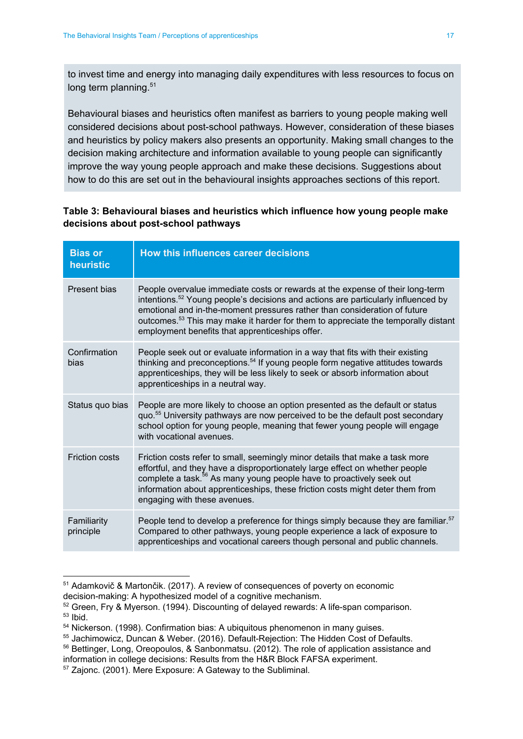to invest time and energy into managing daily expenditures with less resources to focus on long term planning.[51]

Behavioural biases and heuristics often manifest as barriers to young people making well considered decisions about post-school pathways. However, consideration of these biases and heuristics by policy makers also presents an opportunity. Making small changes to the decision making architecture and information available to young people can significantly improve the way young people approach and make these decisions. Suggestions about how to do this are set out in the behavioural insights approaches sections of this report.

**Table 3: Behavioural biases and heuristics which influence how young people make decisions about post-school pathways**

| Bias or heuristic | How this influences career decisions |
|---|---|
| Present bias | People overvalue immediate costs or rewards at the expense of their long-term intentions.[52] Young people's decisions and actions are particularly influenced by emotional and in-the-moment pressures rather than consideration of future outcomes.[53] This may make it harder for them to appreciate the temporally distant employment benefits that apprenticeships offer. |
| Confirmation bias | People seek out or evaluate information in a way that fits with their existing thinking and preconceptions.[54] If young people form negative attitudes towards apprenticeships, they will be less likely to seek or absorb information about apprenticeships in a neutral way. |
| Status quo bias | People are more likely to choose an option presented as the default or status quo.[55] University pathways are now perceived to be the default post secondary school option for young people, meaning that fewer young people will engage with vocational avenues. |
| Friction costs | Friction costs refer to small, seemingly minor details that make a task more effortful, and they have a disproportionately large effect on whether people complete a task.[56] As many young people have to proactively seek out information about apprenticeships, these friction costs might deter them from engaging with these avenues. |
| Familiarity principle | People tend to develop a preference for things simply because they are familiar.[57] Compared to other pathways, young people experience a lack of exposure to apprenticeships and vocational careers though personal and public channels. |

[51] Adamkovič & Martončik. (2017). A review of consequences of poverty on economic decision-making: A hypothesized model of a cognitive mechanism.
[52] Green, Fry & Myerson. (1994). Discounting of delayed rewards: A life-span comparison.
[53] Ibid.
[54] Nickerson. (1998). Confirmation bias: A ubiquitous phenomenon in many guises.
[55] Jachimowicz, Duncan & Weber. (2016). Default-Rejection: The Hidden Cost of Defaults.
[56] Bettinger, Long, Oreopoulos, & Sanbonmatsu. (2012). The role of application assistance and information in college decisions: Results from the H&R Block FAFSA experiment.
[57] Zajonc. (2001). Mere Exposure: A Gateway to the Subliminal.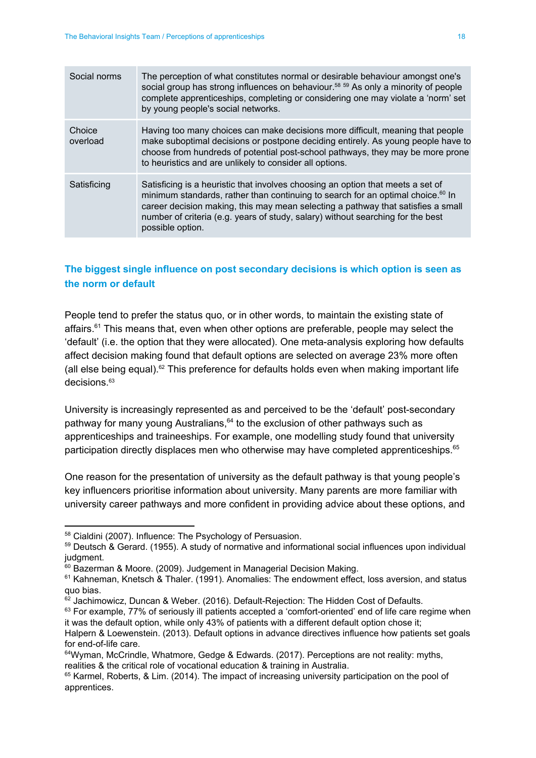| Social norms | The perception of what constitutes normal or desirable behaviour amongst one's social group has strong influences on behaviour.[58] [59] As only a minority of people complete apprenticeships, completing or considering one may violate a 'norm' set by young people's social networks. |
|---|---|
| Choice overload | Having too many choices can make decisions more difficult, meaning that people make suboptimal decisions or postpone deciding entirely. As young people have to choose from hundreds of potential post-school pathways, they may be more prone to heuristics and are unlikely to consider all options. |
| Satisficing | Satisficing is a heuristic that involves choosing an option that meets a set of minimum standards, rather than continuing to search for an optimal choice.[60] In career decision making, this may mean selecting a pathway that satisfies a small number of criteria (e.g. years of study, salary) without searching for the best possible option. |

### The biggest single influence on post secondary decisions is which option is seen as the norm or default

People tend to prefer the status quo, or in other words, to maintain the existing state of affairs.[61] This means that, even when other options are preferable, people may select the 'default' (i.e. the option that they were allocated). One meta-analysis exploring how defaults affect decision making found that default options are selected on average 23% more often (all else being equal).[62] This preference for defaults holds even when making important life decisions.[63]

University is increasingly represented as and perceived to be the 'default' post-secondary pathway for many young Australians,[64] to the exclusion of other pathways such as apprenticeships and traineeships. For example, one modelling study found that university participation directly displaces men who otherwise may have completed apprenticeships.[65]

One reason for the presentation of university as the default pathway is that young people's key influencers prioritise information about university. Many parents are more familiar with university career pathways and more confident in providing advice about these options, and

---

[58] Cialdini (2007). Influence: The Psychology of Persuasion.
[59] Deutsch & Gerard. (1955). A study of normative and informational social influences upon individual judgment.
[60] Bazerman & Moore. (2009). Judgement in Managerial Decision Making.
[61] Kahneman, Knetsch & Thaler. (1991). Anomalies: The endowment effect, loss aversion, and status quo bias.
[62] Jachimowicz, Duncan & Weber. (2016). Default-Rejection: The Hidden Cost of Defaults.
[63] For example, 77% of seriously ill patients accepted a 'comfort-oriented' end of life care regime when it was the default option, while only 43% of patients with a different default option chose it; Halpern & Loewenstein. (2013). Default options in advance directives influence how patients set goals for end-of-life care.
[64] Wyman, McCrindle, Whatmore, Gedge & Edwards. (2017). Perceptions are not reality: myths, realities & the critical role of vocational education & training in Australia.
[65] Karmel, Roberts, & Lim. (2014). The impact of increasing university participation on the pool of apprentices.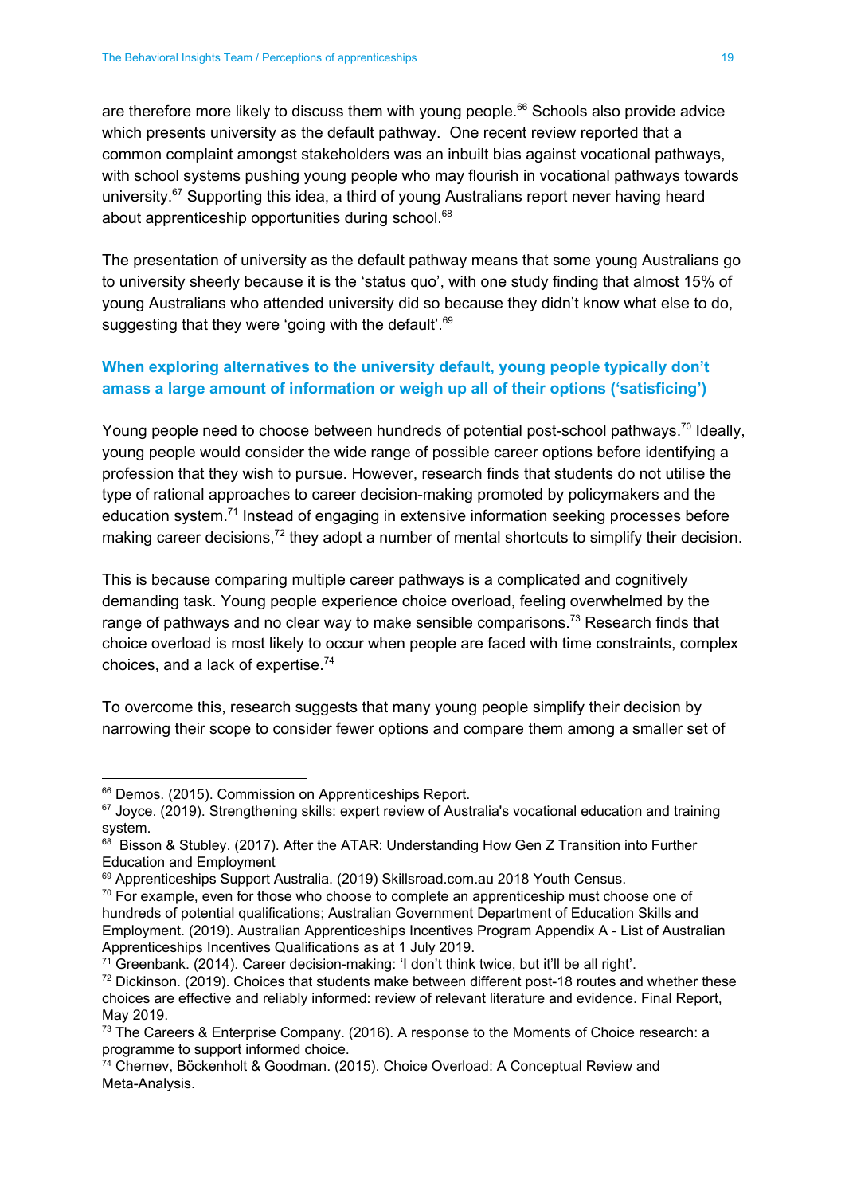are therefore more likely to discuss them with young people.[66] Schools also provide advice which presents university as the default pathway. One recent review reported that a common complaint amongst stakeholders was an inbuilt bias against vocational pathways, with school systems pushing young people who may flourish in vocational pathways towards university.[67] Supporting this idea, a third of young Australians report never having heard about apprenticeship opportunities during school.[68]

The presentation of university as the default pathway means that some young Australians go to university sheerly because it is the 'status quo', with one study finding that almost 15% of young Australians who attended university did so because they didn't know what else to do, suggesting that they were 'going with the default'.[69]

### When exploring alternatives to the university default, young people typically don't amass a large amount of information or weigh up all of their options ('satisficing')

Young people need to choose between hundreds of potential post-school pathways.[70] Ideally, young people would consider the wide range of possible career options before identifying a profession that they wish to pursue. However, research finds that students do not utilise the type of rational approaches to career decision-making promoted by policymakers and the education system.[71] Instead of engaging in extensive information seeking processes before making career decisions,[72] they adopt a number of mental shortcuts to simplify their decision.

This is because comparing multiple career pathways is a complicated and cognitively demanding task. Young people experience choice overload, feeling overwhelmed by the range of pathways and no clear way to make sensible comparisons.[73] Research finds that choice overload is most likely to occur when people are faced with time constraints, complex choices, and a lack of expertise.[74]

To overcome this, research suggests that many young people simplify their decision by narrowing their scope to consider fewer options and compare them among a smaller set of

---

[66] Demos. (2015). Commission on Apprenticeships Report.

[67] Joyce. (2019). Strengthening skills: expert review of Australia's vocational education and training system.

[68] Bisson & Stubley. (2017). After the ATAR: Understanding How Gen Z Transition into Further Education and Employment

[69] Apprenticeships Support Australia. (2019) Skillsroad.com.au 2018 Youth Census.

[70] For example, even for those who choose to complete an apprenticeship must choose one of hundreds of potential qualifications; Australian Government Department of Education Skills and Employment. (2019). Australian Apprenticeships Incentives Program Appendix A - List of Australian Apprenticeships Incentives Qualifications as at 1 July 2019.

[71] Greenbank. (2014). Career decision-making: 'I don't think twice, but it'll be all right'.

[72] Dickinson. (2019). Choices that students make between different post-18 routes and whether these choices are effective and reliably informed: review of relevant literature and evidence. Final Report, May 2019.

[73] The Careers & Enterprise Company. (2016). A response to the Moments of Choice research: a programme to support informed choice.

[74] Chernev, Böckenholt & Goodman. (2015). Choice Overload: A Conceptual Review and Meta-Analysis.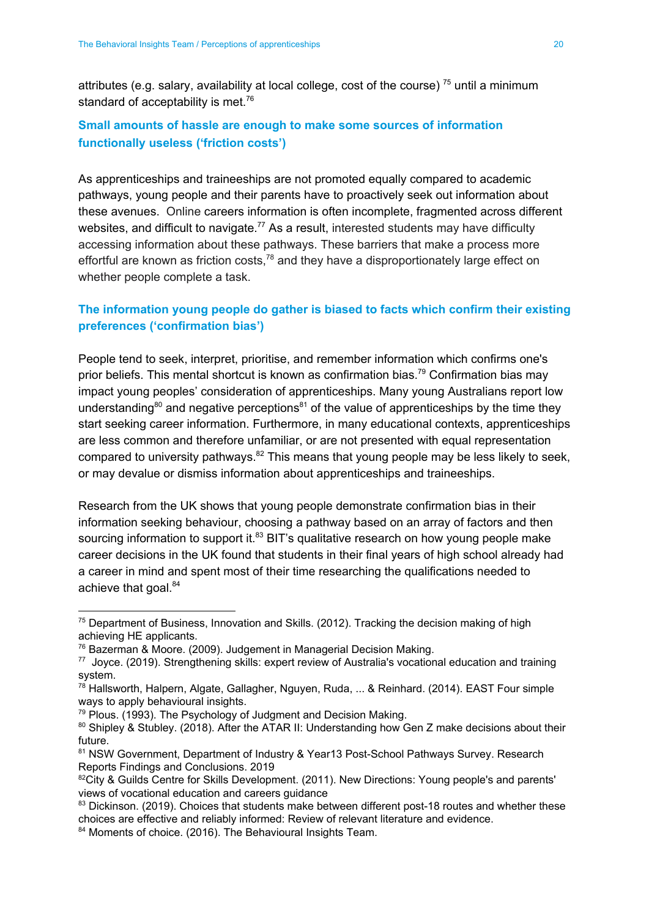attributes (e.g. salary, availability at local college, cost of the course) [75] until a minimum standard of acceptability is met.[76]

### Small amounts of hassle are enough to make some sources of information functionally useless ('friction costs')

As apprenticeships and traineeships are not promoted equally compared to academic pathways, young people and their parents have to proactively seek out information about these avenues. Online careers information is often incomplete, fragmented across different websites, and difficult to navigate.[77] As a result, interested students may have difficulty accessing information about these pathways. These barriers that make a process more effortful are known as friction costs,[78] and they have a disproportionately large effect on whether people complete a task.

### The information young people do gather is biased to facts which confirm their existing preferences ('confirmation bias')

People tend to seek, interpret, prioritise, and remember information which confirms one's prior beliefs. This mental shortcut is known as confirmation bias.[79] Confirmation bias may impact young peoples' consideration of apprenticeships. Many young Australians report low understanding[80] and negative perceptions[81] of the value of apprenticeships by the time they start seeking career information. Furthermore, in many educational contexts, apprenticeships are less common and therefore unfamiliar, or are not presented with equal representation compared to university pathways.[82] This means that young people may be less likely to seek, or may devalue or dismiss information about apprenticeships and traineeships.

Research from the UK shows that young people demonstrate confirmation bias in their information seeking behaviour, choosing a pathway based on an array of factors and then sourcing information to support it.[83] BIT's qualitative research on how young people make career decisions in the UK found that students in their final years of high school already had a career in mind and spent most of their time researching the qualifications needed to achieve that goal.[84]

---

[75] Department of Business, Innovation and Skills. (2012). Tracking the decision making of high achieving HE applicants.

[76] Bazerman & Moore. (2009). Judgement in Managerial Decision Making.

[77] Joyce. (2019). Strengthening skills: expert review of Australia's vocational education and training system.

[78] Hallsworth, Halpern, Algate, Gallagher, Nguyen, Ruda, ... & Reinhard. (2014). EAST Four simple ways to apply behavioural insights.

[79] Plous. (1993). The Psychology of Judgment and Decision Making.

[80] Shipley & Stubley. (2018). After the ATAR II: Understanding how Gen Z make decisions about their future.

[81] NSW Government, Department of Industry & Year13 Post-School Pathways Survey. Research Reports Findings and Conclusions. 2019

[82] City & Guilds Centre for Skills Development. (2011). New Directions: Young people's and parents' views of vocational education and careers guidance

[83] Dickinson. (2019). Choices that students make between different post-18 routes and whether these choices are effective and reliably informed: Review of relevant literature and evidence.

[84] Moments of choice. (2016). The Behavioural Insights Team.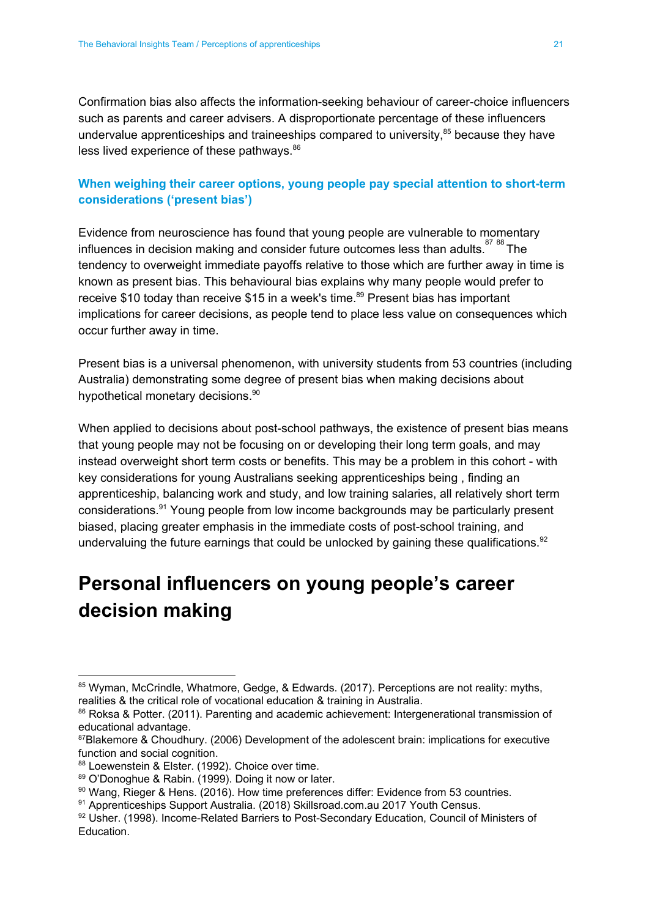Confirmation bias also affects the information-seeking behaviour of career-choice influencers such as parents and career advisers. A disproportionate percentage of these influencers undervalue apprenticeships and traineeships compared to university,[85] because they have less lived experience of these pathways.[86]

### When weighing their career options, young people pay special attention to short-term considerations ('present bias')

Evidence from neuroscience has found that young people are vulnerable to momentary influences in decision making and consider future outcomes less than adults.[87] [88] The tendency to overweight immediate payoffs relative to those which are further away in time is known as present bias. This behavioural bias explains why many people would prefer to receive $10 today than receive $15 in a week's time.[89] Present bias has important implications for career decisions, as people tend to place less value on consequences which occur further away in time.

Present bias is a universal phenomenon, with university students from 53 countries (including Australia) demonstrating some degree of present bias when making decisions about hypothetical monetary decisions.[90]

When applied to decisions about post-school pathways, the existence of present bias means that young people may not be focusing on or developing their long term goals, and may instead overweight short term costs or benefits. This may be a problem in this cohort - with key considerations for young Australians seeking apprenticeships being , finding an apprenticeship, balancing work and study, and low training salaries, all relatively short term considerations.[91] Young people from low income backgrounds may be particularly present biased, placing greater emphasis in the immediate costs of post-school training, and undervaluing the future earnings that could be unlocked by gaining these qualifications.[92]

# Personal influencers on young people's career decision making

---

[85] Wyman, McCrindle, Whatmore, Gedge, & Edwards. (2017). Perceptions are not reality: myths, realities & the critical role of vocational education & training in Australia.

[86] Roksa & Potter. (2011). Parenting and academic achievement: Intergenerational transmission of educational advantage.

[87] Blakemore & Choudhury. (2006) Development of the adolescent brain: implications for executive function and social cognition.

[88] Loewenstein & Elster. (1992). Choice over time.

[89] O'Donoghue & Rabin. (1999). Doing it now or later.

[90] Wang, Rieger & Hens. (2016). How time preferences differ: Evidence from 53 countries.

[91] Apprenticeships Support Australia. (2018) Skillsroad.com.au 2017 Youth Census.

[92] Usher. (1998). Income-Related Barriers to Post-Secondary Education, Council of Ministers of Education.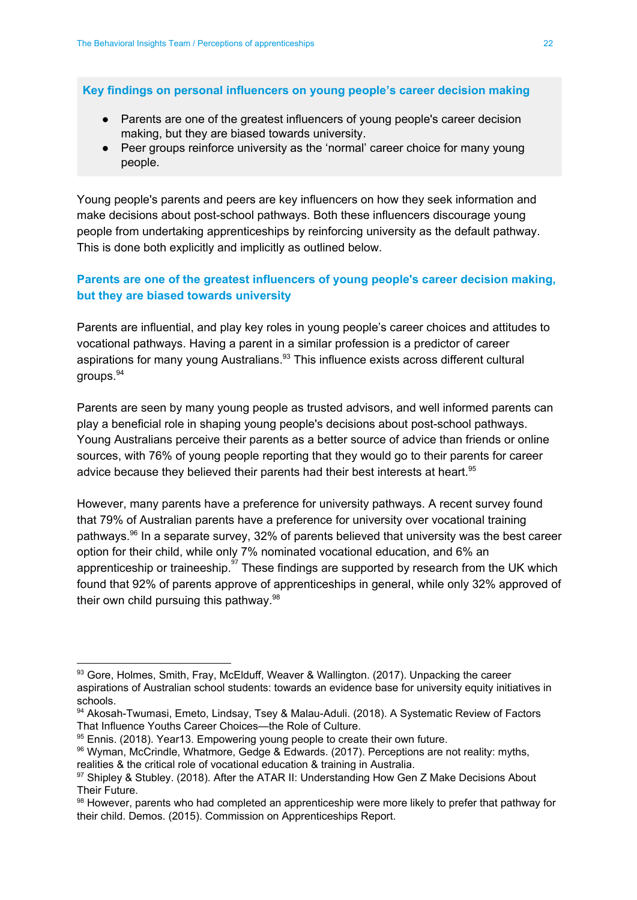**Key findings on personal influencers on young people's career decision making**

- Parents are one of the greatest influencers of young people's career decision making, but they are biased towards university.
- Peer groups reinforce university as the 'normal' career choice for many young people.

Young people's parents and peers are key influencers on how they seek information and make decisions about post-school pathways. Both these influencers discourage young people from undertaking apprenticeships by reinforcing university as the default pathway. This is done both explicitly and implicitly as outlined below.

## Parents are one of the greatest influencers of young people's career decision making, but they are biased towards university

Parents are influential, and play key roles in young people's career choices and attitudes to vocational pathways. Having a parent in a similar profession is a predictor of career aspirations for many young Australians.[93] This influence exists across different cultural groups.[94]

Parents are seen by many young people as trusted advisors, and well informed parents can play a beneficial role in shaping young people's decisions about post-school pathways. Young Australians perceive their parents as a better source of advice than friends or online sources, with 76% of young people reporting that they would go to their parents for career advice because they believed their parents had their best interests at heart.[95]

However, many parents have a preference for university pathways. A recent survey found that 79% of Australian parents have a preference for university over vocational training pathways.[96] In a separate survey, 32% of parents believed that university was the best career option for their child, while only 7% nominated vocational education, and 6% an apprenticeship or traineeship.[97] These findings are supported by research from the UK which found that 92% of parents approve of apprenticeships in general, while only 32% approved of their own child pursuing this pathway.[98]

---

[93] Gore, Holmes, Smith, Fray, McElduff, Weaver & Wallington. (2017). Unpacking the career aspirations of Australian school students: towards an evidence base for university equity initiatives in schools.

[94] Akosah-Twumasi, Emeto, Lindsay, Tsey & Malau-Aduli. (2018). A Systematic Review of Factors That Influence Youths Career Choices—the Role of Culture.

[95] Ennis. (2018). Year13. Empowering young people to create their own future.

[96] Wyman, McCrindle, Whatmore, Gedge & Edwards. (2017). Perceptions are not reality: myths, realities & the critical role of vocational education & training in Australia.

[97] Shipley & Stubley. (2018). After the ATAR II: Understanding How Gen Z Make Decisions About Their Future.

[98] However, parents who had completed an apprenticeship were more likely to prefer that pathway for their child. Demos. (2015). Commission on Apprenticeships Report.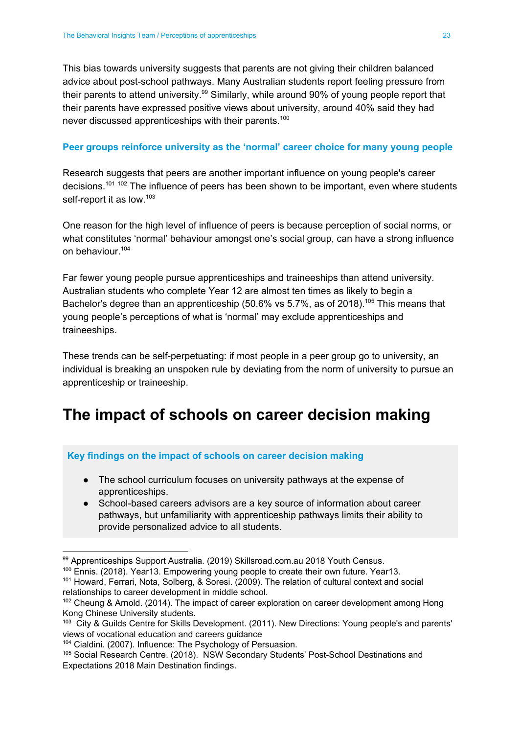This bias towards university suggests that parents are not giving their children balanced advice about post-school pathways. Many Australian students report feeling pressure from their parents to attend university.[99] Similarly, while around 90% of young people report that their parents have expressed positive views about university, around 40% said they had never discussed apprenticeships with their parents.[100]

### Peer groups reinforce university as the 'normal' career choice for many young people

Research suggests that peers are another important influence on young people's career decisions.[101] [102] The influence of peers has been shown to be important, even where students self-report it as low.[103]

One reason for the high level of influence of peers is because perception of social norms, or what constitutes 'normal' behaviour amongst one's social group, can have a strong influence on behaviour.[104]

Far fewer young people pursue apprenticeships and traineeships than attend university. Australian students who complete Year 12 are almost ten times as likely to begin a Bachelor's degree than an apprenticeship (50.6% vs 5.7%, as of 2018).[105] This means that young people's perceptions of what is 'normal' may exclude apprenticeships and traineeships.

These trends can be self-perpetuating: if most people in a peer group go to university, an individual is breaking an unspoken rule by deviating from the norm of university to pursue an apprenticeship or traineeship.

## The impact of schools on career decision making

**Key findings on the impact of schools on career decision making**

- The school curriculum focuses on university pathways at the expense of apprenticeships.
- School-based careers advisors are a key source of information about career pathways, but unfamiliarity with apprenticeship pathways limits their ability to provide personalized advice to all students.

---

[99] Apprenticeships Support Australia. (2019) Skillsroad.com.au 2018 Youth Census.

[100] Ennis. (2018). Year13. Empowering young people to create their own future. Year13.

[101] Howard, Ferrari, Nota, Solberg, & Soresi. (2009). The relation of cultural context and social relationships to career development in middle school.

[102] Cheung & Arnold. (2014). The impact of career exploration on career development among Hong Kong Chinese University students.

[103] City & Guilds Centre for Skills Development. (2011). New Directions: Young people's and parents' views of vocational education and careers guidance

[104] Cialdini. (2007). Influence: The Psychology of Persuasion.

[105] Social Research Centre. (2018). NSW Secondary Students' Post-School Destinations and Expectations 2018 Main Destination findings.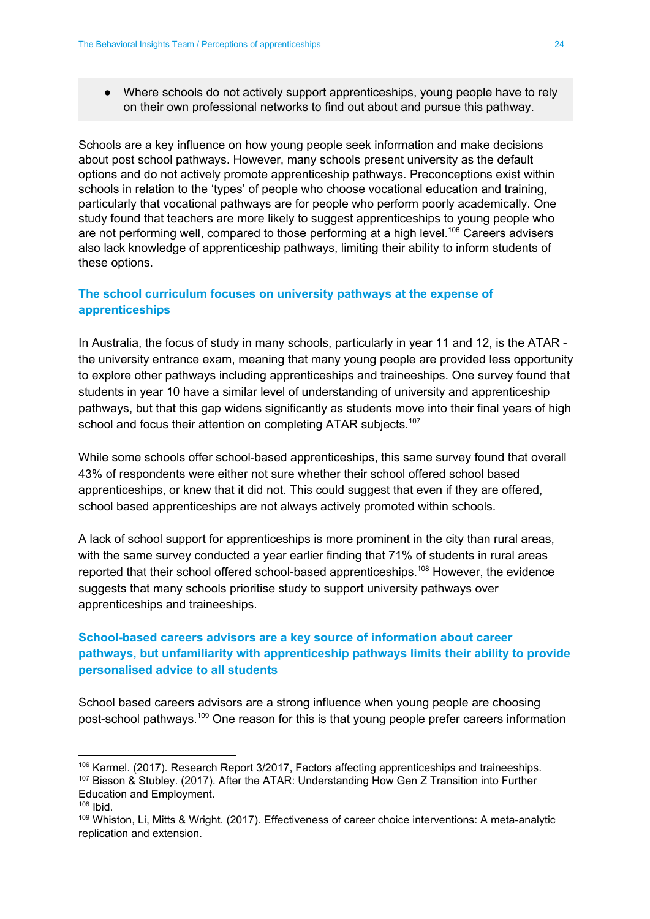- Where schools do not actively support apprenticeships, young people have to rely on their own professional networks to find out about and pursue this pathway.

Schools are a key influence on how young people seek information and make decisions about post school pathways. However, many schools present university as the default options and do not actively promote apprenticeship pathways. Preconceptions exist within schools in relation to the 'types' of people who choose vocational education and training, particularly that vocational pathways are for people who perform poorly academically. One study found that teachers are more likely to suggest apprenticeships to young people who are not performing well, compared to those performing at a high level.[106] Careers advisers also lack knowledge of apprenticeship pathways, limiting their ability to inform students of these options.

### The school curriculum focuses on university pathways at the expense of apprenticeships

In Australia, the focus of study in many schools, particularly in year 11 and 12, is the ATAR - the university entrance exam, meaning that many young people are provided less opportunity to explore other pathways including apprenticeships and traineeships. One survey found that students in year 10 have a similar level of understanding of university and apprenticeship pathways, but that this gap widens significantly as students move into their final years of high school and focus their attention on completing ATAR subjects.[107]

While some schools offer school-based apprenticeships, this same survey found that overall 43% of respondents were either not sure whether their school offered school based apprenticeships, or knew that it did not. This could suggest that even if they are offered, school based apprenticeships are not always actively promoted within schools.

A lack of school support for apprenticeships is more prominent in the city than rural areas, with the same survey conducted a year earlier finding that 71% of students in rural areas reported that their school offered school-based apprenticeships.[108] However, the evidence suggests that many schools prioritise study to support university pathways over apprenticeships and traineeships.

### School-based careers advisors are a key source of information about career pathways, but unfamiliarity with apprenticeship pathways limits their ability to provide personalised advice to all students

School based careers advisors are a strong influence when young people are choosing post-school pathways.[109] One reason for this is that young people prefer careers information

---

[106] Karmel. (2017). Research Report 3/2017, Factors affecting apprenticeships and traineeships.

[107] Bisson & Stubley. (2017). After the ATAR: Understanding How Gen Z Transition into Further Education and Employment.

[108] Ibid.

[109] Whiston, Li, Mitts & Wright. (2017). Effectiveness of career choice interventions: A meta-analytic replication and extension.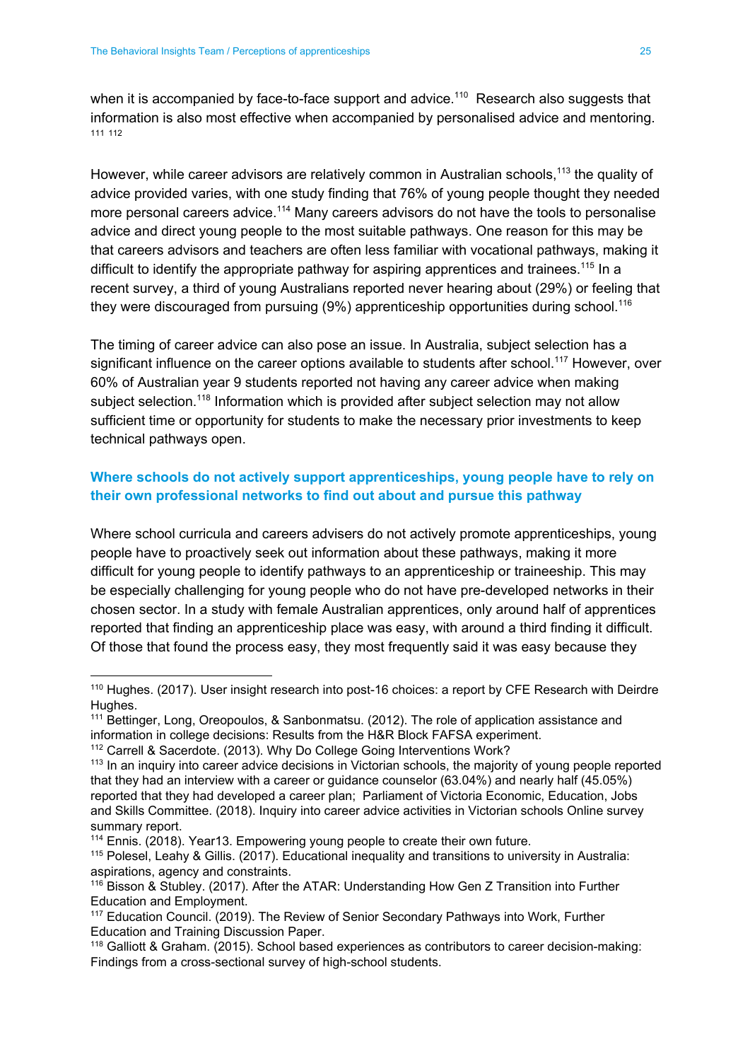when it is accompanied by face-to-face support and advice.[110] Research also suggests that information is also most effective when accompanied by personalised advice and mentoring.[111] [112]

However, while career advisors are relatively common in Australian schools,[113] the quality of advice provided varies, with one study finding that 76% of young people thought they needed more personal careers advice.[114] Many careers advisors do not have the tools to personalise advice and direct young people to the most suitable pathways. One reason for this may be that careers advisors and teachers are often less familiar with vocational pathways, making it difficult to identify the appropriate pathway for aspiring apprentices and trainees.[115] In a recent survey, a third of young Australians reported never hearing about (29%) or feeling that they were discouraged from pursuing (9%) apprenticeship opportunities during school.[116]

The timing of career advice can also pose an issue. In Australia, subject selection has a significant influence on the career options available to students after school.[117] However, over 60% of Australian year 9 students reported not having any career advice when making subject selection.[118] Information which is provided after subject selection may not allow sufficient time or opportunity for students to make the necessary prior investments to keep technical pathways open.

### Where schools do not actively support apprenticeships, young people have to rely on their own professional networks to find out about and pursue this pathway

Where school curricula and careers advisers do not actively promote apprenticeships, young people have to proactively seek out information about these pathways, making it more difficult for young people to identify pathways to an apprenticeship or traineeship. This may be especially challenging for young people who do not have pre-developed networks in their chosen sector. In a study with female Australian apprentices, only around half of apprentices reported that finding an apprenticeship place was easy, with around a third finding it difficult. Of those that found the process easy, they most frequently said it was easy because they

---

[110] Hughes. (2017). User insight research into post-16 choices: a report by CFE Research with Deirdre Hughes.

[111] Bettinger, Long, Oreopoulos, & Sanbonmatsu. (2012). The role of application assistance and information in college decisions: Results from the H&R Block FAFSA experiment.

[112] Carrell & Sacerdote. (2013). Why Do College Going Interventions Work?

[113] In an inquiry into career advice decisions in Victorian schools, the majority of young people reported that they had an interview with a career or guidance counselor (63.04%) and nearly half (45.05%) reported that they had developed a career plan; Parliament of Victoria Economic, Education, Jobs and Skills Committee. (2018). Inquiry into career advice activities in Victorian schools Online survey summary report.

[114] Ennis. (2018). Year13. Empowering young people to create their own future.

[115] Polesel, Leahy & Gillis. (2017). Educational inequality and transitions to university in Australia: aspirations, agency and constraints.

[116] Bisson & Stubley. (2017). After the ATAR: Understanding How Gen Z Transition into Further Education and Employment.

[117] Education Council. (2019). The Review of Senior Secondary Pathways into Work, Further Education and Training Discussion Paper.

[118] Galliott & Graham. (2015). School based experiences as contributors to career decision-making: Findings from a cross-sectional survey of high-school students.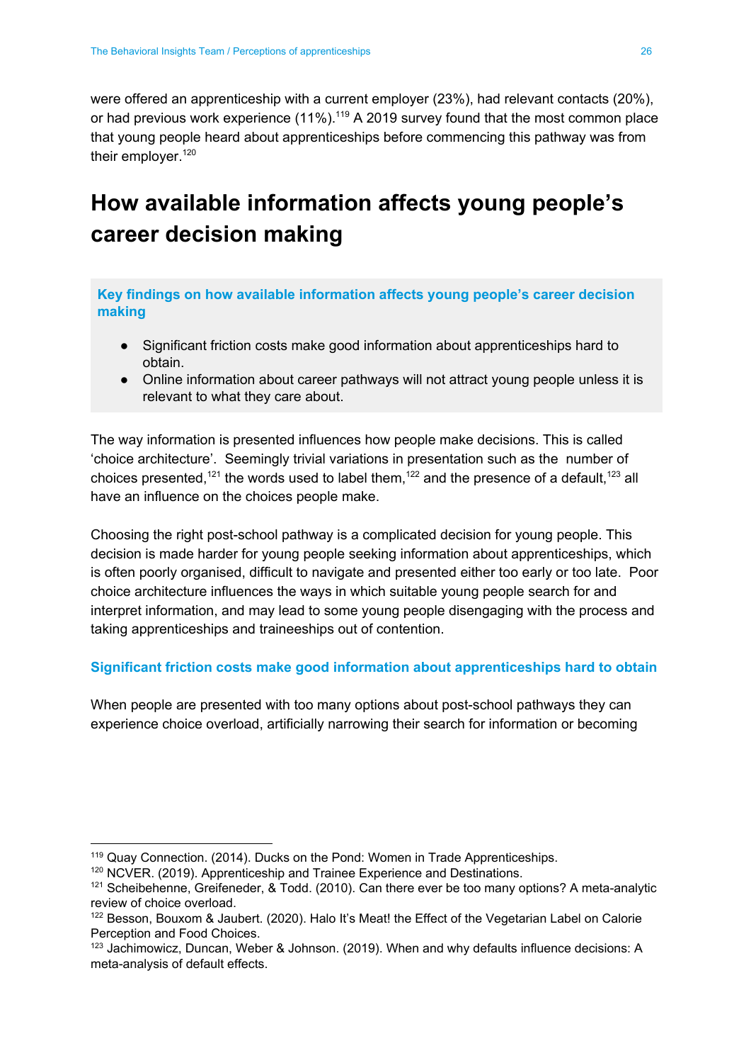were offered an apprenticeship with a current employer (23%), had relevant contacts (20%), or had previous work experience (11%).[119] A 2019 survey found that the most common place that young people heard about apprenticeships before commencing this pathway was from their employer.[120]

# How available information affects young people's career decision making

**Key findings on how available information affects young people's career decision making**

- Significant friction costs make good information about apprenticeships hard to obtain.
- Online information about career pathways will not attract young people unless it is relevant to what they care about.

The way information is presented influences how people make decisions. This is called 'choice architecture'. Seemingly trivial variations in presentation such as the number of choices presented,[121] the words used to label them,[122] and the presence of a default,[123] all have an influence on the choices people make.

Choosing the right post-school pathway is a complicated decision for young people. This decision is made harder for young people seeking information about apprenticeships, which is often poorly organised, difficult to navigate and presented either too early or too late. Poor choice architecture influences the ways in which suitable young people search for and interpret information, and may lead to some young people disengaging with the process and taking apprenticeships and traineeships out of contention.

### Significant friction costs make good information about apprenticeships hard to obtain

When people are presented with too many options about post-school pathways they can experience choice overload, artificially narrowing their search for information or becoming

---

[119] Quay Connection. (2014). Ducks on the Pond: Women in Trade Apprenticeships.
[120] NCVER. (2019). Apprenticeship and Trainee Experience and Destinations.
[121] Scheibehenne, Greifeneder, & Todd. (2010). Can there ever be too many options? A meta-analytic review of choice overload.
[122] Besson, Bouxom & Jaubert. (2020). Halo It's Meat! the Effect of the Vegetarian Label on Calorie Perception and Food Choices.
[123] Jachimowicz, Duncan, Weber & Johnson. (2019). When and why defaults influence decisions: A meta-analysis of default effects.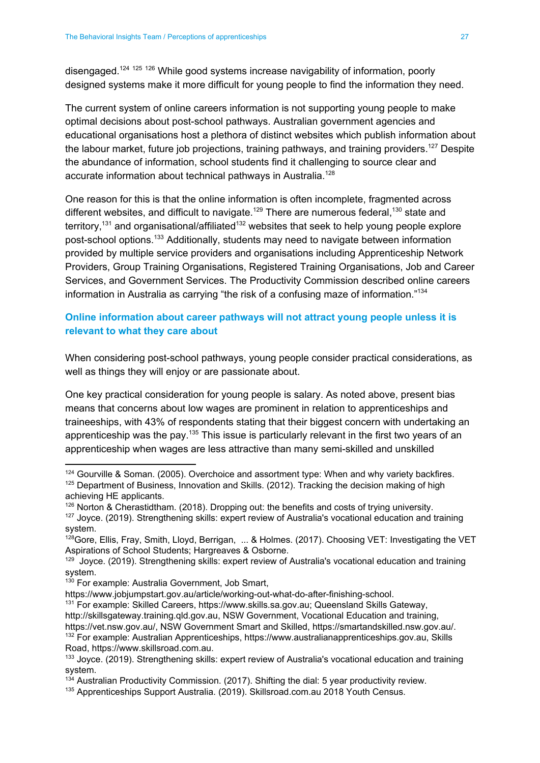disengaged.[124] [125] [126] While good systems increase navigability of information, poorly designed systems make it more difficult for young people to find the information they need.

The current system of online careers information is not supporting young people to make optimal decisions about post-school pathways. Australian government agencies and educational organisations host a plethora of distinct websites which publish information about the labour market, future job projections, training pathways, and training providers.[127] Despite the abundance of information, school students find it challenging to source clear and accurate information about technical pathways in Australia.[128]

One reason for this is that the online information is often incomplete, fragmented across different websites, and difficult to navigate.[129] There are numerous federal,[130] state and territory,[131] and organisational/affiliated[132] websites that seek to help young people explore post-school options.[133] Additionally, students may need to navigate between information provided by multiple service providers and organisations including Apprenticeship Network Providers, Group Training Organisations, Registered Training Organisations, Job and Career Services, and Government Services. The Productivity Commission described online careers information in Australia as carrying "the risk of a confusing maze of information."[134]

### Online information about career pathways will not attract young people unless it is relevant to what they care about

When considering post-school pathways, young people consider practical considerations, as well as things they will enjoy or are passionate about.

One key practical consideration for young people is salary. As noted above, present bias means that concerns about low wages are prominent in relation to apprenticeships and traineeships, with 43% of respondents stating that their biggest concern with undertaking an apprenticeship was the pay.[135] This issue is particularly relevant in the first two years of an apprenticeship when wages are less attractive than many semi-skilled and unskilled

---

[124] Gourville & Soman. (2005). Overchoice and assortment type: When and why variety backfires.
[125] Department of Business, Innovation and Skills. (2012). Tracking the decision making of high achieving HE applicants.
[126] Norton & Cherastidtham. (2018). Dropping out: the benefits and costs of trying university.
[127] Joyce. (2019). Strengthening skills: expert review of Australia's vocational education and training system.
[128] Gore, Ellis, Fray, Smith, Lloyd, Berrigan, ... & Holmes. (2017). Choosing VET: Investigating the VET Aspirations of School Students; Hargreaves & Osborne.
[129] Joyce. (2019). Strengthening skills: expert review of Australia's vocational education and training system.
[130] For example: Australia Government, Job Smart, https://www.jobjumpstart.gov.au/article/working-out-what-do-after-finishing-school.
[131] For example: Skilled Careers, https://www.skills.sa.gov.au; Queensland Skills Gateway, http://skillsgateway.training.qld.gov.au, NSW Government, Vocational Education and training, https://vet.nsw.gov.au/, NSW Government Smart and Skilled, https://smartandskilled.nsw.gov.au/.
[132] For example: Australian Apprenticeships, https://www.australianapprenticeships.gov.au, Skills Road, https://www.skillsroad.com.au.
[133] Joyce. (2019). Strengthening skills: expert review of Australia's vocational education and training system.
[134] Australian Productivity Commission. (2017). Shifting the dial: 5 year productivity review.
[135] Apprenticeships Support Australia. (2019). Skillsroad.com.au 2018 Youth Census.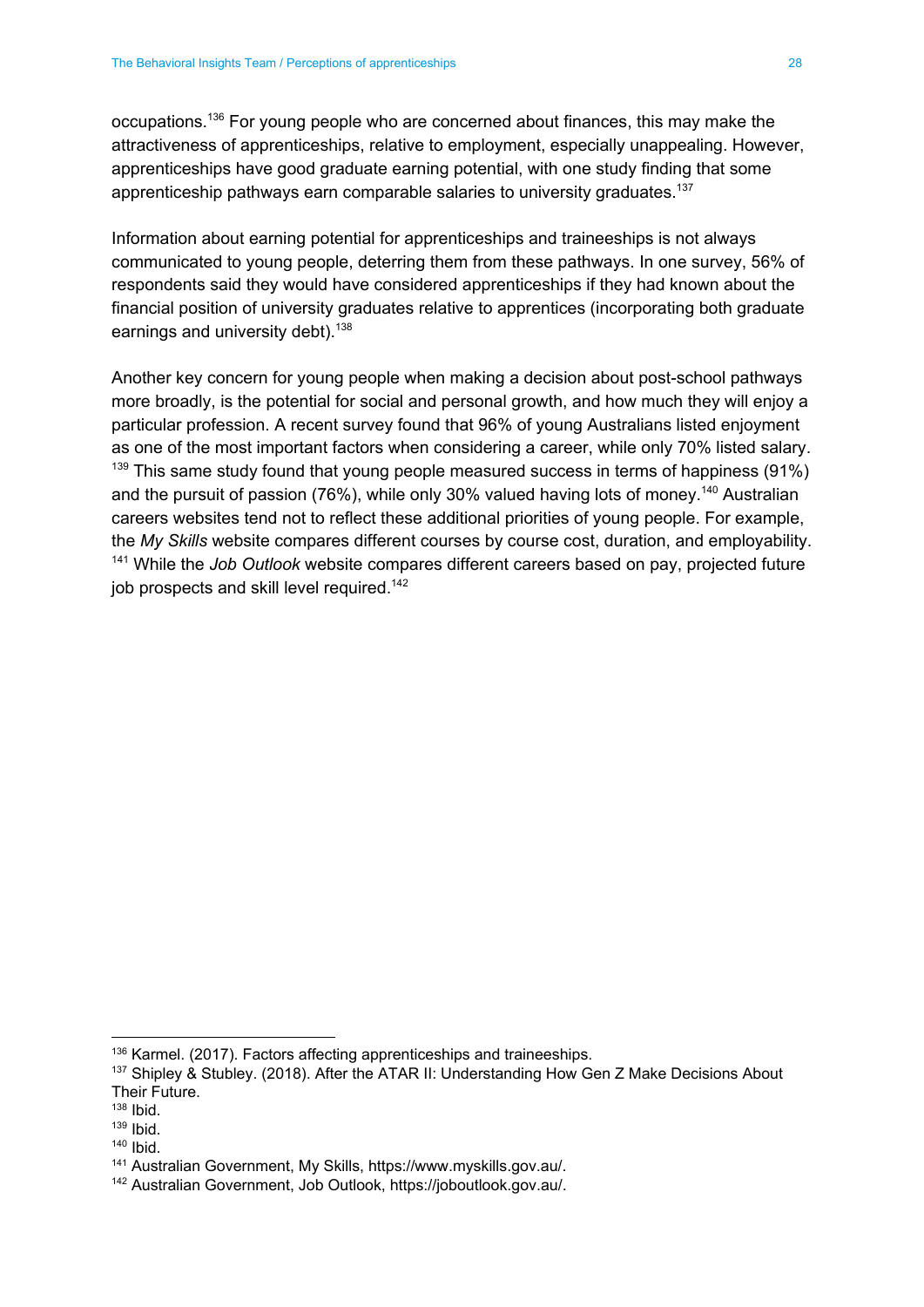occupations.[136] For young people who are concerned about finances, this may make the attractiveness of apprenticeships, relative to employment, especially unappealing. However, apprenticeships have good graduate earning potential, with one study finding that some apprenticeship pathways earn comparable salaries to university graduates.[137]

Information about earning potential for apprenticeships and traineeships is not always communicated to young people, deterring them from these pathways. In one survey, 56% of respondents said they would have considered apprenticeships if they had known about the financial position of university graduates relative to apprentices (incorporating both graduate earnings and university debt).[138]

Another key concern for young people when making a decision about post-school pathways more broadly, is the potential for social and personal growth, and how much they will enjoy a particular profession. A recent survey found that 96% of young Australians listed enjoyment as one of the most important factors when considering a career, while only 70% listed salary.[139] This same study found that young people measured success in terms of happiness (91%) and the pursuit of passion (76%), while only 30% valued having lots of money.[140] Australian careers websites tend not to reflect these additional priorities of young people. For example, the *My Skills* website compares different courses by course cost, duration, and employability.[141] While the *Job Outlook* website compares different careers based on pay, projected future job prospects and skill level required.[142]

---

[136] Karmel. (2017). Factors affecting apprenticeships and traineeships.

[137] Shipley & Stubley. (2018). After the ATAR II: Understanding How Gen Z Make Decisions About Their Future.

[138] Ibid.

[139] Ibid.

[140] Ibid.

[141] Australian Government, My Skills, https://www.myskills.gov.au/.

[142] Australian Government, Job Outlook, https://joboutlook.gov.au/.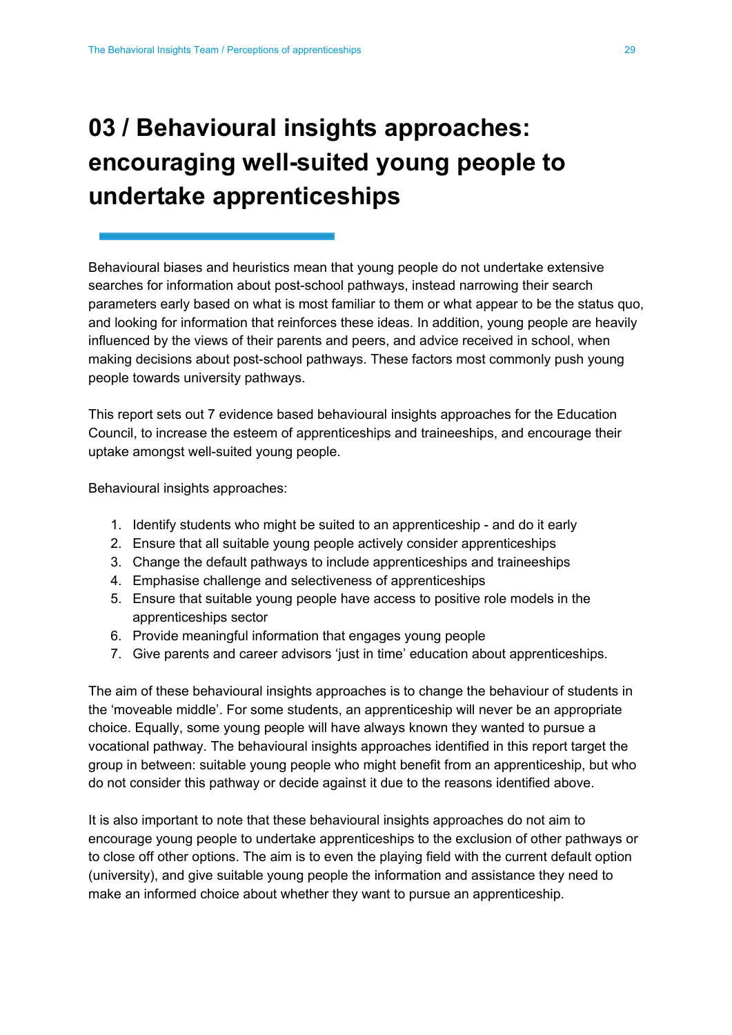# 03 / Behavioural insights approaches: encouraging well-suited young people to undertake apprenticeships

Behavioural biases and heuristics mean that young people do not undertake extensive searches for information about post-school pathways, instead narrowing their search parameters early based on what is most familiar to them or what appear to be the status quo, and looking for information that reinforces these ideas. In addition, young people are heavily influenced by the views of their parents and peers, and advice received in school, when making decisions about post-school pathways. These factors most commonly push young people towards university pathways.

This report sets out 7 evidence based behavioural insights approaches for the Education Council, to increase the esteem of apprenticeships and traineeships, and encourage their uptake amongst well-suited young people.

Behavioural insights approaches:

1. Identify students who might be suited to an apprenticeship - and do it early
2. Ensure that all suitable young people actively consider apprenticeships
3. Change the default pathways to include apprenticeships and traineeships
4. Emphasise challenge and selectiveness of apprenticeships
5. Ensure that suitable young people have access to positive role models in the apprenticeships sector
6. Provide meaningful information that engages young people
7. Give parents and career advisors 'just in time' education about apprenticeships.

The aim of these behavioural insights approaches is to change the behaviour of students in the 'moveable middle'. For some students, an apprenticeship will never be an appropriate choice. Equally, some young people will have always known they wanted to pursue a vocational pathway. The behavioural insights approaches identified in this report target the group in between: suitable young people who might benefit from an apprenticeship, but who do not consider this pathway or decide against it due to the reasons identified above.

It is also important to note that these behavioural insights approaches do not aim to encourage young people to undertake apprenticeships to the exclusion of other pathways or to close off other options. The aim is to even the playing field with the current default option (university), and give suitable young people the information and assistance they need to make an informed choice about whether they want to pursue an apprenticeship.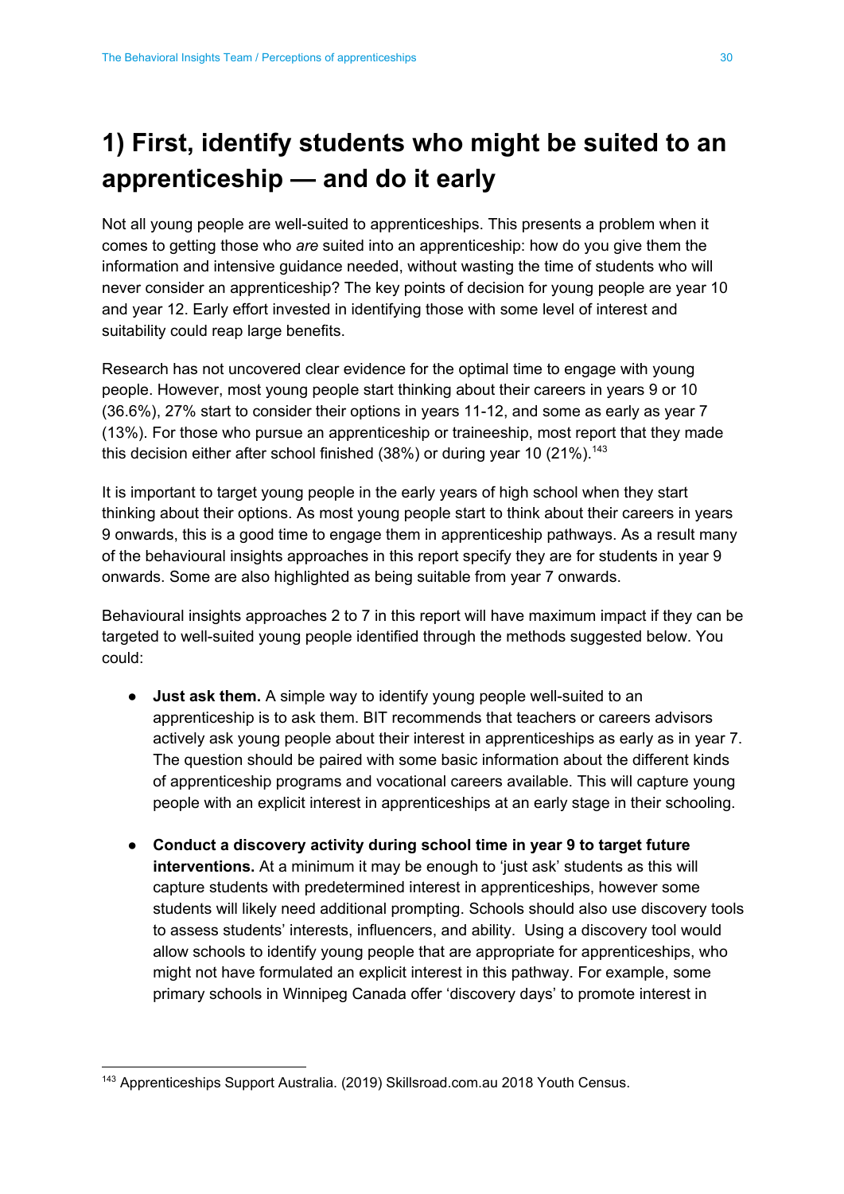# 1) First, identify students who might be suited to an apprenticeship — and do it early

Not all young people are well-suited to apprenticeships. This presents a problem when it comes to getting those who *are* suited into an apprenticeship: how do you give them the information and intensive guidance needed, without wasting the time of students who will never consider an apprenticeship? The key points of decision for young people are year 10 and year 12. Early effort invested in identifying those with some level of interest and suitability could reap large benefits.

Research has not uncovered clear evidence for the optimal time to engage with young people. However, most young people start thinking about their careers in years 9 or 10 (36.6%), 27% start to consider their options in years 11-12, and some as early as year 7 (13%). For those who pursue an apprenticeship or traineeship, most report that they made this decision either after school finished (38%) or during year 10 (21%).[143]

It is important to target young people in the early years of high school when they start thinking about their options. As most young people start to think about their careers in years 9 onwards, this is a good time to engage them in apprenticeship pathways. As a result many of the behavioural insights approaches in this report specify they are for students in year 9 onwards. Some are also highlighted as being suitable from year 7 onwards.

Behavioural insights approaches 2 to 7 in this report will have maximum impact if they can be targeted to well-suited young people identified through the methods suggested below. You could:

- **Just ask them.** A simple way to identify young people well-suited to an apprenticeship is to ask them. BIT recommends that teachers or careers advisors actively ask young people about their interest in apprenticeships as early as in year 7. The question should be paired with some basic information about the different kinds of apprenticeship programs and vocational careers available. This will capture young people with an explicit interest in apprenticeships at an early stage in their schooling.

- **Conduct a discovery activity during school time in year 9 to target future interventions.** At a minimum it may be enough to 'just ask' students as this will capture students with predetermined interest in apprenticeships, however some students will likely need additional prompting. Schools should also use discovery tools to assess students' interests, influencers, and ability. Using a discovery tool would allow schools to identify young people that are appropriate for apprenticeships, who might not have formulated an explicit interest in this pathway. For example, some primary schools in Winnipeg Canada offer 'discovery days' to promote interest in

[143] Apprenticeships Support Australia. (2019) Skillsroad.com.au 2018 Youth Census.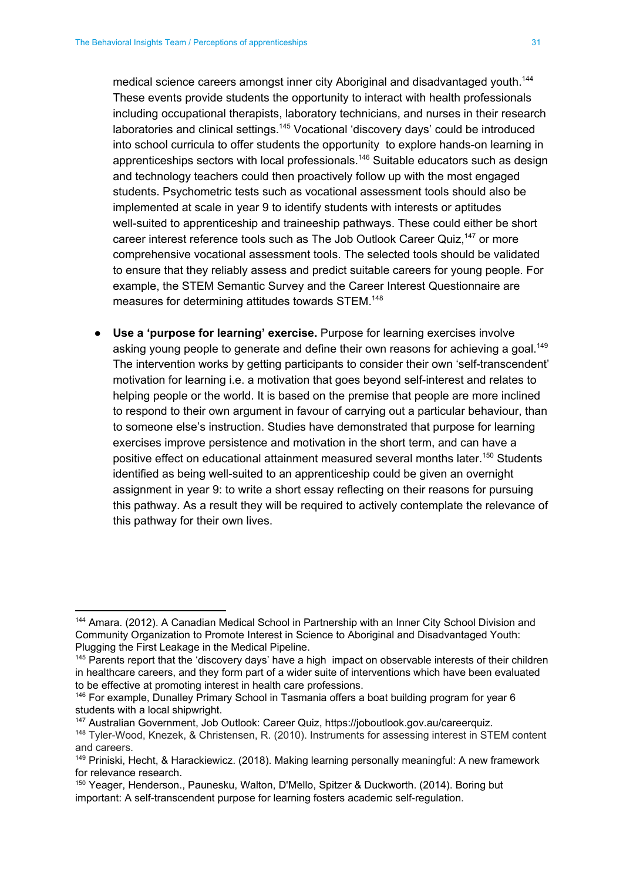medical science careers amongst inner city Aboriginal and disadvantaged youth.[144] These events provide students the opportunity to interact with health professionals including occupational therapists, laboratory technicians, and nurses in their research laboratories and clinical settings.[145] Vocational 'discovery days' could be introduced into school curricula to offer students the opportunity to explore hands-on learning in apprenticeships sectors with local professionals.[146] Suitable educators such as design and technology teachers could then proactively follow up with the most engaged students. Psychometric tests such as vocational assessment tools should also be implemented at scale in year 9 to identify students with interests or aptitudes well-suited to apprenticeship and traineeship pathways. These could either be short career interest reference tools such as The Job Outlook Career Quiz,[147] or more comprehensive vocational assessment tools. The selected tools should be validated to ensure that they reliably assess and predict suitable careers for young people. For example, the STEM Semantic Survey and the Career Interest Questionnaire are measures for determining attitudes towards STEM.[148]

- **Use a 'purpose for learning' exercise.** Purpose for learning exercises involve asking young people to generate and define their own reasons for achieving a goal.[149] The intervention works by getting participants to consider their own 'self-transcendent' motivation for learning i.e. a motivation that goes beyond self-interest and relates to helping people or the world. It is based on the premise that people are more inclined to respond to their own argument in favour of carrying out a particular behaviour, than to someone else's instruction. Studies have demonstrated that purpose for learning exercises improve persistence and motivation in the short term, and can have a positive effect on educational attainment measured several months later.[150] Students identified as being well-suited to an apprenticeship could be given an overnight assignment in year 9: to write a short essay reflecting on their reasons for pursuing this pathway. As a result they will be required to actively contemplate the relevance of this pathway for their own lives.

---

[144] Amara. (2012). A Canadian Medical School in Partnership with an Inner City School Division and Community Organization to Promote Interest in Science to Aboriginal and Disadvantaged Youth: Plugging the First Leakage in the Medical Pipeline.

[145] Parents report that the 'discovery days' have a high impact on observable interests of their children in healthcare careers, and they form part of a wider suite of interventions which have been evaluated to be effective at promoting interest in health care professions.

[146] For example, Dunalley Primary School in Tasmania offers a boat building program for year 6 students with a local shipwright.

[147] Australian Government, Job Outlook: Career Quiz, https://joboutlook.gov.au/careerquiz.

[148] Tyler-Wood, Knezek, & Christensen, R. (2010). Instruments for assessing interest in STEM content and careers.

[149] Priniski, Hecht, & Harackiewicz. (2018). Making learning personally meaningful: A new framework for relevance research.

[150] Yeager, Henderson., Paunesku, Walton, D'Mello, Spitzer & Duckworth. (2014). Boring but important: A self-transcendent purpose for learning fosters academic self-regulation.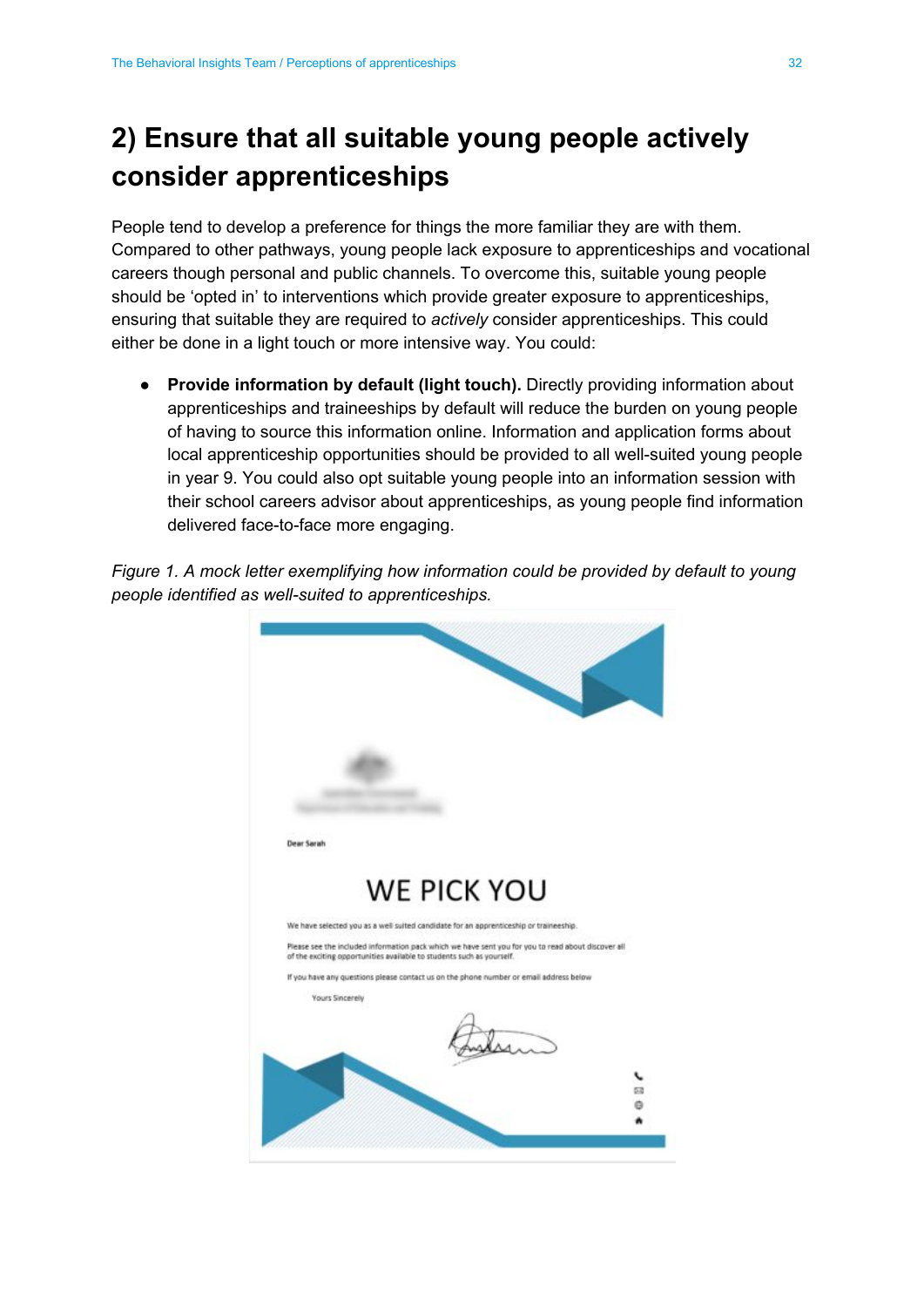## 2) Ensure that all suitable young people actively consider apprenticeships

People tend to develop a preference for things the more familiar they are with them. Compared to other pathways, young people lack exposure to apprenticeships and vocational careers though personal and public channels. To overcome this, suitable young people should be 'opted in' to interventions which provide greater exposure to apprenticeships, ensuring that suitable they are required to *actively* consider apprenticeships. This could either be done in a light touch or more intensive way. You could:

- **Provide information by default (light touch).** Directly providing information about apprenticeships and traineeships by default will reduce the burden on young people of having to source this information online. Information and application forms about local apprenticeship opportunities should be provided to all well-suited young people in year 9. You could also opt suitable young people into an information session with their school careers advisor about apprenticeships, as young people find information delivered face-to-face more engaging.

*Figure 1. A mock letter exemplifying how information could be provided by default to young people identified as well-suited to apprenticeships.*

Dear Sarah

WE PICK YOU

We have selected you as a well suited candidate for an apprenticeship or traineeship.

Please see the included information pack which we have sent you for you to read about discover all of the exciting opportunities available to students such as yourself.

If you have any questions please contact us on the phone number or email address below

Yours Sincerely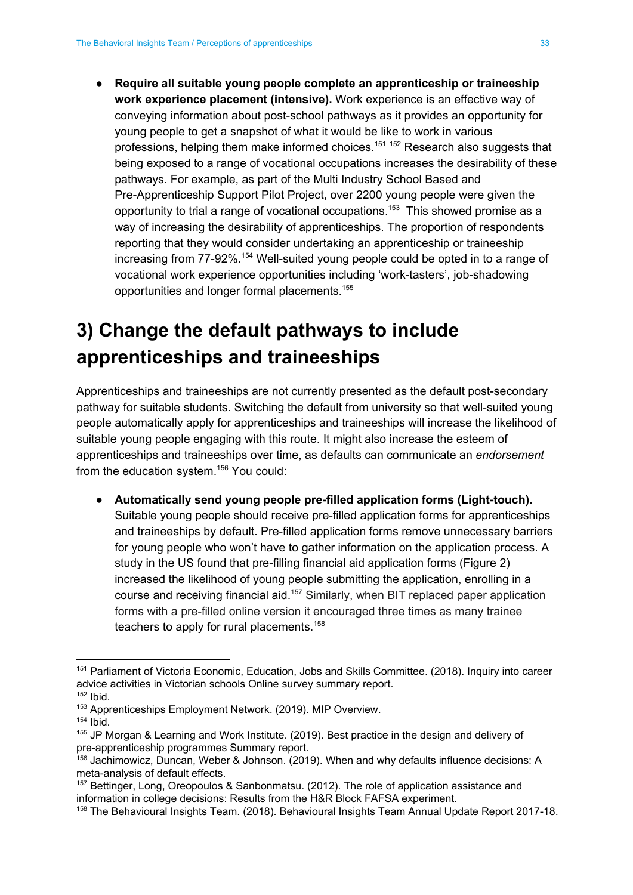- **Require all suitable young people complete an apprenticeship or traineeship work experience placement (intensive).** Work experience is an effective way of conveying information about post-school pathways as it provides an opportunity for young people to get a snapshot of what it would be like to work in various professions, helping them make informed choices.[151] [152] Research also suggests that being exposed to a range of vocational occupations increases the desirability of these pathways. For example, as part of the Multi Industry School Based and Pre-Apprenticeship Support Pilot Project, over 2200 young people were given the opportunity to trial a range of vocational occupations.[153] This showed promise as a way of increasing the desirability of apprenticeships. The proportion of respondents reporting that they would consider undertaking an apprenticeship or traineeship increasing from 77-92%.[154] Well-suited young people could be opted in to a range of vocational work experience opportunities including 'work-tasters', job-shadowing opportunities and longer formal placements.[155]

## 3) Change the default pathways to include apprenticeships and traineeships

Apprenticeships and traineeships are not currently presented as the default post-secondary pathway for suitable students. Switching the default from university so that well-suited young people automatically apply for apprenticeships and traineeships will increase the likelihood of suitable young people engaging with this route. It might also increase the esteem of apprenticeships and traineeships over time, as defaults can communicate an *endorsement* from the education system.[156] You could:

- **Automatically send young people pre-filled application forms (Light-touch).** Suitable young people should receive pre-filled application forms for apprenticeships and traineeships by default. Pre-filled application forms remove unnecessary barriers for young people who won't have to gather information on the application process. A study in the US found that pre-filling financial aid application forms (Figure 2) increased the likelihood of young people submitting the application, enrolling in a course and receiving financial aid.[157] Similarly, when BIT replaced paper application forms with a pre-filled online version it encouraged three times as many trainee teachers to apply for rural placements.[158]

---

[151] Parliament of Victoria Economic, Education, Jobs and Skills Committee. (2018). Inquiry into career advice activities in Victorian schools Online survey summary report.
[152] Ibid.
[153] Apprenticeships Employment Network. (2019). MIP Overview.
[154] Ibid.
[155] JP Morgan & Learning and Work Institute. (2019). Best practice in the design and delivery of pre-apprenticeship programmes Summary report.
[156] Jachimowicz, Duncan, Weber & Johnson. (2019). When and why defaults influence decisions: A meta-analysis of default effects.
[157] Bettinger, Long, Oreopoulos & Sanbonmatsu. (2012). The role of application assistance and information in college decisions: Results from the H&R Block FAFSA experiment.
[158] The Behavioural Insights Team. (2018). Behavioural Insights Team Annual Update Report 2017-18.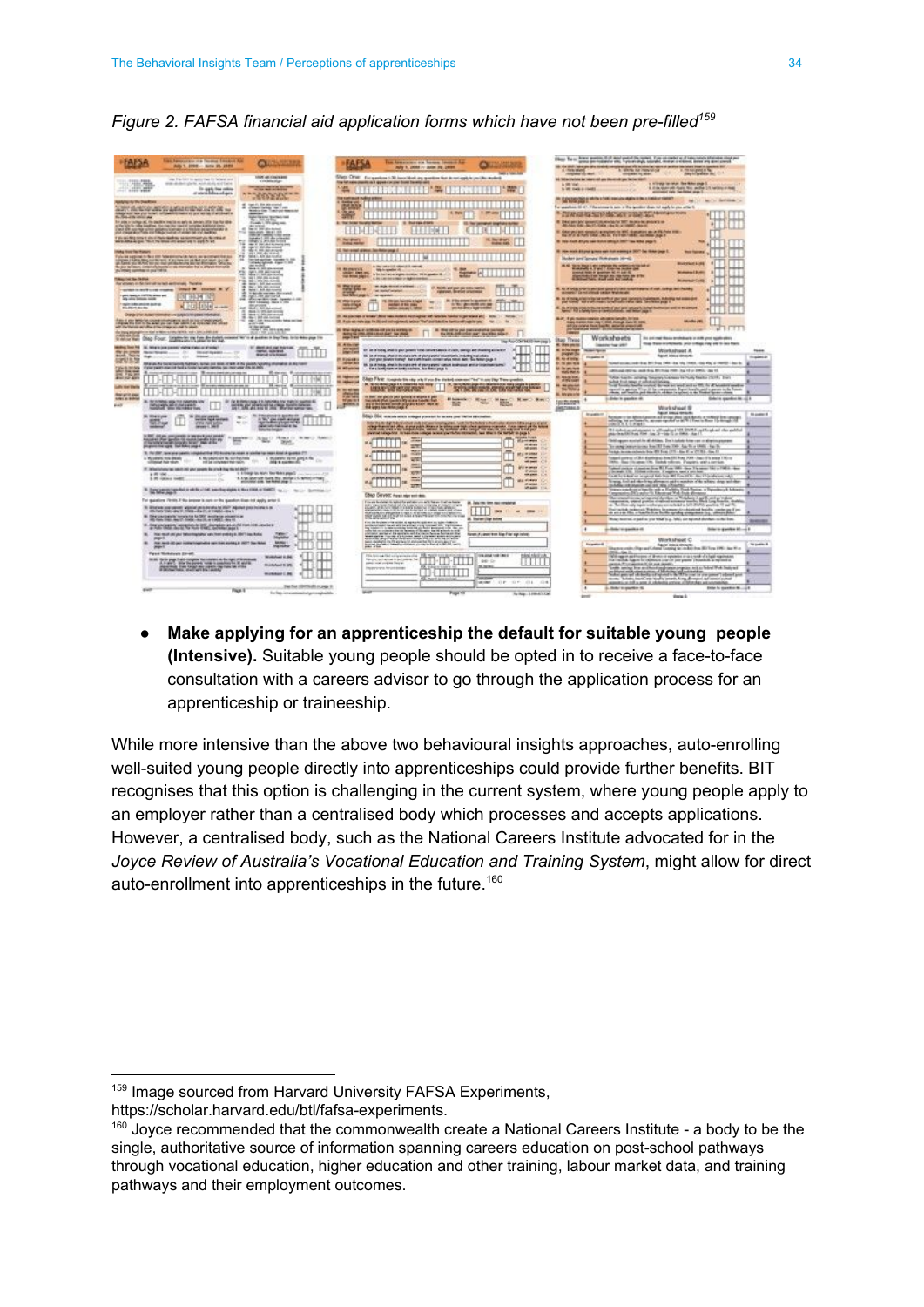*Figure 2. FAFSA financial aid application forms which have not been pre-filled*[159]

- **Make applying for an apprenticeship the default for suitable young people (Intensive).** Suitable young people should be opted in to receive a face-to-face consultation with a careers advisor to go through the application process for an apprenticeship or traineeship.

While more intensive than the above two behavioural insights approaches, auto-enrolling well-suited young people directly into apprenticeships could provide further benefits. BIT recognises that this option is challenging in the current system, where young people apply to an employer rather than a centralised body which processes and accepts applications. However, a centralised body, such as the National Careers Institute advocated for in the *Joyce Review of Australia's Vocational Education and Training System*, might allow for direct auto-enrollment into apprenticeships in the future.[160]

---

[159] Image sourced from Harvard University FAFSA Experiments, https://scholar.harvard.edu/btl/fafsa-experiments.

[160] Joyce recommended that the commonwealth create a National Careers Institute - a body to be the single, authoritative source of information spanning careers education on post-school pathways through vocational education, higher education and other training, labour market data, and training pathways and their employment outcomes.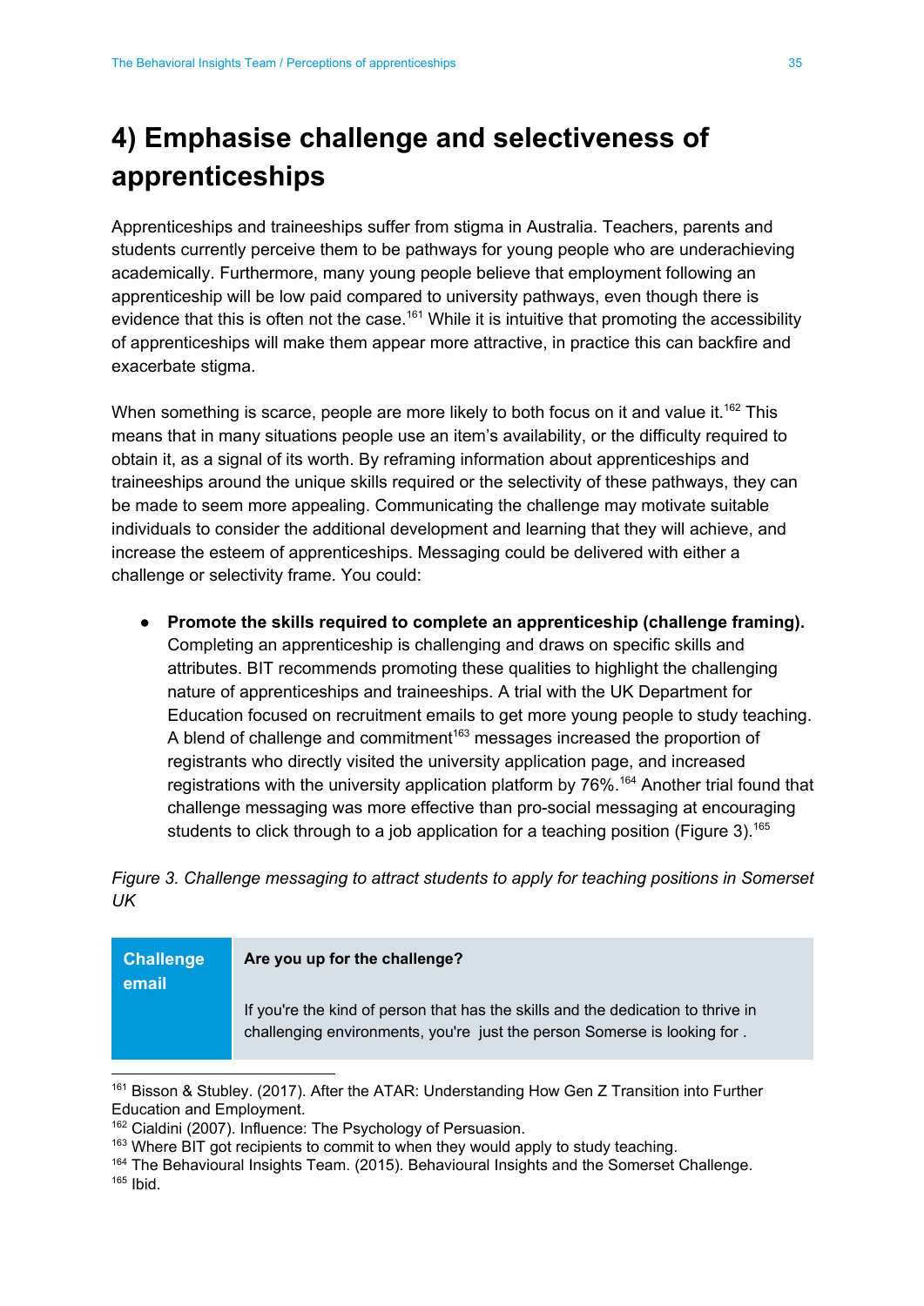# 4) Emphasise challenge and selectiveness of apprenticeships

Apprenticeships and traineeships suffer from stigma in Australia. Teachers, parents and students currently perceive them to be pathways for young people who are underachieving academically. Furthermore, many young people believe that employment following an apprenticeship will be low paid compared to university pathways, even though there is evidence that this is often not the case.[161] While it is intuitive that promoting the accessibility of apprenticeships will make them appear more attractive, in practice this can backfire and exacerbate stigma.

When something is scarce, people are more likely to both focus on it and value it.[162] This means that in many situations people use an item's availability, or the difficulty required to obtain it, as a signal of its worth. By reframing information about apprenticeships and traineeships around the unique skills required or the selectivity of these pathways, they can be made to seem more appealing. Communicating the challenge may motivate suitable individuals to consider the additional development and learning that they will achieve, and increase the esteem of apprenticeships. Messaging could be delivered with either a challenge or selectivity frame. You could:

- **Promote the skills required to complete an apprenticeship (challenge framing).** Completing an apprenticeship is challenging and draws on specific skills and attributes. BIT recommends promoting these qualities to highlight the challenging nature of apprenticeships and traineeships. A trial with the UK Department for Education focused on recruitment emails to get more young people to study teaching. A blend of challenge and commitment[163] messages increased the proportion of registrants who directly visited the university application page, and increased registrations with the university application platform by 76%.[164] Another trial found that challenge messaging was more effective than pro-social messaging at encouraging students to click through to a job application for a teaching position (Figure 3).[165]

*Figure 3. Challenge messaging to attract students to apply for teaching positions in Somerset UK*

| Challenge email | **Are you up for the challenge?**<br><br>If you're the kind of person that has the skills and the dedication to thrive in challenging environments, you're just the person Somerse is looking for . |
|---|---|

[161] Bisson & Stubley. (2017). After the ATAR: Understanding How Gen Z Transition into Further Education and Employment.
[162] Cialdini (2007). Influence: The Psychology of Persuasion.
[163] Where BIT got recipients to commit to when they would apply to study teaching.
[164] The Behavioural Insights Team. (2015). Behavioural Insights and the Somerset Challenge.
[165] Ibid.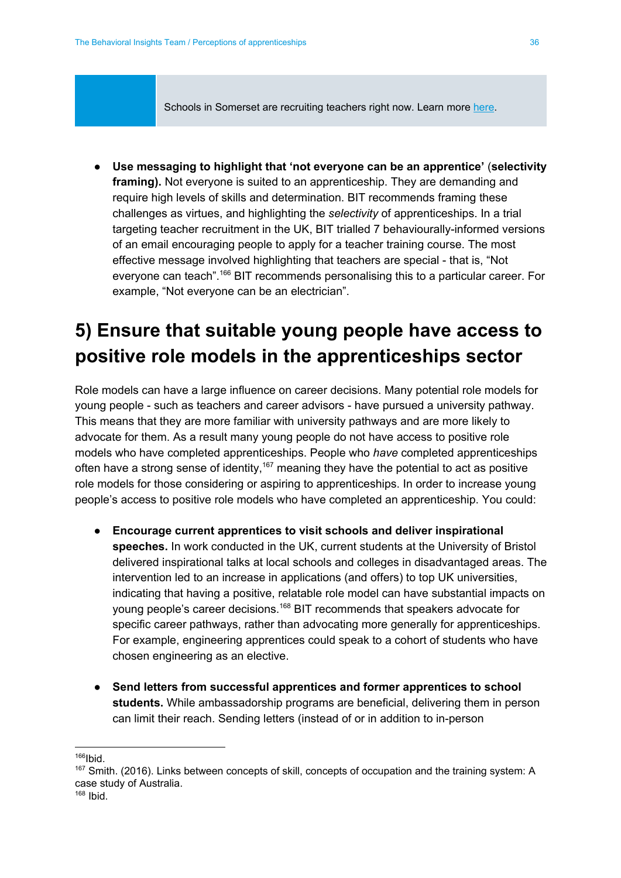> Schools in Somerset are recruiting teachers right now. Learn more [here](#).

- **Use messaging to highlight that 'not everyone can be an apprentice'** (**selectivity framing).** Not everyone is suited to an apprenticeship. They are demanding and require high levels of skills and determination. BIT recommends framing these challenges as virtues, and highlighting the *selectivity* of apprenticeships. In a trial targeting teacher recruitment in the UK, BIT trialled 7 behaviourally-informed versions of an email encouraging people to apply for a teacher training course. The most effective message involved highlighting that teachers are special - that is, "Not everyone can teach".[166] BIT recommends personalising this to a particular career. For example, "Not everyone can be an electrician".

## 5) Ensure that suitable young people have access to positive role models in the apprenticeships sector

Role models can have a large influence on career decisions. Many potential role models for young people - such as teachers and career advisors - have pursued a university pathway. This means that they are more familiar with university pathways and are more likely to advocate for them. As a result many young people do not have access to positive role models who have completed apprenticeships. People who *have* completed apprenticeships often have a strong sense of identity,[167] meaning they have the potential to act as positive role models for those considering or aspiring to apprenticeships. In order to increase young people's access to positive role models who have completed an apprenticeship. You could:

- **Encourage current apprentices to visit schools and deliver inspirational speeches.** In work conducted in the UK, current students at the University of Bristol delivered inspirational talks at local schools and colleges in disadvantaged areas. The intervention led to an increase in applications (and offers) to top UK universities, indicating that having a positive, relatable role model can have substantial impacts on young people's career decisions.[168] BIT recommends that speakers advocate for specific career pathways, rather than advocating more generally for apprenticeships. For example, engineering apprentices could speak to a cohort of students who have chosen engineering as an elective.

- **Send letters from successful apprentices and former apprentices to school students.** While ambassadorship programs are beneficial, delivering them in person can limit their reach. Sending letters (instead of or in addition to in-person

---

[166] Ibid.

[167] Smith. (2016). Links between concepts of skill, concepts of occupation and the training system: A case study of Australia.

[168] Ibid.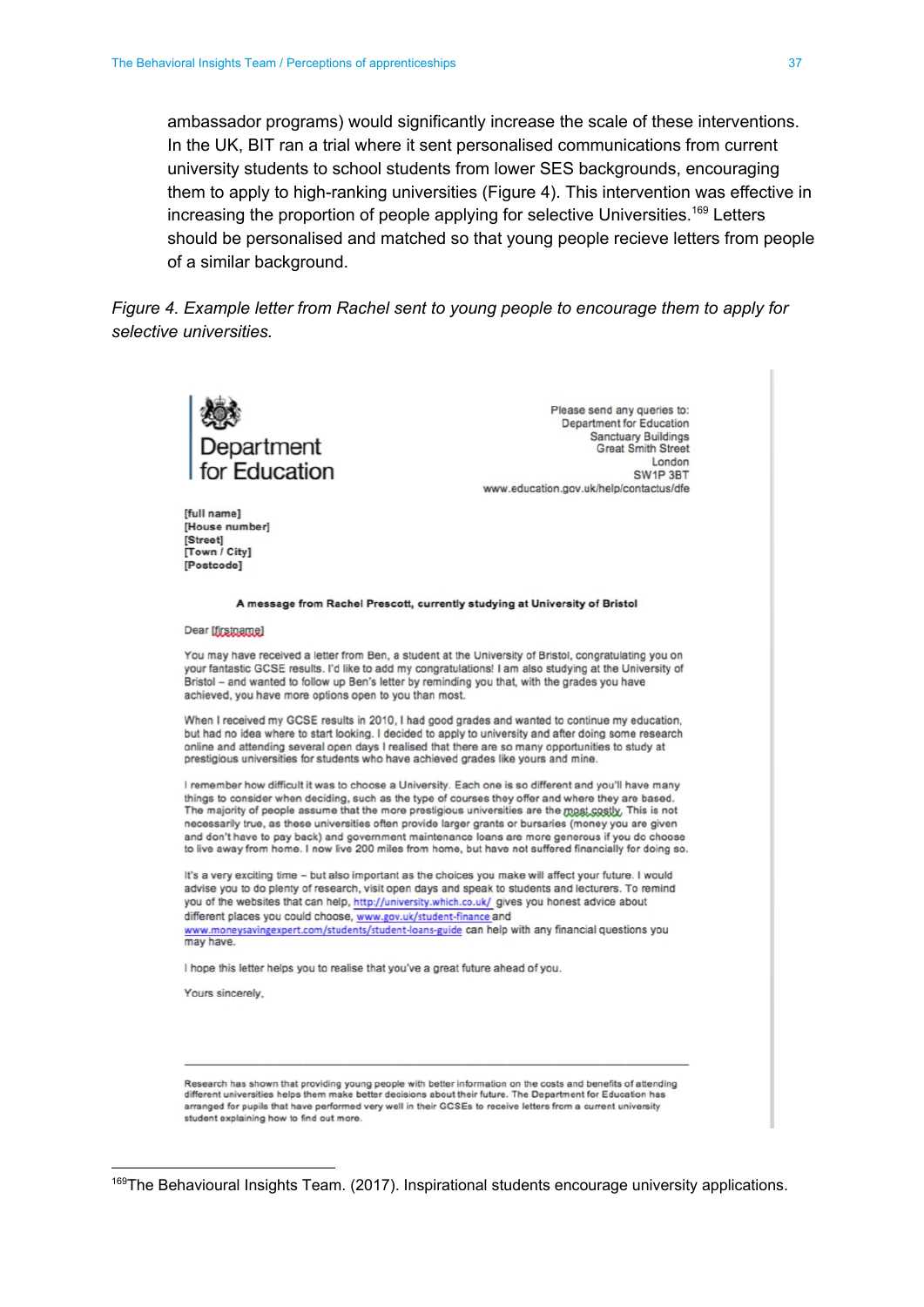ambassador programs) would significantly increase the scale of these interventions. In the UK, BIT ran a trial where it sent personalised communications from current university students to school students from lower SES backgrounds, encouraging them to apply to high-ranking universities (Figure 4). This intervention was effective in increasing the proportion of people applying for selective Universities.[169] Letters should be personalised and matched so that young people recieve letters from people of a similar background.

*Figure 4. Example letter from Rachel sent to young people to encourage them to apply for selective universities.*

Department for Education

Please send any queries to:
Department for Education
Sanctuary Buildings
Great Smith Street
London
SW1P 3BT
www.education.gov.uk/help/contactus/dfe

**[full name]**
**[House number]**
**[Street]**
**[Town / City]**
**[Postcode]**

**A message from Rachel Prescott, currently studying at University of Bristol**

Dear [firstname]

You may have received a letter from Ben, a student at the University of Bristol, congratulating you on your fantastic GCSE results. I'd like to add my congratulations! I am also studying at the University of Bristol – and wanted to follow up Ben's letter by reminding you that, with the grades you have achieved, you have more options open to you than most.

When I received my GCSE results in 2010, I had good grades and wanted to continue my education, but had no idea where to start looking. I decided to apply to university and after doing some research online and attending several open days I realised that there are so many opportunities to study at prestigious universities for students who have achieved grades like yours and mine.

I remember how difficult it was to choose a University. Each one is so different and you'll have many things to consider when deciding, such as the type of courses they offer and where they are based. The majority of people assume that the more prestigious universities are the most costly. This is not necessarily true, as these universities often provide larger grants or bursaries (money you are given and don't have to pay back) and government maintenance loans are more generous if you do choose to live away from home. I now live 200 miles from home, but have not suffered financially for doing so.

It's a very exciting time – but also important as the choices you make will affect your future. I would advise you to do plenty of research, visit open days and speak to students and lecturers. To remind you of the websites that can help, http://university.which.co.uk/ gives you honest advice about different places you could choose, www.gov.uk/student-finance and www.moneysavingexpert.com/students/student-loans-guide can help with any financial questions you may have.

I hope this letter helps you to realise that you've a great future ahead of you.

Yours sincerely,

Research has shown that providing young people with better information on the costs and benefits of attending different universities helps them make better decisions about their future. The Department for Education has arranged for pupils that have performed very well in their GCSEs to receive letters from a current university student explaining how to find out more.

---

[169] The Behavioural Insights Team. (2017). Inspirational students encourage university applications.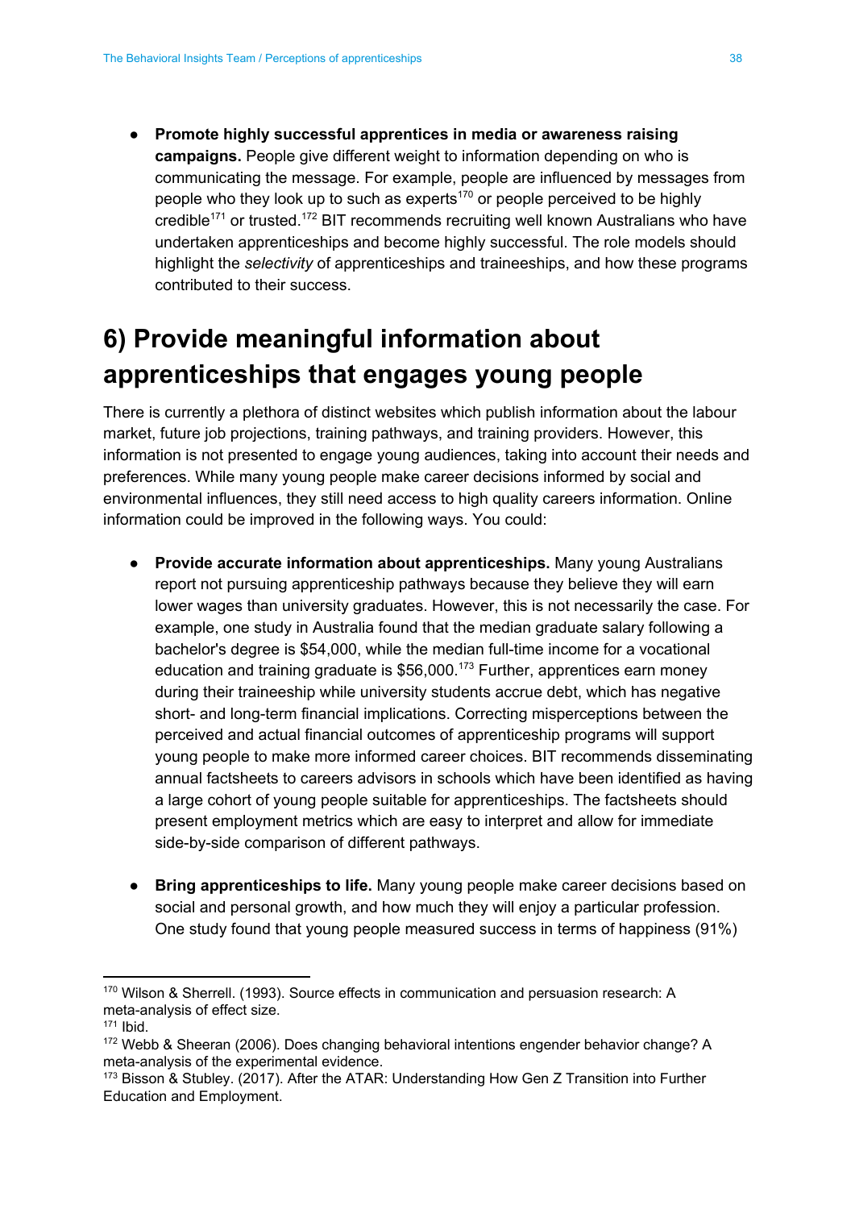- **Promote highly successful apprentices in media or awareness raising campaigns.** People give different weight to information depending on who is communicating the message. For example, people are influenced by messages from people who they look up to such as experts[170] or people perceived to be highly credible[171] or trusted.[172] BIT recommends recruiting well known Australians who have undertaken apprenticeships and become highly successful. The role models should highlight the *selectivity* of apprenticeships and traineeships, and how these programs contributed to their success.

## 6) Provide meaningful information about apprenticeships that engages young people

There is currently a plethora of distinct websites which publish information about the labour market, future job projections, training pathways, and training providers. However, this information is not presented to engage young audiences, taking into account their needs and preferences. While many young people make career decisions informed by social and environmental influences, they still need access to high quality careers information. Online information could be improved in the following ways. You could:

- **Provide accurate information about apprenticeships.** Many young Australians report not pursuing apprenticeship pathways because they believe they will earn lower wages than university graduates. However, this is not necessarily the case. For example, one study in Australia found that the median graduate salary following a bachelor's degree is $54,000, while the median full-time income for a vocational education and training graduate is $56,000.[173] Further, apprentices earn money during their traineeship while university students accrue debt, which has negative short- and long-term financial implications. Correcting misperceptions between the perceived and actual financial outcomes of apprenticeship programs will support young people to make more informed career choices. BIT recommends disseminating annual factsheets to careers advisors in schools which have been identified as having a large cohort of young people suitable for apprenticeships. The factsheets should present employment metrics which are easy to interpret and allow for immediate side-by-side comparison of different pathways.

- **Bring apprenticeships to life.** Many young people make career decisions based on social and personal growth, and how much they will enjoy a particular profession. One study found that young people measured success in terms of happiness (91%)

---

[170] Wilson & Sherrell. (1993). Source effects in communication and persuasion research: A meta-analysis of effect size.
[171] Ibid.
[172] Webb & Sheeran (2006). Does changing behavioral intentions engender behavior change? A meta-analysis of the experimental evidence.
[173] Bisson & Stubley. (2017). After the ATAR: Understanding How Gen Z Transition into Further Education and Employment.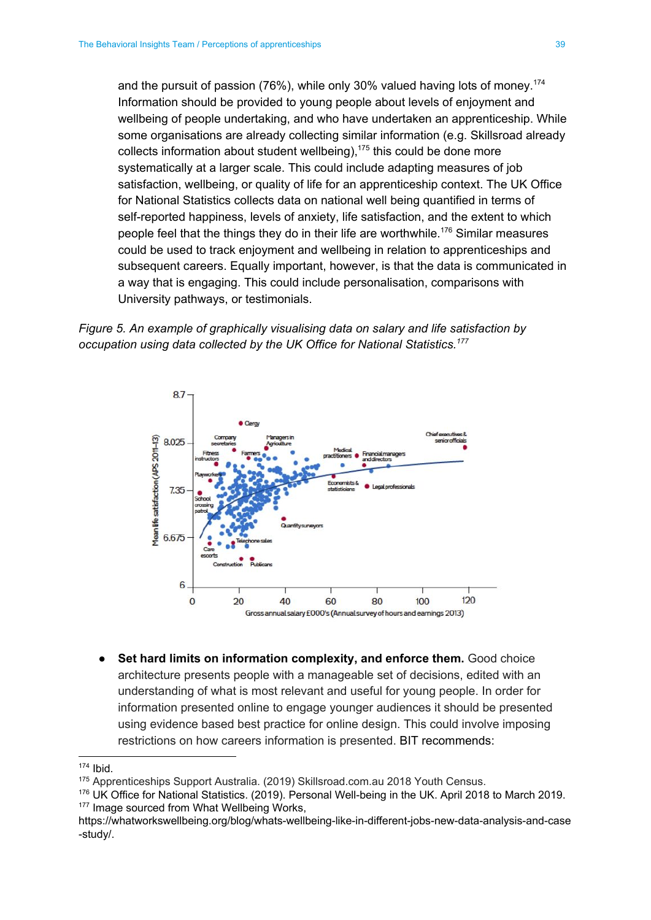and the pursuit of passion (76%), while only 30% valued having lots of money.[174] Information should be provided to young people about levels of enjoyment and wellbeing of people undertaking, and who have undertaken an apprenticeship. While some organisations are already collecting similar information (e.g. Skillsroad already collects information about student wellbeing),[175] this could be done more systematically at a larger scale. This could include adapting measures of job satisfaction, wellbeing, or quality of life for an apprenticeship context. The UK Office for National Statistics collects data on national well being quantified in terms of self-reported happiness, levels of anxiety, life satisfaction, and the extent to which people feel that the things they do in their life are worthwhile.[176] Similar measures could be used to track enjoyment and wellbeing in relation to apprenticeships and subsequent careers. Equally important, however, is that the data is communicated in a way that is engaging. This could include personalisation, comparisons with University pathways, or testimonials.

*Figure 5. An example of graphically visualising data on salary and life satisfaction by occupation using data collected by the UK Office for National Statistics.[177]*

- **Set hard limits on information complexity, and enforce them.** Good choice architecture presents people with a manageable set of decisions, edited with an understanding of what is most relevant and useful for young people. In order for information presented online to engage younger audiences it should be presented using evidence based best practice for online design. This could involve imposing restrictions on how careers information is presented. BIT recommends:

---

[174] Ibid.

[175] Apprenticeships Support Australia. (2019) Skillsroad.com.au 2018 Youth Census.

[176] UK Office for National Statistics. (2019). Personal Well-being in the UK. April 2018 to March 2019.

[177] Image sourced from What Wellbeing Works, https://whatworkswellbeing.org/blog/whats-wellbeing-like-in-different-jobs-new-data-analysis-and-case-study/.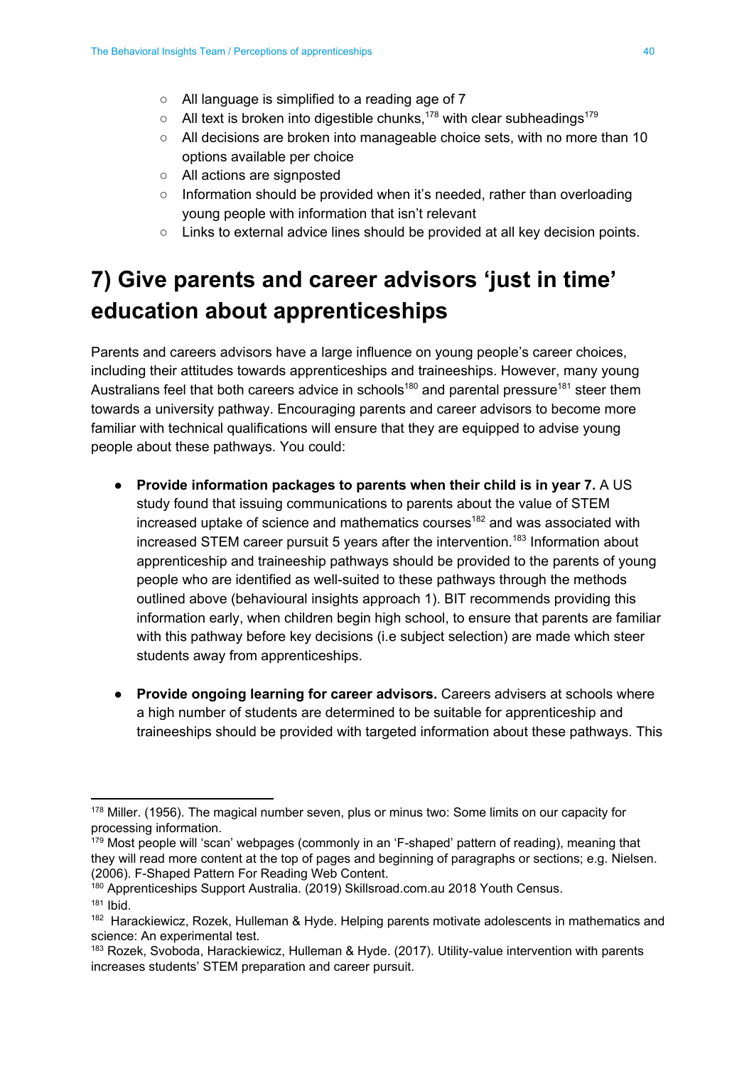- All language is simplified to a reading age of 7
- All text is broken into digestible chunks,[178] with clear subheadings[179]
- All decisions are broken into manageable choice sets, with no more than 10 options available per choice
- All actions are signposted
- Information should be provided when it's needed, rather than overloading young people with information that isn't relevant
- Links to external advice lines should be provided at all key decision points.

## 7) Give parents and career advisors 'just in time' education about apprenticeships

Parents and careers advisors have a large influence on young people's career choices, including their attitudes towards apprenticeships and traineeships. However, many young Australians feel that both careers advice in schools[180] and parental pressure[181] steer them towards a university pathway. Encouraging parents and career advisors to become more familiar with technical qualifications will ensure that they are equipped to advise young people about these pathways. You could:

- **Provide information packages to parents when their child is in year 7.** A US study found that issuing communications to parents about the value of STEM increased uptake of science and mathematics courses[182] and was associated with increased STEM career pursuit 5 years after the intervention.[183] Information about apprenticeship and traineeship pathways should be provided to the parents of young people who are identified as well-suited to these pathways through the methods outlined above (behavioural insights approach 1). BIT recommends providing this information early, when children begin high school, to ensure that parents are familiar with this pathway before key decisions (i.e subject selection) are made which steer students away from apprenticeships.

- **Provide ongoing learning for career advisors.** Careers advisers at schools where a high number of students are determined to be suitable for apprenticeship and traineeships should be provided with targeted information about these pathways. This

---

[178] Miller. (1956). The magical number seven, plus or minus two: Some limits on our capacity for processing information.

[179] Most people will 'scan' webpages (commonly in an 'F-shaped' pattern of reading), meaning that they will read more content at the top of pages and beginning of paragraphs or sections; e.g. Nielsen. (2006). F-Shaped Pattern For Reading Web Content.

[180] Apprenticeships Support Australia. (2019) Skillsroad.com.au 2018 Youth Census.

[181] Ibid.

[182] Harackiewicz, Rozek, Hulleman & Hyde. Helping parents motivate adolescents in mathematics and science: An experimental test.

[183] Rozek, Svoboda, Harackiewicz, Hulleman & Hyde. (2017). Utility-value intervention with parents increases students' STEM preparation and career pursuit.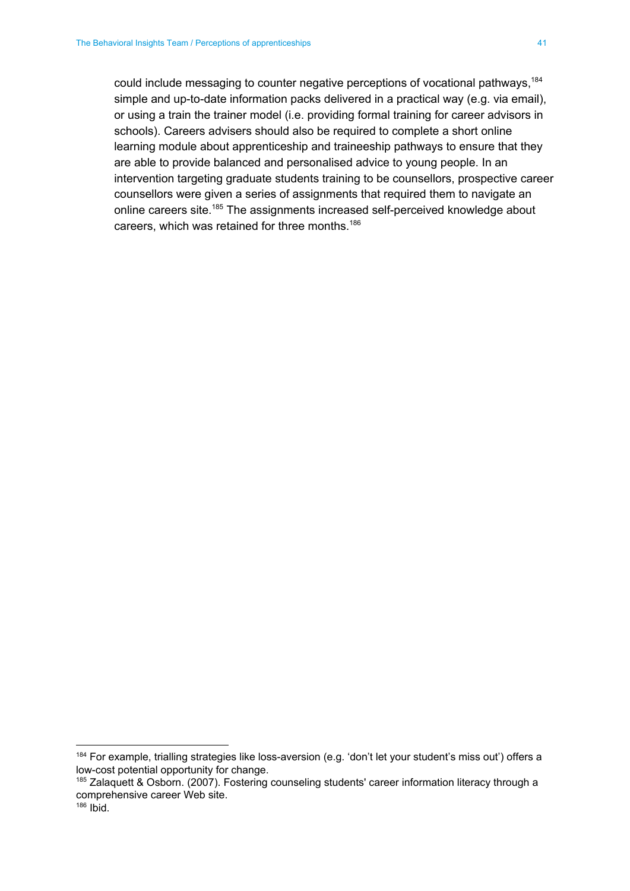could include messaging to counter negative perceptions of vocational pathways,[184] simple and up-to-date information packs delivered in a practical way (e.g. via email), or using a train the trainer model (i.e. providing formal training for career advisors in schools). Careers advisers should also be required to complete a short online learning module about apprenticeship and traineeship pathways to ensure that they are able to provide balanced and personalised advice to young people. In an intervention targeting graduate students training to be counsellors, prospective career counsellors were given a series of assignments that required them to navigate an online careers site.[185] The assignments increased self-perceived knowledge about careers, which was retained for three months.[186]

---

[184] For example, trialling strategies like loss-aversion (e.g. 'don't let your student's miss out') offers a low-cost potential opportunity for change.

[185] Zalaquett & Osborn. (2007). Fostering counseling students' career information literacy through a comprehensive career Web site.

[186] Ibid.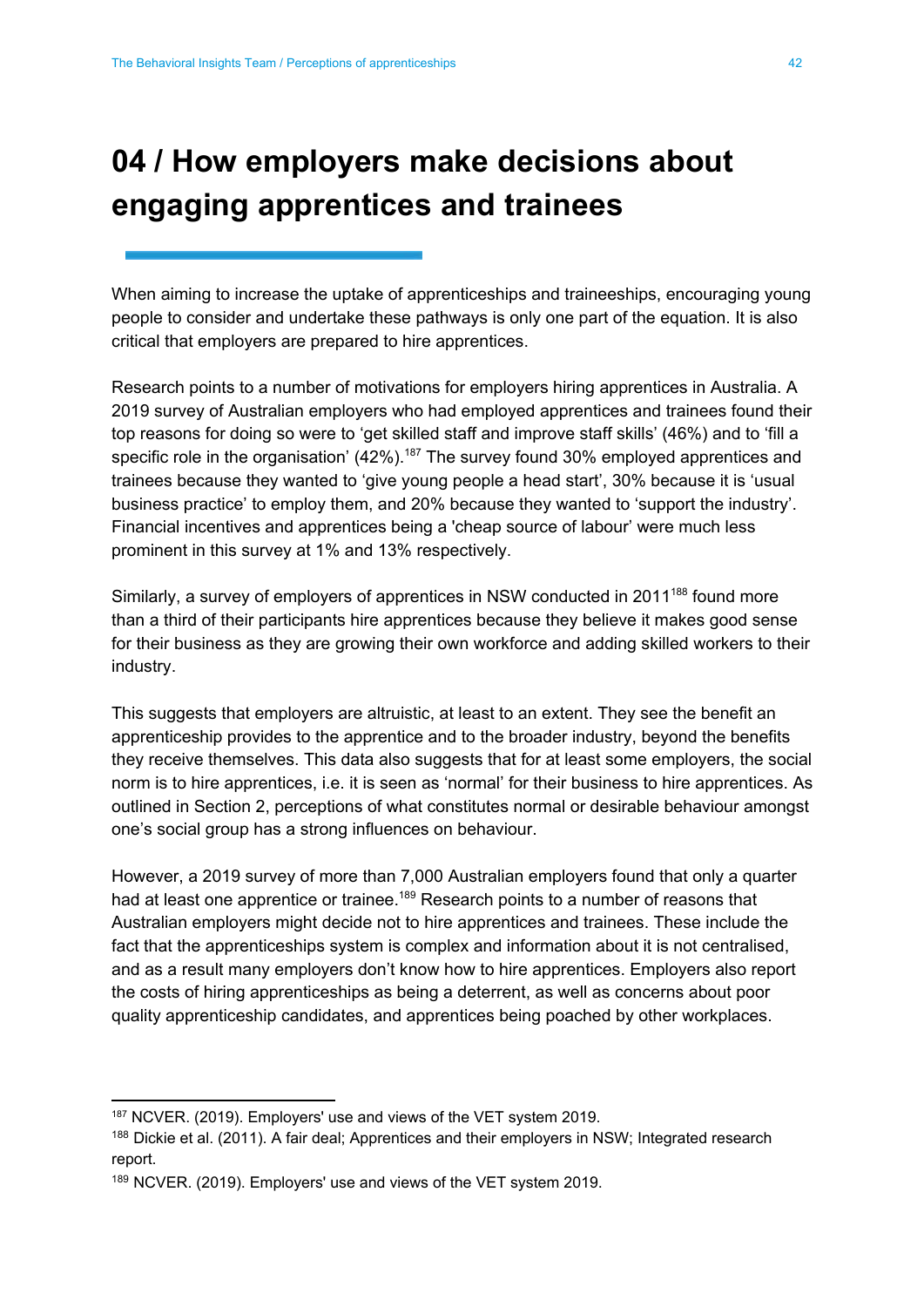# 04 / How employers make decisions about engaging apprentices and trainees

When aiming to increase the uptake of apprenticeships and traineeships, encouraging young people to consider and undertake these pathways is only one part of the equation. It is also critical that employers are prepared to hire apprentices.

Research points to a number of motivations for employers hiring apprentices in Australia. A 2019 survey of Australian employers who had employed apprentices and trainees found their top reasons for doing so were to 'get skilled staff and improve staff skills' (46%) and to 'fill a specific role in the organisation' (42%).[187] The survey found 30% employed apprentices and trainees because they wanted to 'give young people a head start', 30% because it is 'usual business practice' to employ them, and 20% because they wanted to 'support the industry'. Financial incentives and apprentices being a 'cheap source of labour' were much less prominent in this survey at 1% and 13% respectively.

Similarly, a survey of employers of apprentices in NSW conducted in 2011[188] found more than a third of their participants hire apprentices because they believe it makes good sense for their business as they are growing their own workforce and adding skilled workers to their industry.

This suggests that employers are altruistic, at least to an extent. They see the benefit an apprenticeship provides to the apprentice and to the broader industry, beyond the benefits they receive themselves. This data also suggests that for at least some employers, the social norm is to hire apprentices, i.e. it is seen as 'normal' for their business to hire apprentices. As outlined in Section 2, perceptions of what constitutes normal or desirable behaviour amongst one's social group has a strong influences on behaviour.

However, a 2019 survey of more than 7,000 Australian employers found that only a quarter had at least one apprentice or trainee.[189] Research points to a number of reasons that Australian employers might decide not to hire apprentices and trainees. These include the fact that the apprenticeships system is complex and information about it is not centralised, and as a result many employers don't know how to hire apprentices. Employers also report the costs of hiring apprenticeships as being a deterrent, as well as concerns about poor quality apprenticeship candidates, and apprentices being poached by other workplaces.

---

[187] NCVER. (2019). Employers' use and views of the VET system 2019.

[188] Dickie et al. (2011). A fair deal; Apprentices and their employers in NSW; Integrated research report.

[189] NCVER. (2019). Employers' use and views of the VET system 2019.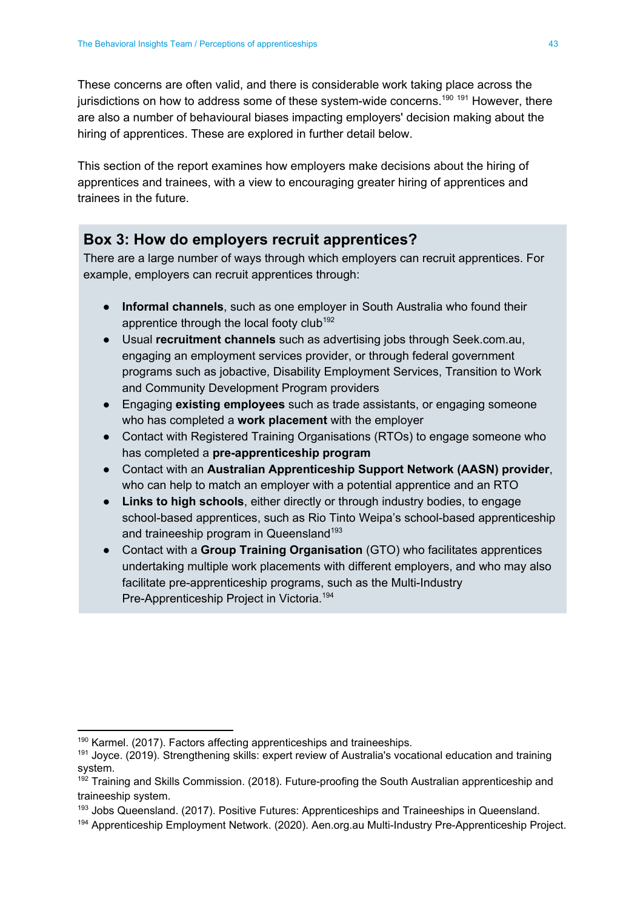These concerns are often valid, and there is considerable work taking place across the jurisdictions on how to address some of these system-wide concerns.[190] [191] However, there are also a number of behavioural biases impacting employers' decision making about the hiring of apprentices. These are explored in further detail below.

This section of the report examines how employers make decisions about the hiring of apprentices and trainees, with a view to encouraging greater hiring of apprentices and trainees in the future.

## Box 3: How do employers recruit apprentices?

There are a large number of ways through which employers can recruit apprentices. For example, employers can recruit apprentices through:

- **Informal channels**, such as one employer in South Australia who found their apprentice through the local footy club[192]
- Usual **recruitment channels** such as advertising jobs through Seek.com.au, engaging an employment services provider, or through federal government programs such as jobactive, Disability Employment Services, Transition to Work and Community Development Program providers
- Engaging **existing employees** such as trade assistants, or engaging someone who has completed a **work placement** with the employer
- Contact with Registered Training Organisations (RTOs) to engage someone who has completed a **pre-apprenticeship program**
- Contact with an **Australian Apprenticeship Support Network (AASN) provider**, who can help to match an employer with a potential apprentice and an RTO
- **Links to high schools**, either directly or through industry bodies, to engage school-based apprentices, such as Rio Tinto Weipa's school-based apprenticeship and traineeship program in Queensland[193]
- Contact with a **Group Training Organisation** (GTO) who facilitates apprentices undertaking multiple work placements with different employers, and who may also facilitate pre-apprenticeship programs, such as the Multi-Industry Pre-Apprenticeship Project in Victoria.[194]

---

[190] Karmel. (2017). Factors affecting apprenticeships and traineeships.

[191] Joyce. (2019). Strengthening skills: expert review of Australia's vocational education and training system.

[192] Training and Skills Commission. (2018). Future-proofing the South Australian apprenticeship and traineeship system.

[193] Jobs Queensland. (2017). Positive Futures: Apprenticeships and Traineeships in Queensland.

[194] Apprenticeship Employment Network. (2020). Aen.org.au Multi-Industry Pre-Apprenticeship Project.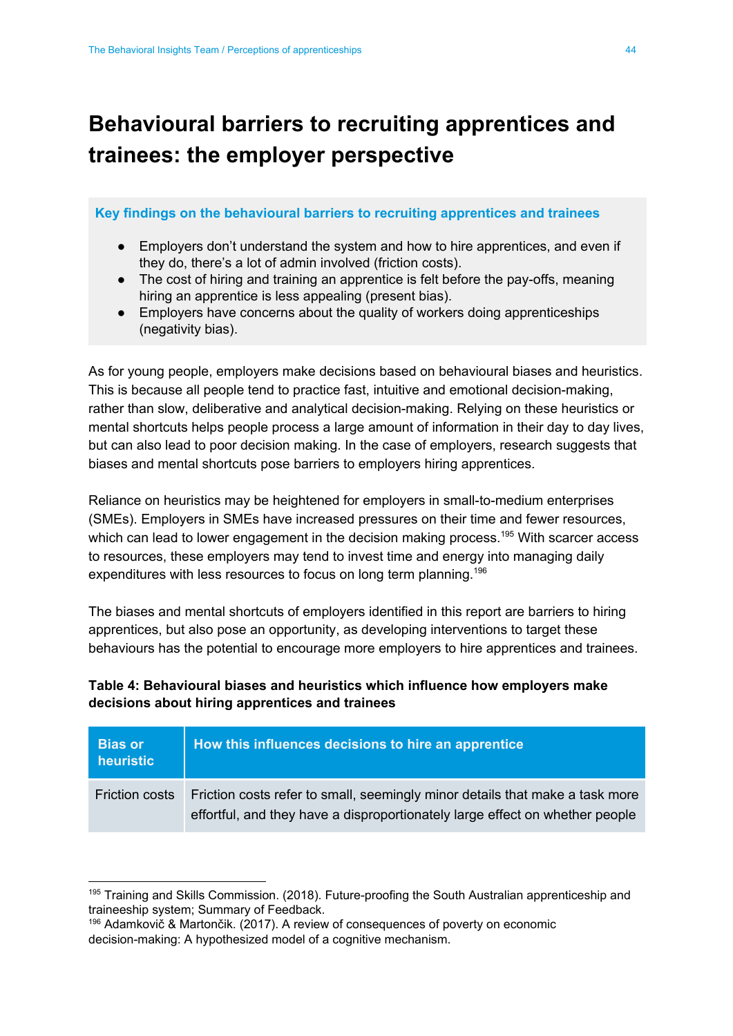# Behavioural barriers to recruiting apprentices and trainees: the employer perspective

**Key findings on the behavioural barriers to recruiting apprentices and trainees**

- Employers don't understand the system and how to hire apprentices, and even if they do, there's a lot of admin involved (friction costs).
- The cost of hiring and training an apprentice is felt before the pay-offs, meaning hiring an apprentice is less appealing (present bias).
- Employers have concerns about the quality of workers doing apprenticeships (negativity bias).

As for young people, employers make decisions based on behavioural biases and heuristics. This is because all people tend to practice fast, intuitive and emotional decision-making, rather than slow, deliberative and analytical decision-making. Relying on these heuristics or mental shortcuts helps people process a large amount of information in their day to day lives, but can also lead to poor decision making. In the case of employers, research suggests that biases and mental shortcuts pose barriers to employers hiring apprentices.

Reliance on heuristics may be heightened for employers in small-to-medium enterprises (SMEs). Employers in SMEs have increased pressures on their time and fewer resources, which can lead to lower engagement in the decision making process.[195] With scarcer access to resources, these employers may tend to invest time and energy into managing daily expenditures with less resources to focus on long term planning.[196]

The biases and mental shortcuts of employers identified in this report are barriers to hiring apprentices, but also pose an opportunity, as developing interventions to target these behaviours has the potential to encourage more employers to hire apprentices and trainees.

**Table 4: Behavioural biases and heuristics which influence how employers make decisions about hiring apprentices and trainees**

| Bias or heuristic | How this influences decisions to hire an apprentice |
|---|---|
| Friction costs | Friction costs refer to small, seemingly minor details that make a task more effortful, and they have a disproportionately large effect on whether people |

[195] Training and Skills Commission. (2018). Future-proofing the South Australian apprenticeship and traineeship system; Summary of Feedback.

[196] Adamkovič & Martončik. (2017). A review of consequences of poverty on economic decision-making: A hypothesized model of a cognitive mechanism.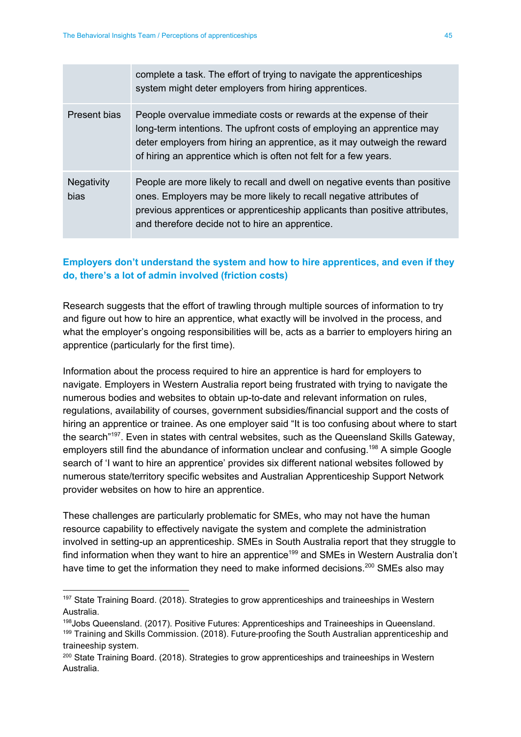| | |
|---|---|
| | complete a task. The effort of trying to navigate the apprenticeships system might deter employers from hiring apprentices. |
| Present bias | People overvalue immediate costs or rewards at the expense of their long-term intentions. The upfront costs of employing an apprentice may deter employers from hiring an apprentice, as it may outweigh the reward of hiring an apprentice which is often not felt for a few years. |
| Negativity bias | People are more likely to recall and dwell on negative events than positive ones. Employers may be more likely to recall negative attributes of previous apprentices or apprenticeship applicants than positive attributes, and therefore decide not to hire an apprentice. |

### Employers don't understand the system and how to hire apprentices, and even if they do, there's a lot of admin involved (friction costs)

Research suggests that the effort of trawling through multiple sources of information to try and figure out how to hire an apprentice, what exactly will be involved in the process, and what the employer's ongoing responsibilities will be, acts as a barrier to employers hiring an apprentice (particularly for the first time).

Information about the process required to hire an apprentice is hard for employers to navigate. Employers in Western Australia report being frustrated with trying to navigate the numerous bodies and websites to obtain up-to-date and relevant information on rules, regulations, availability of courses, government subsidies/financial support and the costs of hiring an apprentice or trainee. As one employer said "It is too confusing about where to start the search"[197]. Even in states with central websites, such as the Queensland Skills Gateway, employers still find the abundance of information unclear and confusing.[198] A simple Google search of 'I want to hire an apprentice' provides six different national websites followed by numerous state/territory specific websites and Australian Apprenticeship Support Network provider websites on how to hire an apprentice.

These challenges are particularly problematic for SMEs, who may not have the human resource capability to effectively navigate the system and complete the administration involved in setting-up an apprenticeship. SMEs in South Australia report that they struggle to find information when they want to hire an apprentice[199] and SMEs in Western Australia don't have time to get the information they need to make informed decisions.[200] SMEs also may

---

[197] State Training Board. (2018). Strategies to grow apprenticeships and traineeships in Western Australia.

[198] Jobs Queensland. (2017). Positive Futures: Apprenticeships and Traineeships in Queensland.

[199] Training and Skills Commission. (2018). Future-proofing the South Australian apprenticeship and traineeship system.

[200] State Training Board. (2018). Strategies to grow apprenticeships and traineeships in Western Australia.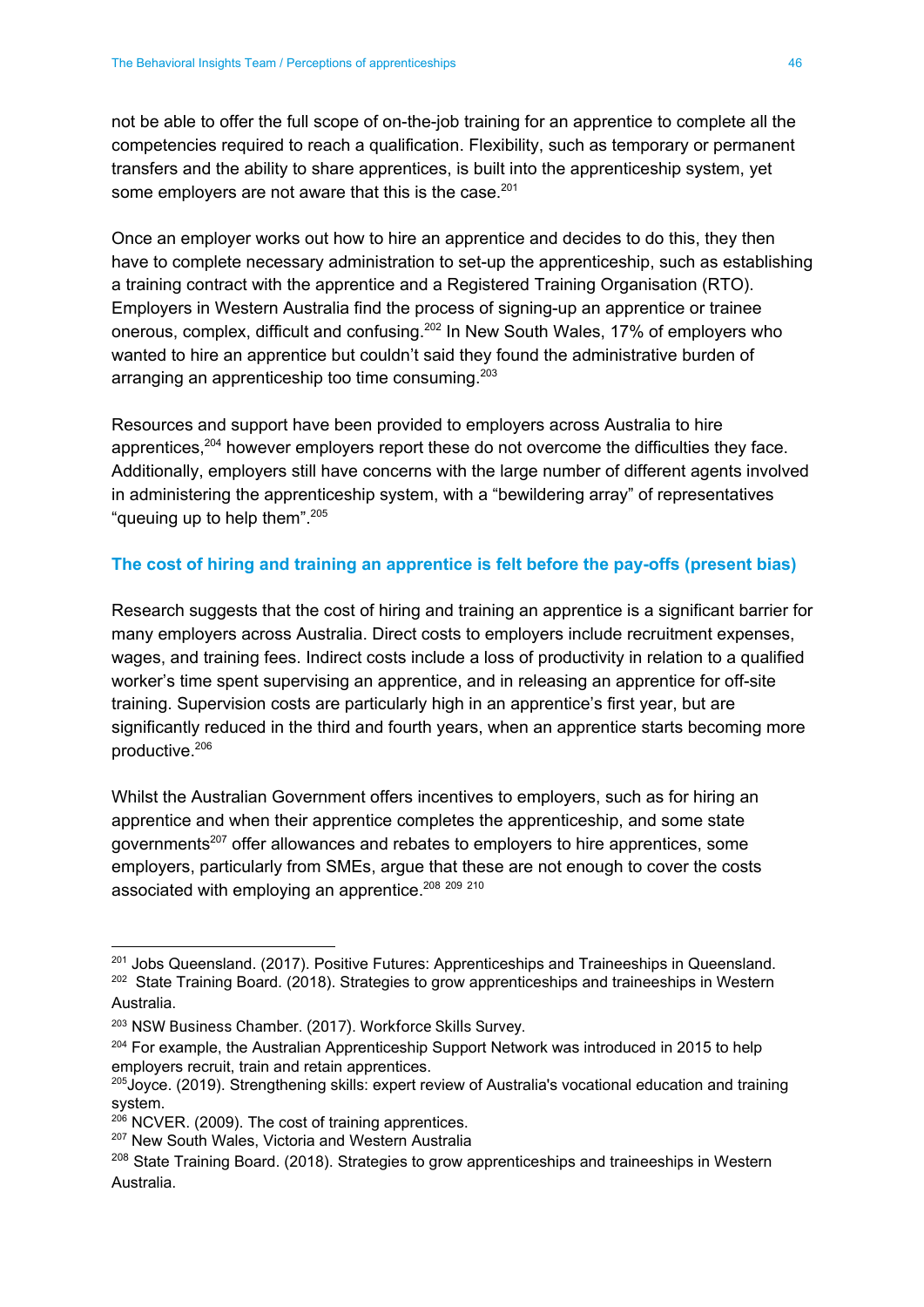not be able to offer the full scope of on-the-job training for an apprentice to complete all the competencies required to reach a qualification. Flexibility, such as temporary or permanent transfers and the ability to share apprentices, is built into the apprenticeship system, yet some employers are not aware that this is the case.[201]

Once an employer works out how to hire an apprentice and decides to do this, they then have to complete necessary administration to set-up the apprenticeship, such as establishing a training contract with the apprentice and a Registered Training Organisation (RTO). Employers in Western Australia find the process of signing-up an apprentice or trainee onerous, complex, difficult and confusing.[202] In New South Wales, 17% of employers who wanted to hire an apprentice but couldn't said they found the administrative burden of arranging an apprenticeship too time consuming.[203]

Resources and support have been provided to employers across Australia to hire apprentices,[204] however employers report these do not overcome the difficulties they face. Additionally, employers still have concerns with the large number of different agents involved in administering the apprenticeship system, with a "bewildering array" of representatives "queuing up to help them".[205]

### The cost of hiring and training an apprentice is felt before the pay-offs (present bias)

Research suggests that the cost of hiring and training an apprentice is a significant barrier for many employers across Australia. Direct costs to employers include recruitment expenses, wages, and training fees. Indirect costs include a loss of productivity in relation to a qualified worker's time spent supervising an apprentice, and in releasing an apprentice for off-site training. Supervision costs are particularly high in an apprentice's first year, but are significantly reduced in the third and fourth years, when an apprentice starts becoming more productive.[206]

Whilst the Australian Government offers incentives to employers, such as for hiring an apprentice and when their apprentice completes the apprenticeship, and some state governments[207] offer allowances and rebates to employers to hire apprentices, some employers, particularly from SMEs, argue that these are not enough to cover the costs associated with employing an apprentice.[208] [209] [210]

---

[201] Jobs Queensland. (2017). Positive Futures: Apprenticeships and Traineeships in Queensland.

[202] State Training Board. (2018). Strategies to grow apprenticeships and traineeships in Western Australia.

[203] NSW Business Chamber. (2017). Workforce Skills Survey.

[204] For example, the Australian Apprenticeship Support Network was introduced in 2015 to help employers recruit, train and retain apprentices.

[205] Joyce. (2019). Strengthening skills: expert review of Australia's vocational education and training system.

[206] NCVER. (2009). The cost of training apprentices.

[207] New South Wales, Victoria and Western Australia

[208] State Training Board. (2018). Strategies to grow apprenticeships and traineeships in Western Australia.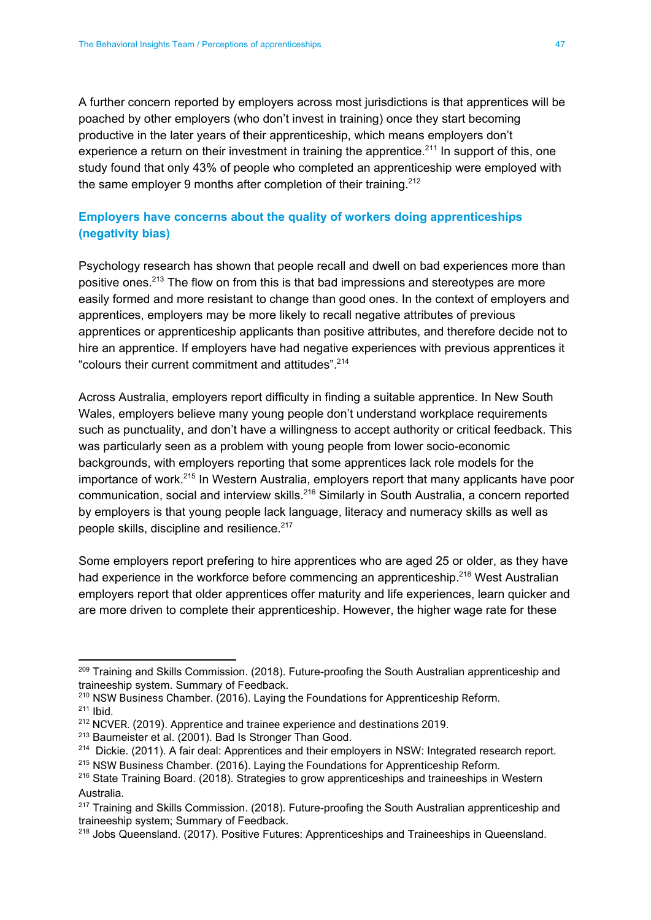A further concern reported by employers across most jurisdictions is that apprentices will be poached by other employers (who don't invest in training) once they start becoming productive in the later years of their apprenticeship, which means employers don't experience a return on their investment in training the apprentice.[211] In support of this, one study found that only 43% of people who completed an apprenticeship were employed with the same employer 9 months after completion of their training.[212]

### Employers have concerns about the quality of workers doing apprenticeships (negativity bias)

Psychology research has shown that people recall and dwell on bad experiences more than positive ones.[213] The flow on from this is that bad impressions and stereotypes are more easily formed and more resistant to change than good ones. In the context of employers and apprentices, employers may be more likely to recall negative attributes of previous apprentices or apprenticeship applicants than positive attributes, and therefore decide not to hire an apprentice. If employers have had negative experiences with previous apprentices it "colours their current commitment and attitudes".[214]

Across Australia, employers report difficulty in finding a suitable apprentice. In New South Wales, employers believe many young people don't understand workplace requirements such as punctuality, and don't have a willingness to accept authority or critical feedback. This was particularly seen as a problem with young people from lower socio-economic backgrounds, with employers reporting that some apprentices lack role models for the importance of work.[215] In Western Australia, employers report that many applicants have poor communication, social and interview skills.[216] Similarly in South Australia, a concern reported by employers is that young people lack language, literacy and numeracy skills as well as people skills, discipline and resilience.[217]

Some employers report prefering to hire apprentices who are aged 25 or older, as they have had experience in the workforce before commencing an apprenticeship.[218] West Australian employers report that older apprentices offer maturity and life experiences, learn quicker and are more driven to complete their apprenticeship. However, the higher wage rate for these

---

[209] Training and Skills Commission. (2018). Future-proofing the South Australian apprenticeship and traineeship system. Summary of Feedback.

[210] NSW Business Chamber. (2016). Laying the Foundations for Apprenticeship Reform.

[211] Ibid.

[212] NCVER. (2019). Apprentice and trainee experience and destinations 2019.

[213] Baumeister et al. (2001). Bad Is Stronger Than Good.

[214] Dickie. (2011). A fair deal: Apprentices and their employers in NSW: Integrated research report.

[215] NSW Business Chamber. (2016). Laying the Foundations for Apprenticeship Reform.

[216] State Training Board. (2018). Strategies to grow apprenticeships and traineeships in Western Australia.

[217] Training and Skills Commission. (2018). Future-proofing the South Australian apprenticeship and traineeship system; Summary of Feedback.

[218] Jobs Queensland. (2017). Positive Futures: Apprenticeships and Traineeships in Queensland.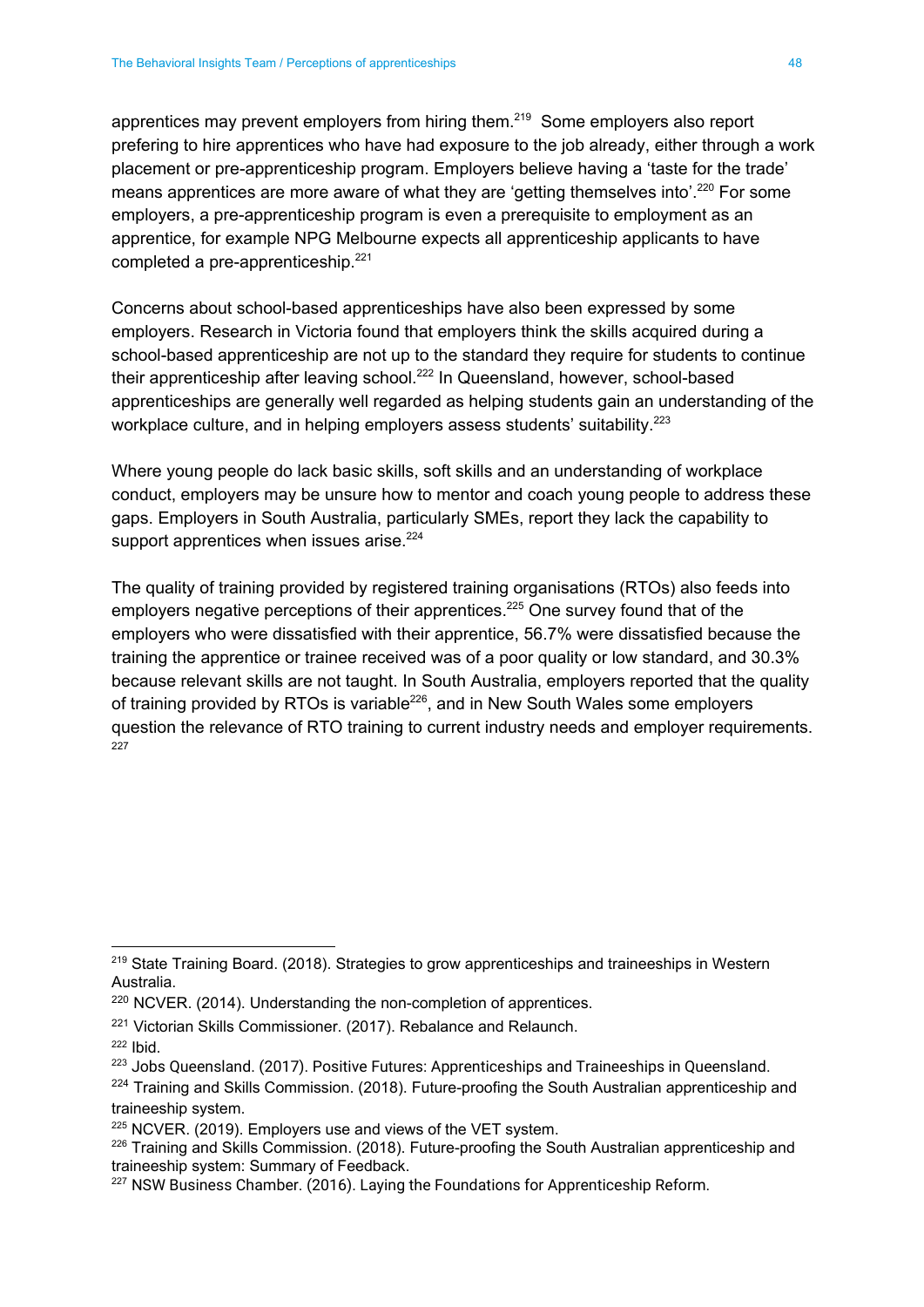apprentices may prevent employers from hiring them.[219] Some employers also report prefering to hire apprentices who have had exposure to the job already, either through a work placement or pre-apprenticeship program. Employers believe having a 'taste for the trade' means apprentices are more aware of what they are 'getting themselves into'.[220] For some employers, a pre-apprenticeship program is even a prerequisite to employment as an apprentice, for example NPG Melbourne expects all apprenticeship applicants to have completed a pre-apprenticeship.[221]

Concerns about school-based apprenticeships have also been expressed by some employers. Research in Victoria found that employers think the skills acquired during a school-based apprenticeship are not up to the standard they require for students to continue their apprenticeship after leaving school.[222] In Queensland, however, school-based apprenticeships are generally well regarded as helping students gain an understanding of the workplace culture, and in helping employers assess students' suitability.[223]

Where young people do lack basic skills, soft skills and an understanding of workplace conduct, employers may be unsure how to mentor and coach young people to address these gaps. Employers in South Australia, particularly SMEs, report they lack the capability to support apprentices when issues arise.[224]

The quality of training provided by registered training organisations (RTOs) also feeds into employers negative perceptions of their apprentices.[225] One survey found that of the employers who were dissatisfied with their apprentice, 56.7% were dissatisfied because the training the apprentice or trainee received was of a poor quality or low standard, and 30.3% because relevant skills are not taught. In South Australia, employers reported that the quality of training provided by RTOs is variable[226], and in New South Wales some employers question the relevance of RTO training to current industry needs and employer requirements.[227]

---

[219] State Training Board. (2018). Strategies to grow apprenticeships and traineeships in Western Australia.

[220] NCVER. (2014). Understanding the non-completion of apprentices.

[221] Victorian Skills Commissioner. (2017). Rebalance and Relaunch.

[222] Ibid.

[223] Jobs Queensland. (2017). Positive Futures: Apprenticeships and Traineeships in Queensland.

[224] Training and Skills Commission. (2018). Future-proofing the South Australian apprenticeship and traineeship system.

[225] NCVER. (2019). Employers use and views of the VET system.

[226] Training and Skills Commission. (2018). Future-proofing the South Australian apprenticeship and traineeship system: Summary of Feedback.

[227] NSW Business Chamber. (2016). Laying the Foundations for Apprenticeship Reform.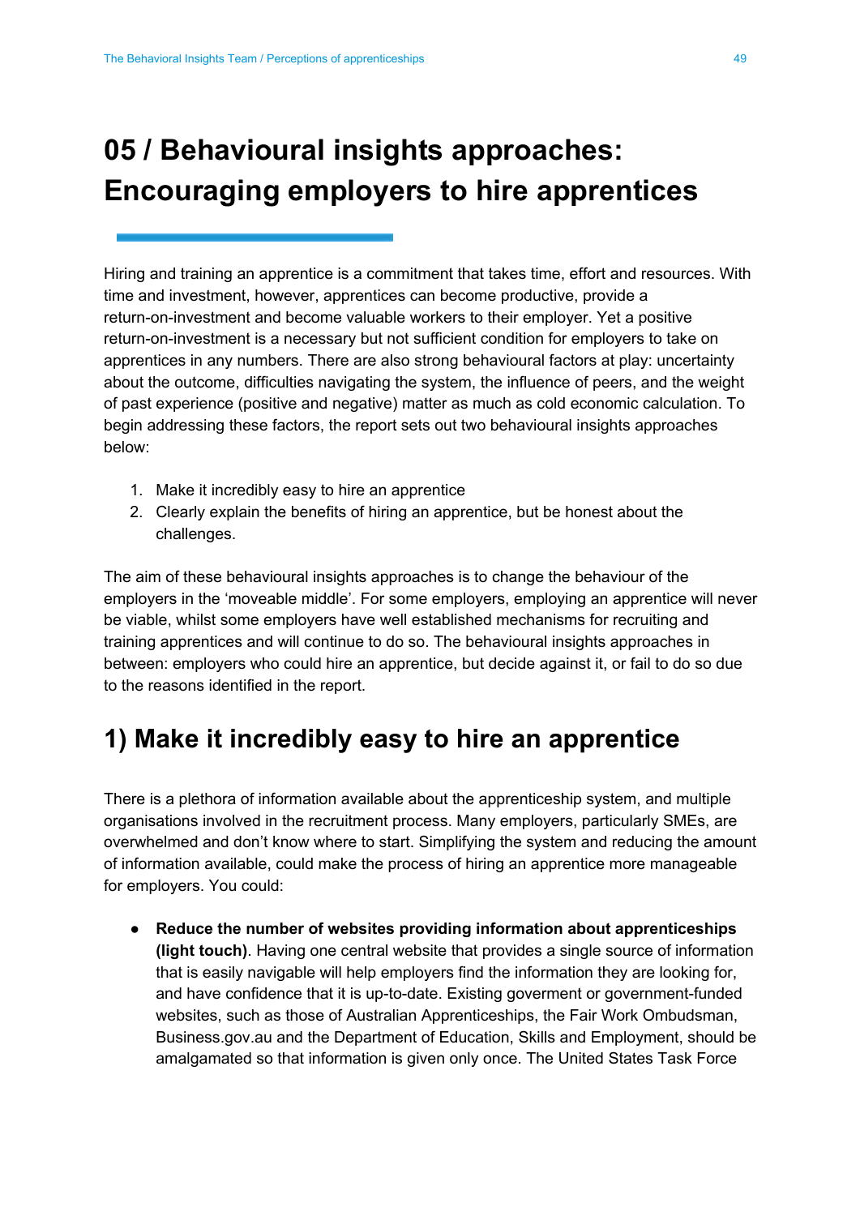# 05 / Behavioural insights approaches: Encouraging employers to hire apprentices

Hiring and training an apprentice is a commitment that takes time, effort and resources. With time and investment, however, apprentices can become productive, provide a return-on-investment and become valuable workers to their employer. Yet a positive return-on-investment is a necessary but not sufficient condition for employers to take on apprentices in any numbers. There are also strong behavioural factors at play: uncertainty about the outcome, difficulties navigating the system, the influence of peers, and the weight of past experience (positive and negative) matter as much as cold economic calculation. To begin addressing these factors, the report sets out two behavioural insights approaches below:

1. Make it incredibly easy to hire an apprentice
2. Clearly explain the benefits of hiring an apprentice, but be honest about the challenges.

The aim of these behavioural insights approaches is to change the behaviour of the employers in the 'moveable middle'. For some employers, employing an apprentice will never be viable, whilst some employers have well established mechanisms for recruiting and training apprentices and will continue to do so. The behavioural insights approaches in between: employers who could hire an apprentice, but decide against it, or fail to do so due to the reasons identified in the report.

## 1) Make it incredibly easy to hire an apprentice

There is a plethora of information available about the apprenticeship system, and multiple organisations involved in the recruitment process. Many employers, particularly SMEs, are overwhelmed and don't know where to start. Simplifying the system and reducing the amount of information available, could make the process of hiring an apprentice more manageable for employers. You could:

- **Reduce the number of websites providing information about apprenticeships (light touch)**. Having one central website that provides a single source of information that is easily navigable will help employers find the information they are looking for, and have confidence that it is up-to-date. Existing goverment or government-funded websites, such as those of Australian Apprenticeships, the Fair Work Ombudsman, Business.gov.au and the Department of Education, Skills and Employment, should be amalgamated so that information is given only once. The United States Task Force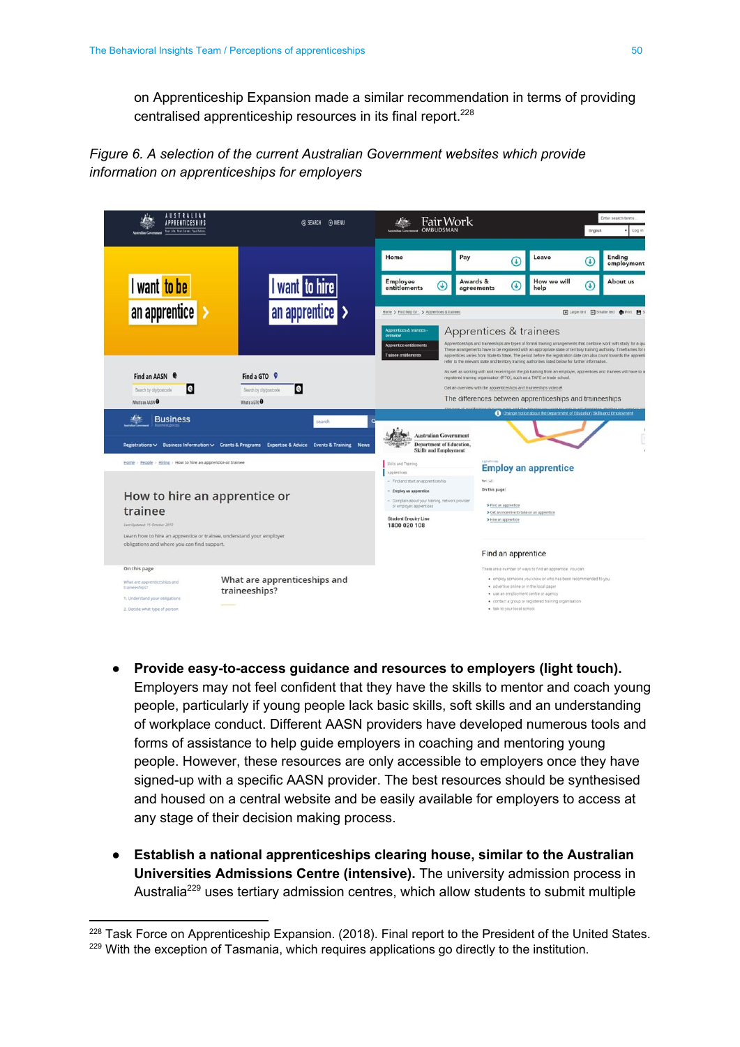on Apprenticeship Expansion made a similar recommendation in terms of providing centralised apprenticeship resources in its final report.[228]

*Figure 6. A selection of the current Australian Government websites which provide information on apprenticeships for employers*

- **Provide easy-to-access guidance and resources to employers (light touch).** Employers may not feel confident that they have the skills to mentor and coach young people, particularly if young people lack basic skills, soft skills and an understanding of workplace conduct. Different AASN providers have developed numerous tools and forms of assistance to help guide employers in coaching and mentoring young people. However, these resources are only accessible to employers once they have signed-up with a specific AASN provider. The best resources should be synthesised and housed on a central website and be easily available for employers to access at any stage of their decision making process.

- **Establish a national apprenticeships clearing house, similar to the Australian Universities Admissions Centre (intensive).** The university admission process in Australia[229] uses tertiary admission centres, which allow students to submit multiple

[228] Task Force on Apprenticeship Expansion. (2018). Final report to the President of the United States.
[229] With the exception of Tasmania, which requires applications go directly to the institution.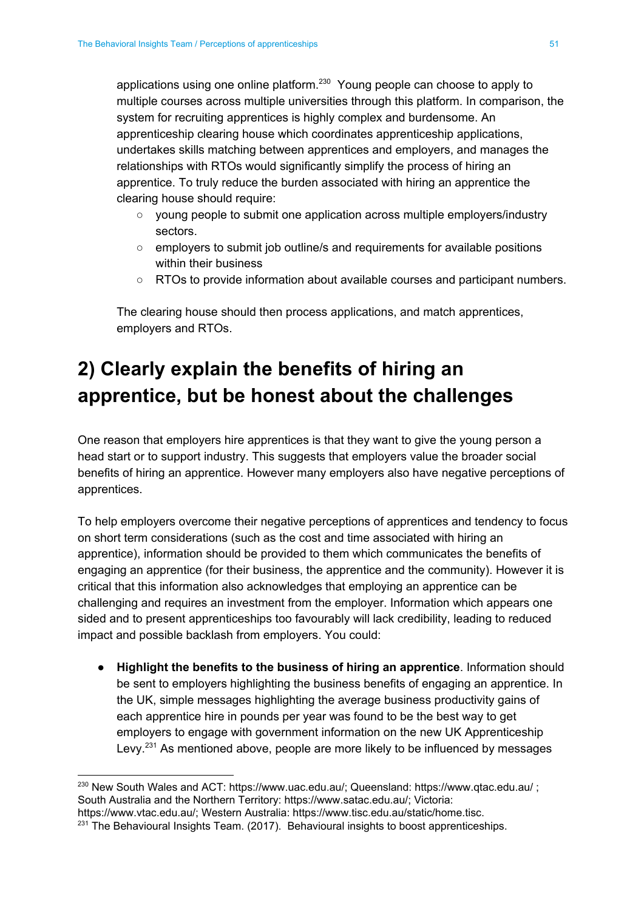applications using one online platform.[230] Young people can choose to apply to multiple courses across multiple universities through this platform. In comparison, the system for recruiting apprentices is highly complex and burdensome. An apprenticeship clearing house which coordinates apprenticeship applications, undertakes skills matching between apprentices and employers, and manages the relationships with RTOs would significantly simplify the process of hiring an apprentice. To truly reduce the burden associated with hiring an apprentice the clearing house should require:

- young people to submit one application across multiple employers/industry sectors.
- employers to submit job outline/s and requirements for available positions within their business
- RTOs to provide information about available courses and participant numbers.

The clearing house should then process applications, and match apprentices, employers and RTOs.

## 2) Clearly explain the benefits of hiring an apprentice, but be honest about the challenges

One reason that employers hire apprentices is that they want to give the young person a head start or to support industry. This suggests that employers value the broader social benefits of hiring an apprentice. However many employers also have negative perceptions of apprentices.

To help employers overcome their negative perceptions of apprentices and tendency to focus on short term considerations (such as the cost and time associated with hiring an apprentice), information should be provided to them which communicates the benefits of engaging an apprentice (for their business, the apprentice and the community). However it is critical that this information also acknowledges that employing an apprentice can be challenging and requires an investment from the employer. Information which appears one sided and to present apprenticeships too favourably will lack credibility, leading to reduced impact and possible backlash from employers. You could:

- **Highlight the benefits to the business of hiring an apprentice**. Information should be sent to employers highlighting the business benefits of engaging an apprentice. In the UK, simple messages highlighting the average business productivity gains of each apprentice hire in pounds per year was found to be the best way to get employers to engage with government information on the new UK Apprenticeship Levy.[231] As mentioned above, people are more likely to be influenced by messages

---

[230] New South Wales and ACT: https://www.uac.edu.au/; Queensland: https://www.qtac.edu.au/ ; South Australia and the Northern Territory: https://www.satac.edu.au/; Victoria: https://www.vtac.edu.au/; Western Australia: https://www.tisc.edu.au/static/home.tisc.

[231] The Behavioural Insights Team. (2017). Behavioural insights to boost apprenticeships.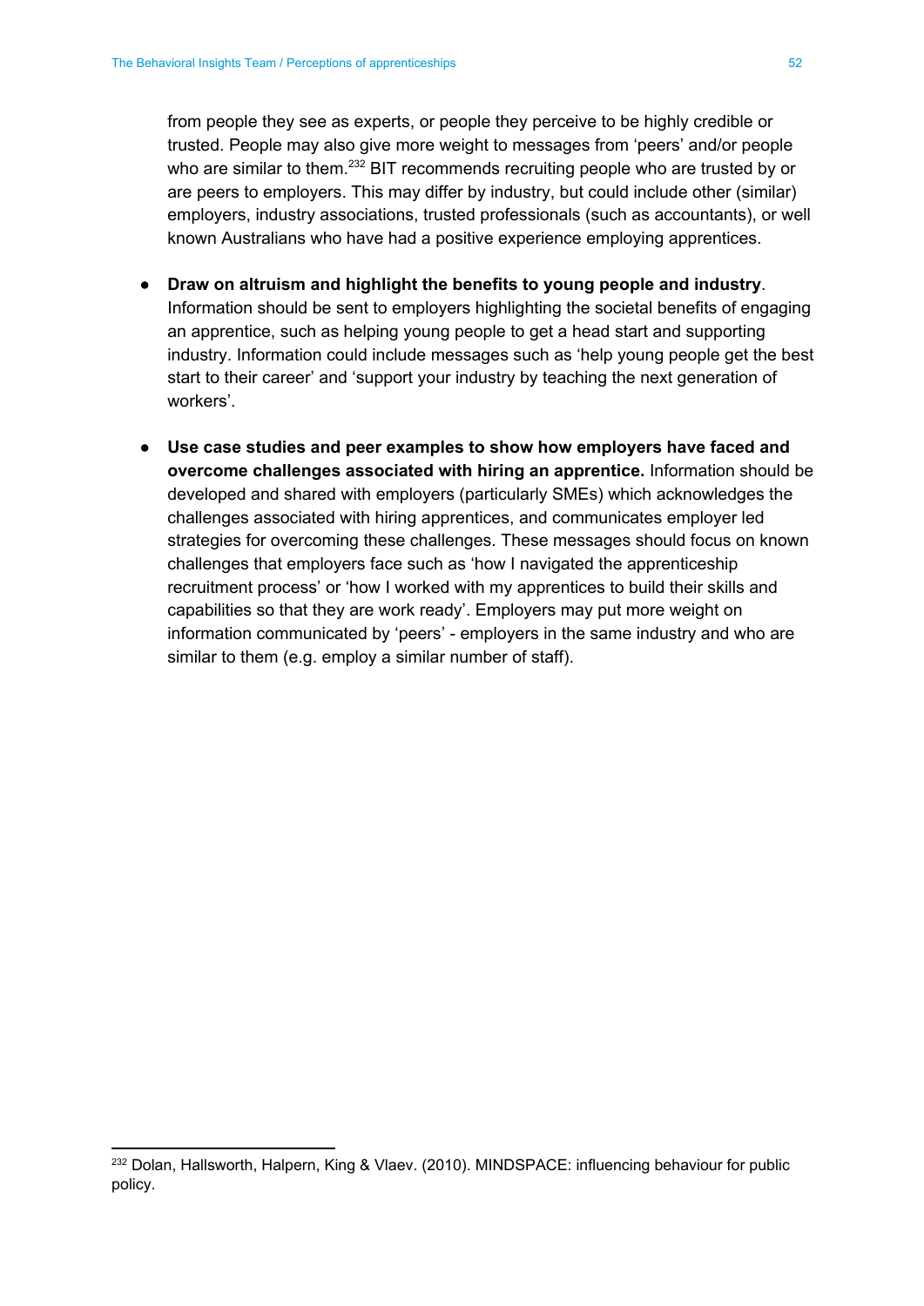from people they see as experts, or people they perceive to be highly credible or trusted. People may also give more weight to messages from 'peers' and/or people who are similar to them.[232] BIT recommends recruiting people who are trusted by or are peers to employers. This may differ by industry, but could include other (similar) employers, industry associations, trusted professionals (such as accountants), or well known Australians who have had a positive experience employing apprentices.

- **Draw on altruism and highlight the benefits to young people and industry**. Information should be sent to employers highlighting the societal benefits of engaging an apprentice, such as helping young people to get a head start and supporting industry. Information could include messages such as 'help young people get the best start to their career' and 'support your industry by teaching the next generation of workers'.

- **Use case studies and peer examples to show how employers have faced and overcome challenges associated with hiring an apprentice.** Information should be developed and shared with employers (particularly SMEs) which acknowledges the challenges associated with hiring apprentices, and communicates employer led strategies for overcoming these challenges. These messages should focus on known challenges that employers face such as 'how I navigated the apprenticeship recruitment process' or 'how I worked with my apprentices to build their skills and capabilities so that they are work ready'. Employers may put more weight on information communicated by 'peers' - employers in the same industry and who are similar to them (e.g. employ a similar number of staff).

---

[232] Dolan, Hallsworth, Halpern, King & Vlaev. (2010). MINDSPACE: influencing behaviour for public policy.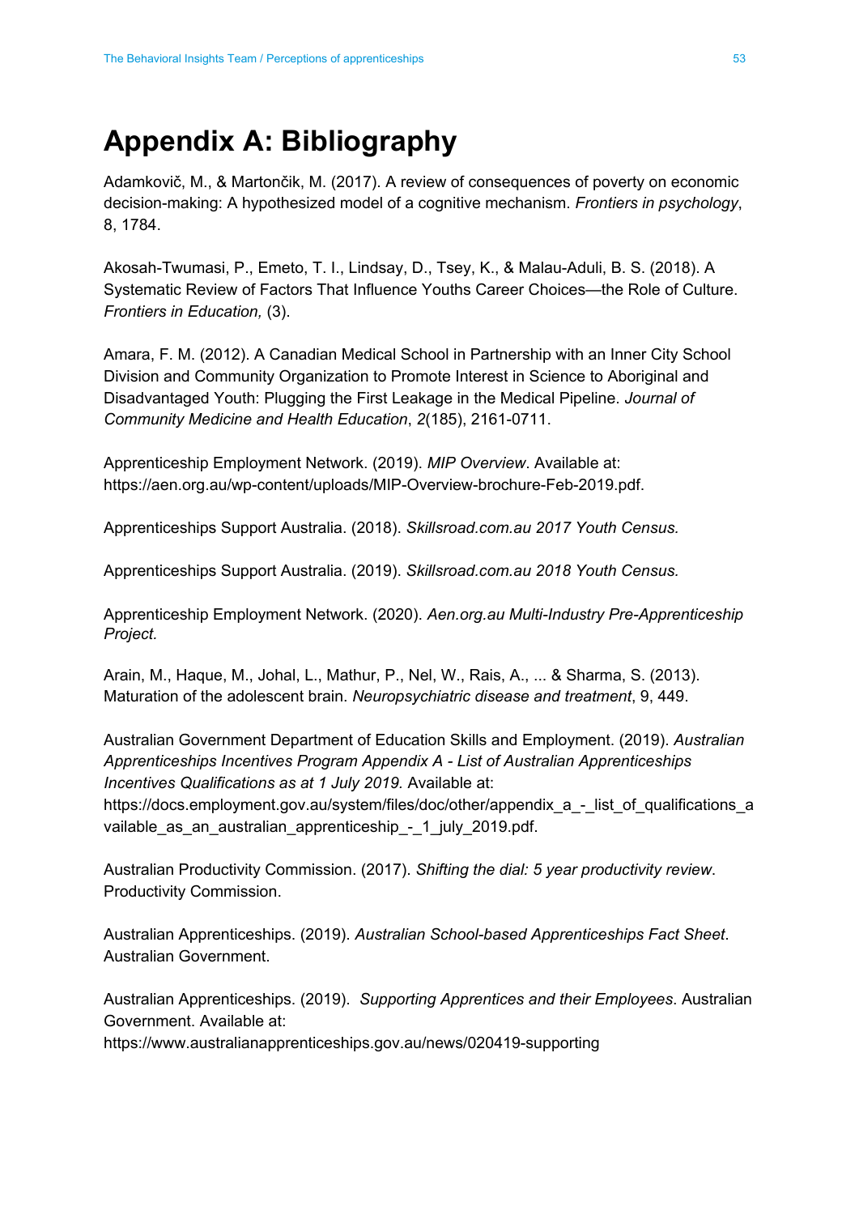# Appendix A: Bibliography

Adamkovič, M., & Martončik, M. (2017). A review of consequences of poverty on economic decision-making: A hypothesized model of a cognitive mechanism. *Frontiers in psychology*, 8, 1784.

Akosah-Twumasi, P., Emeto, T. I., Lindsay, D., Tsey, K., & Malau-Aduli, B. S. (2018). A Systematic Review of Factors That Influence Youths Career Choices—the Role of Culture. *Frontiers in Education,* (3).

Amara, F. M. (2012). A Canadian Medical School in Partnership with an Inner City School Division and Community Organization to Promote Interest in Science to Aboriginal and Disadvantaged Youth: Plugging the First Leakage in the Medical Pipeline. *Journal of Community Medicine and Health Education*, *2*(185), 2161-0711.

Apprenticeship Employment Network. (2019). *MIP Overview*. Available at: https://aen.org.au/wp-content/uploads/MIP-Overview-brochure-Feb-2019.pdf.

Apprenticeships Support Australia. (2018). *Skillsroad.com.au 2017 Youth Census.*

Apprenticeships Support Australia. (2019). *Skillsroad.com.au 2018 Youth Census.*

Apprenticeship Employment Network. (2020). *Aen.org.au Multi-Industry Pre-Apprenticeship Project.*

Arain, M., Haque, M., Johal, L., Mathur, P., Nel, W., Rais, A., ... & Sharma, S. (2013). Maturation of the adolescent brain. *Neuropsychiatric disease and treatment*, 9, 449.

Australian Government Department of Education Skills and Employment. (2019). *Australian Apprenticeships Incentives Program Appendix A - List of Australian Apprenticeships Incentives Qualifications as at 1 July 2019.* Available at: https://docs.employment.gov.au/system/files/doc/other/appendix_a_-_list_of_qualifications_available_as_an_australian_apprenticeship_-_1_july_2019.pdf.

Australian Productivity Commission. (2017). *Shifting the dial: 5 year productivity review*. Productivity Commission.

Australian Apprenticeships. (2019). *Australian School-based Apprenticeships Fact Sheet*. Australian Government.

Australian Apprenticeships. (2019). *Supporting Apprentices and their Employees.* Australian Government. Available at: https://www.australianapprenticeships.gov.au/news/020419-supporting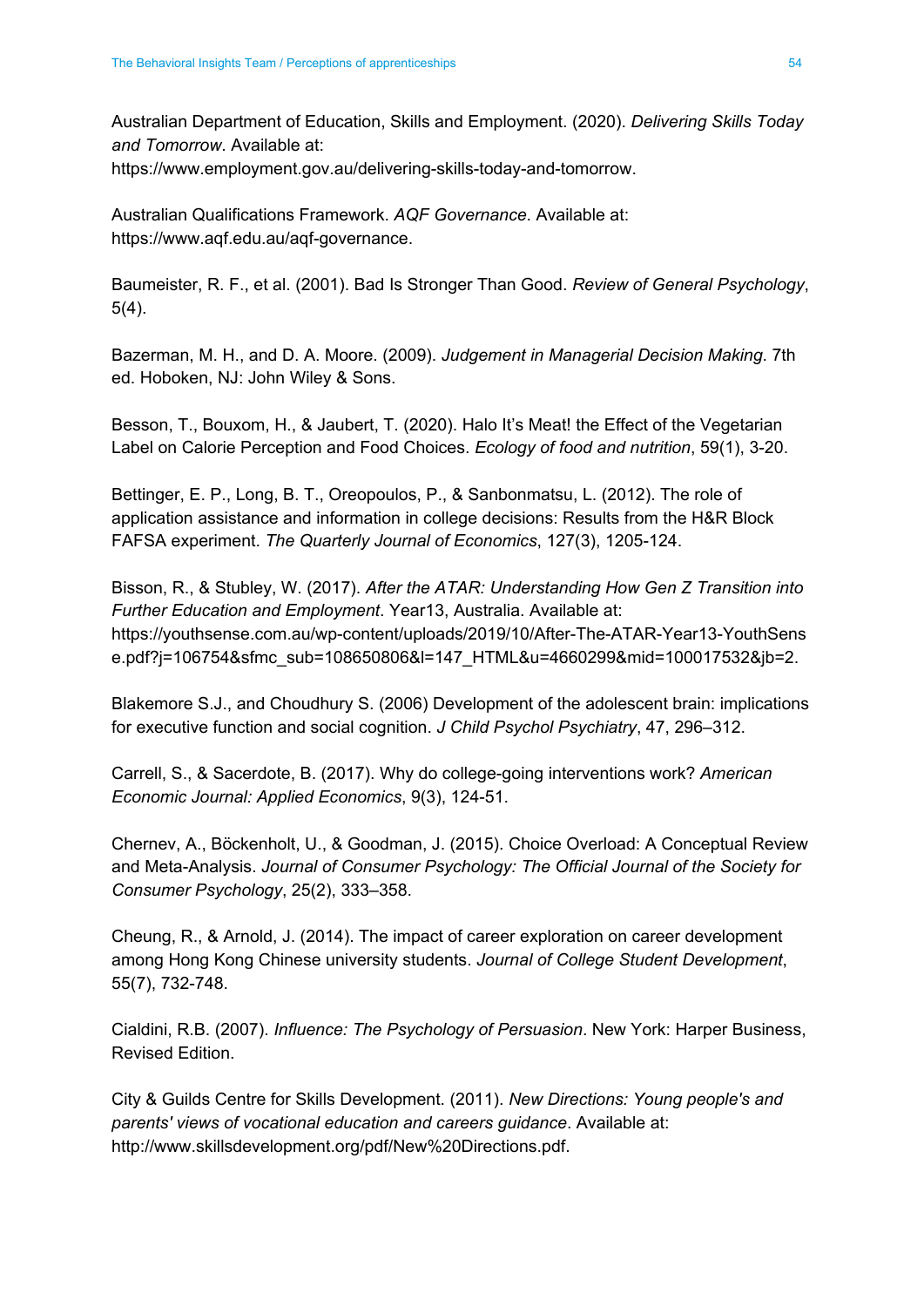Australian Department of Education, Skills and Employment. (2020). *Delivering Skills Today and Tomorrow*. Available at: https://www.employment.gov.au/delivering-skills-today-and-tomorrow.

Australian Qualifications Framework. *AQF Governance*. Available at: https://www.aqf.edu.au/aqf-governance.

Baumeister, R. F., et al. (2001). Bad Is Stronger Than Good. *Review of General Psychology*, 5(4).

Bazerman, M. H., and D. A. Moore. (2009). *Judgement in Managerial Decision Making*. 7th ed. Hoboken, NJ: John Wiley & Sons.

Besson, T., Bouxom, H., & Jaubert, T. (2020). Halo It's Meat! the Effect of the Vegetarian Label on Calorie Perception and Food Choices. *Ecology of food and nutrition*, 59(1), 3-20.

Bettinger, E. P., Long, B. T., Oreopoulos, P., & Sanbonmatsu, L. (2012). The role of application assistance and information in college decisions: Results from the H&R Block FAFSA experiment. *The Quarterly Journal of Economics*, 127(3), 1205-124.

Bisson, R., & Stubley, W. (2017). *After the ATAR: Understanding How Gen Z Transition into Further Education and Employment*. Year13, Australia. Available at: https://youthsense.com.au/wp-content/uploads/2019/10/After-The-ATAR-Year13-YouthSense.pdf?j=106754&sfmc_sub=108650806&l=147_HTML&u=4660299&mid=100017532&jb=2.

Blakemore S.J., and Choudhury S. (2006) Development of the adolescent brain: implications for executive function and social cognition. *J Child Psychol Psychiatry*, 47, 296–312.

Carrell, S., & Sacerdote, B. (2017). Why do college-going interventions work? *American Economic Journal: Applied Economics*, 9(3), 124-51.

Chernev, A., Böckenholt, U., & Goodman, J. (2015). Choice Overload: A Conceptual Review and Meta-Analysis. *Journal of Consumer Psychology: The Official Journal of the Society for Consumer Psychology*, 25(2), 333–358.

Cheung, R., & Arnold, J. (2014). The impact of career exploration on career development among Hong Kong Chinese university students. *Journal of College Student Development*, 55(7), 732-748.

Cialdini, R.B. (2007). *Influence: The Psychology of Persuasion*. New York: Harper Business, Revised Edition.

City & Guilds Centre for Skills Development. (2011). *New Directions: Young people's and parents' views of vocational education and careers guidance*. Available at: http://www.skillsdevelopment.org/pdf/New%20Directions.pdf.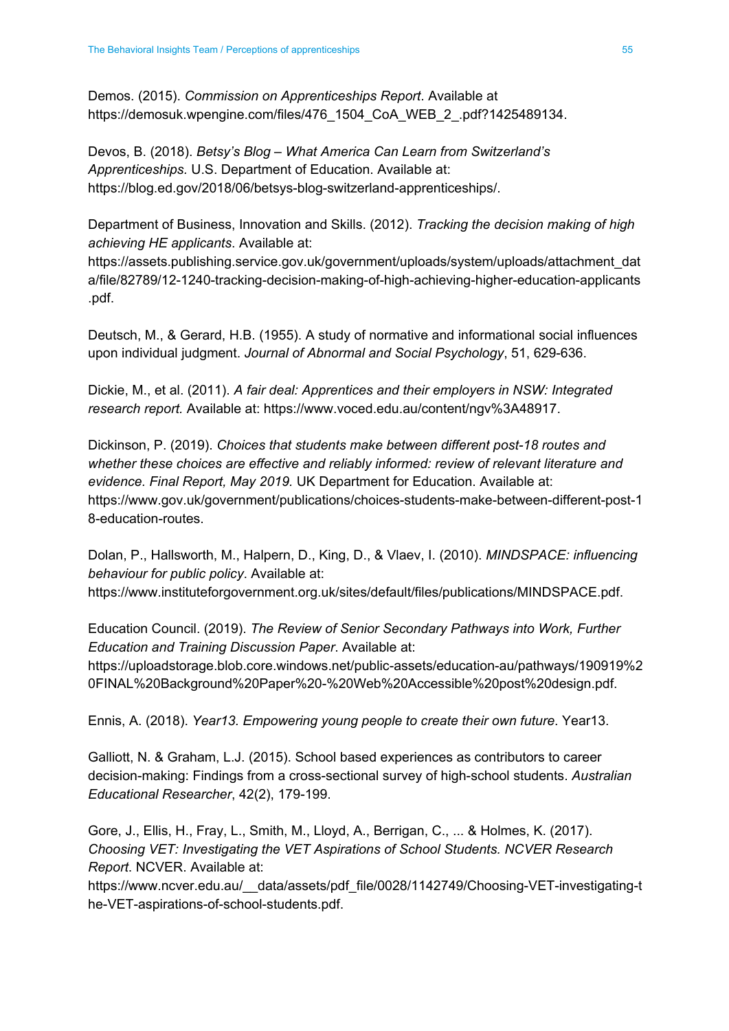Demos. (2015). *Commission on Apprenticeships Report*. Available at https://demosuk.wpengine.com/files/476_1504_CoA_WEB_2_.pdf?1425489134.

Devos, B. (2018). *Betsy's Blog – What America Can Learn from Switzerland's Apprenticeships.* U.S. Department of Education. Available at: https://blog.ed.gov/2018/06/betsys-blog-switzerland-apprenticeships/.

Department of Business, Innovation and Skills. (2012). *Tracking the decision making of high achieving HE applicants*. Available at: https://assets.publishing.service.gov.uk/government/uploads/system/uploads/attachment_data/file/82789/12-1240-tracking-decision-making-of-high-achieving-higher-education-applicants.pdf.

Deutsch, M., & Gerard, H.B. (1955). A study of normative and informational social influences upon individual judgment. *Journal of Abnormal and Social Psychology*, 51, 629-636.

Dickie, M., et al. (2011). *A fair deal: Apprentices and their employers in NSW: Integrated research report.* Available at: https://www.voced.edu.au/content/ngv%3A48917.

Dickinson, P. (2019). *Choices that students make between different post-18 routes and whether these choices are effective and reliably informed: review of relevant literature and evidence. Final Report, May 2019.* UK Department for Education. Available at: https://www.gov.uk/government/publications/choices-students-make-between-different-post-18-education-routes.

Dolan, P., Hallsworth, M., Halpern, D., King, D., & Vlaev, I. (2010). *MINDSPACE: influencing behaviour for public policy*. Available at: https://www.instituteforgovernment.org.uk/sites/default/files/publications/MINDSPACE.pdf.

Education Council. (2019). *The Review of Senior Secondary Pathways into Work, Further Education and Training Discussion Paper*. Available at: https://uploadstorage.blob.core.windows.net/public-assets/education-au/pathways/190919%20FINAL%20Background%20Paper%20-%20Web%20Accessible%20post%20design.pdf.

Ennis, A. (2018). *Year13. Empowering young people to create their own future*. Year13.

Galliott, N. & Graham, L.J. (2015). School based experiences as contributors to career decision-making: Findings from a cross-sectional survey of high-school students. *Australian Educational Researcher*, 42(2), 179-199.

Gore, J., Ellis, H., Fray, L., Smith, M., Lloyd, A., Berrigan, C., ... & Holmes, K. (2017). *Choosing VET: Investigating the VET Aspirations of School Students. NCVER Research Report*. NCVER. Available at: https://www.ncver.edu.au/__data/assets/pdf_file/0028/1142749/Choosing-VET-investigating-the-VET-aspirations-of-school-students.pdf.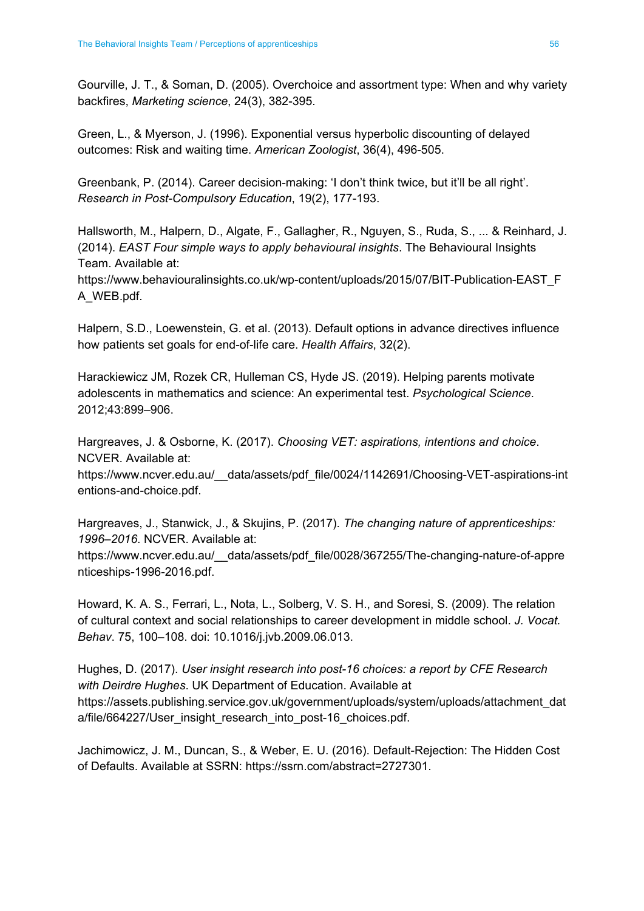Gourville, J. T., & Soman, D. (2005). Overchoice and assortment type: When and why variety backfires, *Marketing science*, 24(3), 382-395.

Green, L., & Myerson, J. (1996). Exponential versus hyperbolic discounting of delayed outcomes: Risk and waiting time. *American Zoologist*, 36(4), 496-505.

Greenbank, P. (2014). Career decision-making: 'I don't think twice, but it'll be all right'. *Research in Post-Compulsory Education*, 19(2), 177-193.

Hallsworth, M., Halpern, D., Algate, F., Gallagher, R., Nguyen, S., Ruda, S., ... & Reinhard, J. (2014). *EAST Four simple ways to apply behavioural insights*. The Behavioural Insights Team. Available at: https://www.behaviouralinsights.co.uk/wp-content/uploads/2015/07/BIT-Publication-EAST_FA_WEB.pdf.

Halpern, S.D., Loewenstein, G. et al. (2013). Default options in advance directives influence how patients set goals for end-of-life care. *Health Affairs*, 32(2).

Harackiewicz JM, Rozek CR, Hulleman CS, Hyde JS. (2019). Helping parents motivate adolescents in mathematics and science: An experimental test. *Psychological Science*. 2012;43:899–906.

Hargreaves, J. & Osborne, K. (2017). *Choosing VET: aspirations, intentions and choice*. NCVER. Available at: https://www.ncver.edu.au/__data/assets/pdf_file/0024/1142691/Choosing-VET-aspirations-intentions-and-choice.pdf.

Hargreaves, J., Stanwick, J., & Skujins, P. (2017). *The changing nature of apprenticeships: 1996–2016*. NCVER. Available at: https://www.ncver.edu.au/__data/assets/pdf_file/0028/367255/The-changing-nature-of-apprenticeships-1996-2016.pdf.

Howard, K. A. S., Ferrari, L., Nota, L., Solberg, V. S. H., and Soresi, S. (2009). The relation of cultural context and social relationships to career development in middle school. *J. Vocat. Behav*. 75, 100–108. doi: 10.1016/j.jvb.2009.06.013.

Hughes, D. (2017). *User insight research into post-16 choices: a report by CFE Research with Deirdre Hughes*. UK Department of Education. Available at https://assets.publishing.service.gov.uk/government/uploads/system/uploads/attachment_data/file/664227/User_insight_research_into_post-16_choices.pdf.

Jachimowicz, J. M., Duncan, S., & Weber, E. U. (2016). Default-Rejection: The Hidden Cost of Defaults. Available at SSRN: https://ssrn.com/abstract=2727301.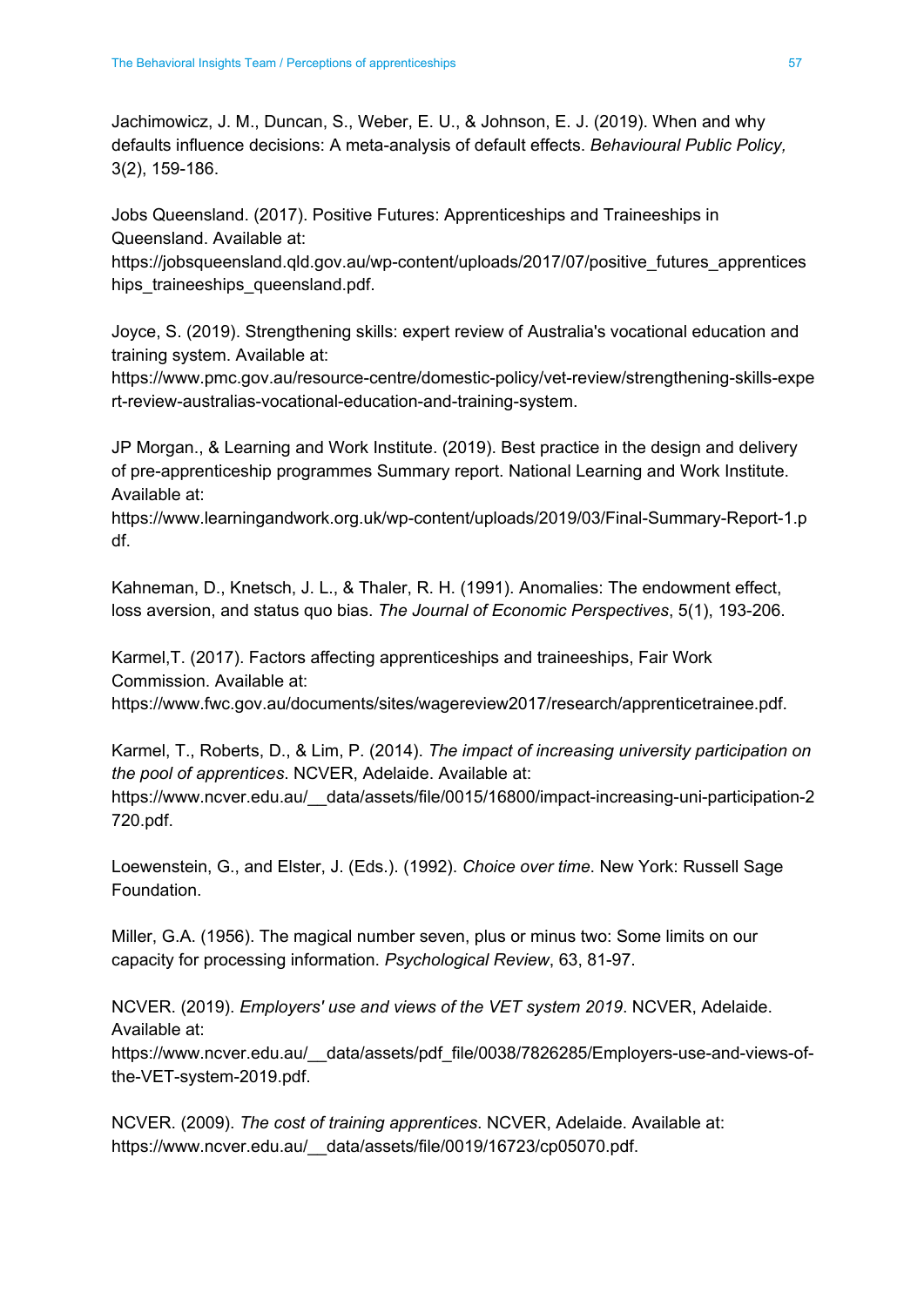Jachimowicz, J. M., Duncan, S., Weber, E. U., & Johnson, E. J. (2019). When and why defaults influence decisions: A meta-analysis of default effects. *Behavioural Public Policy,* 3(2), 159-186.

Jobs Queensland. (2017). Positive Futures: Apprenticeships and Traineeships in Queensland. Available at: https://jobsqueensland.qld.gov.au/wp-content/uploads/2017/07/positive_futures_apprenticeships_traineeships_queensland.pdf.

Joyce, S. (2019). Strengthening skills: expert review of Australia's vocational education and training system. Available at: https://www.pmc.gov.au/resource-centre/domestic-policy/vet-review/strengthening-skills-expert-review-australias-vocational-education-and-training-system.

JP Morgan., & Learning and Work Institute. (2019). Best practice in the design and delivery of pre-apprenticeship programmes Summary report. National Learning and Work Institute. Available at: https://www.learningandwork.org.uk/wp-content/uploads/2019/03/Final-Summary-Report-1.pdf.

Kahneman, D., Knetsch, J. L., & Thaler, R. H. (1991). Anomalies: The endowment effect, loss aversion, and status quo bias. *The Journal of Economic Perspectives*, 5(1), 193-206.

Karmel,T. (2017). Factors affecting apprenticeships and traineeships, Fair Work Commission. Available at: https://www.fwc.gov.au/documents/sites/wagereview2017/research/apprenticetrainee.pdf.

Karmel, T., Roberts, D., & Lim, P. (2014). *The impact of increasing university participation on the pool of apprentices*. NCVER, Adelaide. Available at: https://www.ncver.edu.au/__data/assets/file/0015/16800/impact-increasing-uni-participation-2720.pdf.

Loewenstein, G., and Elster, J. (Eds.). (1992). *Choice over time*. New York: Russell Sage Foundation.

Miller, G.A. (1956). The magical number seven, plus or minus two: Some limits on our capacity for processing information. *Psychological Review*, 63, 81-97.

NCVER. (2019). *Employers' use and views of the VET system 2019*. NCVER, Adelaide. Available at: https://www.ncver.edu.au/__data/assets/pdf_file/0038/7826285/Employers-use-and-views-of-the-VET-system-2019.pdf.

NCVER. (2009). *The cost of training apprentices*. NCVER, Adelaide. Available at: https://www.ncver.edu.au/__data/assets/file/0019/16723/cp05070.pdf.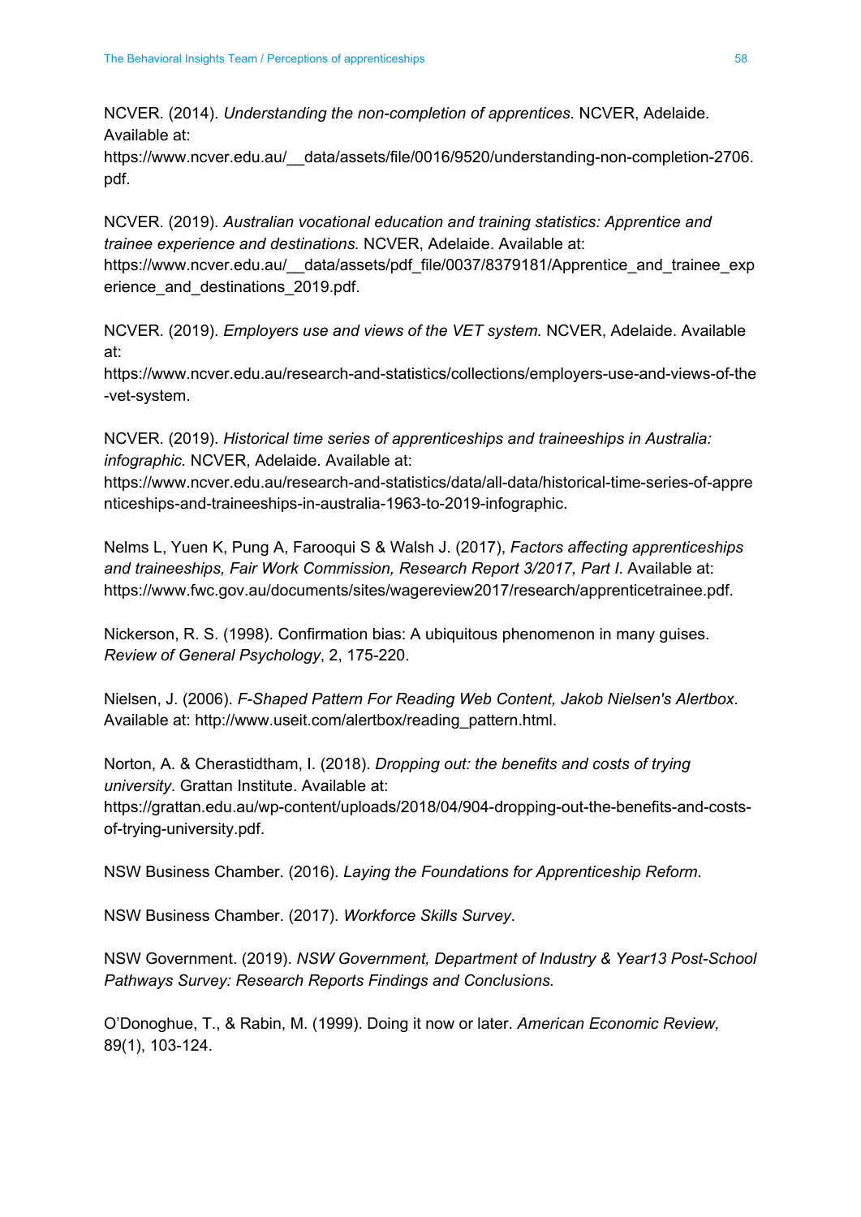NCVER. (2014). *Understanding the non-completion of apprentices.* NCVER, Adelaide. Available at:
https://www.ncver.edu.au/__data/assets/file/0016/9520/understanding-non-completion-2706.pdf.

NCVER. (2019). *Australian vocational education and training statistics: Apprentice and trainee experience and destinations.* NCVER, Adelaide. Available at:
https://www.ncver.edu.au/__data/assets/pdf_file/0037/8379181/Apprentice_and_trainee_experience_and_destinations_2019.pdf.

NCVER. (2019). *Employers use and views of the VET system.* NCVER, Adelaide. Available at:
https://www.ncver.edu.au/research-and-statistics/collections/employers-use-and-views-of-the-vet-system.

NCVER. (2019). *Historical time series of apprenticeships and traineeships in Australia: infographic.* NCVER, Adelaide. Available at:
https://www.ncver.edu.au/research-and-statistics/data/all-data/historical-time-series-of-apprenticeships-and-traineeships-in-australia-1963-to-2019-infographic.

Nelms L, Yuen K, Pung A, Farooqui S & Walsh J. (2017), *Factors affecting apprenticeships and traineeships, Fair Work Commission, Research Report 3/2017, Part I*. Available at:
https://www.fwc.gov.au/documents/sites/wagereview2017/research/apprenticetrainee.pdf.

Nickerson, R. S. (1998). Confirmation bias: A ubiquitous phenomenon in many guises. *Review of General Psychology*, 2, 175-220.

Nielsen, J. (2006). *F-Shaped Pattern For Reading Web Content, Jakob Nielsen's Alertbox*. Available at: http://www.useit.com/alertbox/reading_pattern.html.

Norton, A. & Cherastidtham, I. (2018). *Dropping out: the benefits and costs of trying university*. Grattan Institute. Available at:
https://grattan.edu.au/wp-content/uploads/2018/04/904-dropping-out-the-benefits-and-costs-of-trying-university.pdf.

NSW Business Chamber. (2016). *Laying the Foundations for Apprenticeship Reform*.

NSW Business Chamber. (2017). *Workforce Skills Survey*.

NSW Government. (2019). *NSW Government, Department of Industry & Year13 Post-School Pathways Survey: Research Reports Findings and Conclusions.*

O'Donoghue, T., & Rabin, M. (1999). Doing it now or later. *American Economic Review,* 89(1), 103-124.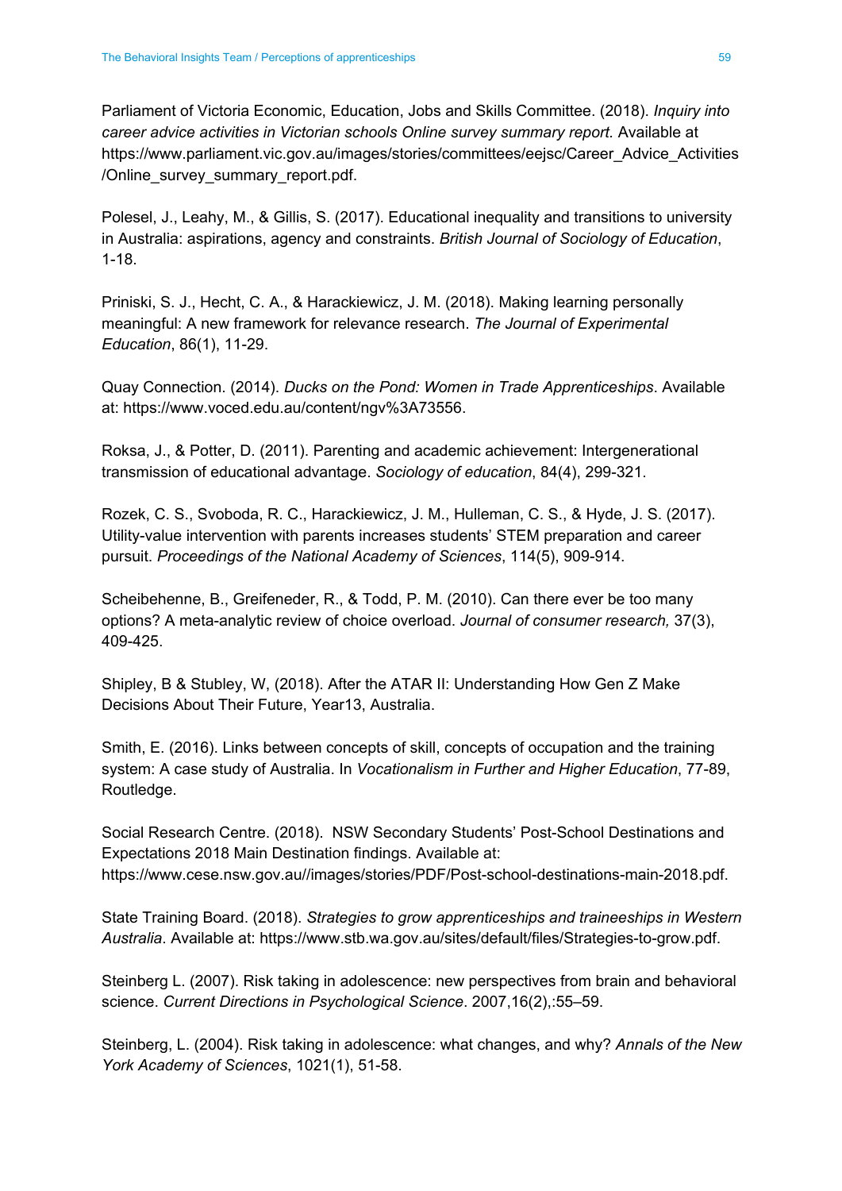Parliament of Victoria Economic, Education, Jobs and Skills Committee. (2018). *Inquiry into career advice activities in Victorian schools Online survey summary report.* Available at https://www.parliament.vic.gov.au/images/stories/committees/eejsc/Career_Advice_Activities/Online_survey_summary_report.pdf.

Polesel, J., Leahy, M., & Gillis, S. (2017). Educational inequality and transitions to university in Australia: aspirations, agency and constraints. *British Journal of Sociology of Education*, 1-18.

Priniski, S. J., Hecht, C. A., & Harackiewicz, J. M. (2018). Making learning personally meaningful: A new framework for relevance research. *The Journal of Experimental Education*, 86(1), 11-29.

Quay Connection. (2014). *Ducks on the Pond: Women in Trade Apprenticeships*. Available at: https://www.voced.edu.au/content/ngv%3A73556.

Roksa, J., & Potter, D. (2011). Parenting and academic achievement: Intergenerational transmission of educational advantage. *Sociology of education*, 84(4), 299-321.

Rozek, C. S., Svoboda, R. C., Harackiewicz, J. M., Hulleman, C. S., & Hyde, J. S. (2017). Utility-value intervention with parents increases students' STEM preparation and career pursuit. *Proceedings of the National Academy of Sciences*, 114(5), 909-914.

Scheibehenne, B., Greifeneder, R., & Todd, P. M. (2010). Can there ever be too many options? A meta-analytic review of choice overload. *Journal of consumer research,* 37(3), 409-425.

Shipley, B & Stubley, W, (2018). After the ATAR II: Understanding How Gen Z Make Decisions About Their Future, Year13, Australia.

Smith, E. (2016). Links between concepts of skill, concepts of occupation and the training system: A case study of Australia. In *Vocationalism in Further and Higher Education*, 77-89, Routledge.

Social Research Centre. (2018). NSW Secondary Students' Post-School Destinations and Expectations 2018 Main Destination findings. Available at: https://www.cese.nsw.gov.au//images/stories/PDF/Post-school-destinations-main-2018.pdf.

State Training Board. (2018). *Strategies to grow apprenticeships and traineeships in Western Australia*. Available at: https://www.stb.wa.gov.au/sites/default/files/Strategies-to-grow.pdf.

Steinberg L. (2007). Risk taking in adolescence: new perspectives from brain and behavioral science. *Current Directions in Psychological Science*. 2007,16(2),:55–59.

Steinberg, L. (2004). Risk taking in adolescence: what changes, and why? *Annals of the New York Academy of Sciences*, 1021(1), 51-58.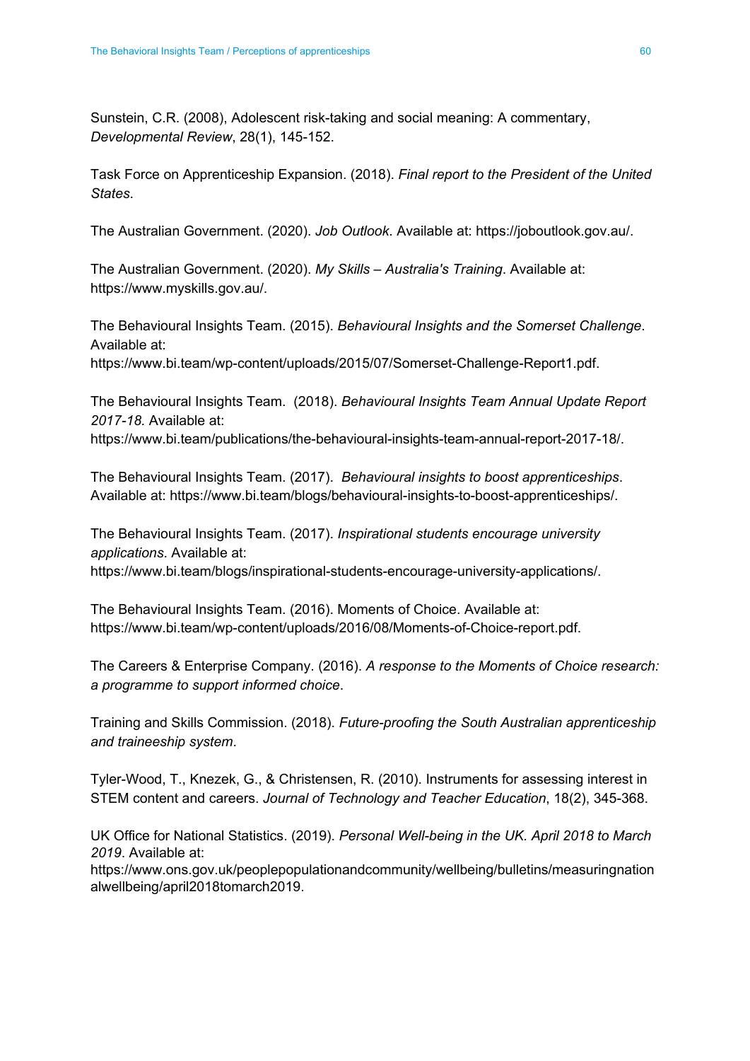Sunstein, C.R. (2008), Adolescent risk-taking and social meaning: A commentary, *Developmental Review*, 28(1), 145-152.

Task Force on Apprenticeship Expansion. (2018). *Final report to the President of the United States*.

The Australian Government. (2020). *Job Outlook*. Available at: https://joboutlook.gov.au/.

The Australian Government. (2020). *My Skills – Australia's Training*. Available at: https://www.myskills.gov.au/.

The Behavioural Insights Team. (2015). *Behavioural Insights and the Somerset Challenge*. Available at: https://www.bi.team/wp-content/uploads/2015/07/Somerset-Challenge-Report1.pdf.

The Behavioural Insights Team. (2018). *Behavioural Insights Team Annual Update Report 2017-18.* Available at: https://www.bi.team/publications/the-behavioural-insights-team-annual-report-2017-18/.

The Behavioural Insights Team. (2017). *Behavioural insights to boost apprenticeships*. Available at: https://www.bi.team/blogs/behavioural-insights-to-boost-apprenticeships/.

The Behavioural Insights Team. (2017). *Inspirational students encourage university applications*. Available at: https://www.bi.team/blogs/inspirational-students-encourage-university-applications/.

The Behavioural Insights Team. (2016). Moments of Choice. Available at: https://www.bi.team/wp-content/uploads/2016/08/Moments-of-Choice-report.pdf.

The Careers & Enterprise Company. (2016). *A response to the Moments of Choice research: a programme to support informed choice*.

Training and Skills Commission. (2018). *Future-proofing the South Australian apprenticeship and traineeship system*.

Tyler-Wood, T., Knezek, G., & Christensen, R. (2010). Instruments for assessing interest in STEM content and careers. *Journal of Technology and Teacher Education*, 18(2), 345-368.

UK Office for National Statistics. (2019). *Personal Well-being in the UK. April 2018 to March 2019*. Available at: https://www.ons.gov.uk/peoplepopulationandcommunity/wellbeing/bulletins/measuringnationalwellbeing/april2018tomarch2019.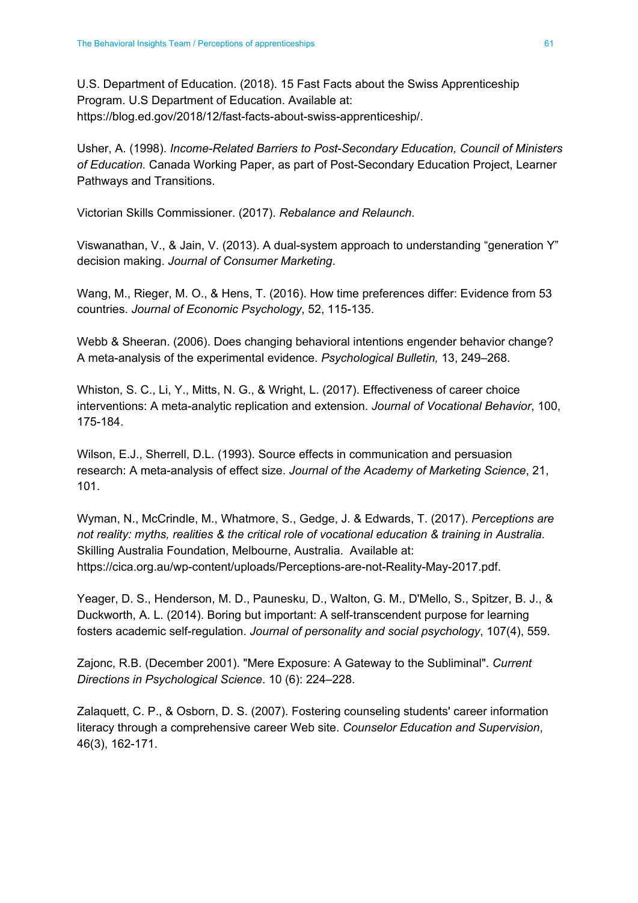U.S. Department of Education. (2018). 15 Fast Facts about the Swiss Apprenticeship Program. U.S Department of Education. Available at: https://blog.ed.gov/2018/12/fast-facts-about-swiss-apprenticeship/.

Usher, A. (1998). *Income-Related Barriers to Post-Secondary Education, Council of Ministers of Education.* Canada Working Paper, as part of Post-Secondary Education Project, Learner Pathways and Transitions.

Victorian Skills Commissioner. (2017). *Rebalance and Relaunch*.

Viswanathan, V., & Jain, V. (2013). A dual-system approach to understanding "generation Y" decision making. *Journal of Consumer Marketing*.

Wang, M., Rieger, M. O., & Hens, T. (2016). How time preferences differ: Evidence from 53 countries. *Journal of Economic Psychology*, 52, 115-135.

Webb & Sheeran. (2006). Does changing behavioral intentions engender behavior change? A meta-analysis of the experimental evidence. *Psychological Bulletin,* 13, 249–268.

Whiston, S. C., Li, Y., Mitts, N. G., & Wright, L. (2017). Effectiveness of career choice interventions: A meta-analytic replication and extension. *Journal of Vocational Behavior*, 100, 175-184.

Wilson, E.J., Sherrell, D.L. (1993). Source effects in communication and persuasion research: A meta-analysis of effect size. *Journal of the Academy of Marketing Science*, 21, 101.

Wyman, N., McCrindle, M., Whatmore, S., Gedge, J. & Edwards, T. (2017). *Perceptions are not reality: myths, realities & the critical role of vocational education & training in Australia*. Skilling Australia Foundation, Melbourne, Australia. Available at: https://cica.org.au/wp-content/uploads/Perceptions-are-not-Reality-May-2017.pdf.

Yeager, D. S., Henderson, M. D., Paunesku, D., Walton, G. M., D'Mello, S., Spitzer, B. J., & Duckworth, A. L. (2014). Boring but important: A self-transcendent purpose for learning fosters academic self-regulation. *Journal of personality and social psychology*, 107(4), 559.

Zajonc, R.B. (December 2001). "Mere Exposure: A Gateway to the Subliminal". *Current Directions in Psychological Science*. 10 (6): 224–228.

Zalaquett, C. P., & Osborn, D. S. (2007). Fostering counseling students' career information literacy through a comprehensive career Web site. *Counselor Education and Supervision*, 46(3), 162-171.